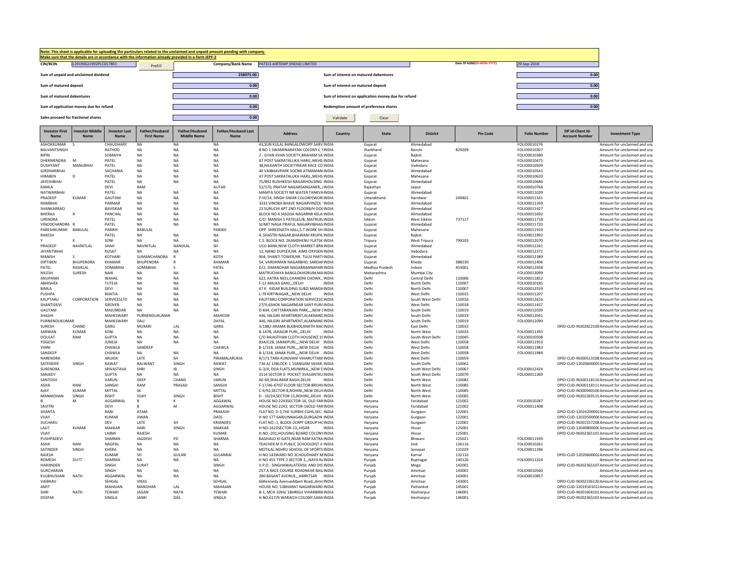**Note: This sheet is applicable for uploading the particulars related to the unclaimed and unpaid amount pending with company.**
**Make sure that the details are in accordance with the information already provided in e-form IEPF-2**

| | | | | |
|---|---|---|---|---|
| CIN/BCIN | L29190GJ1992PLC017801 | Prefill | Company/Bank Name | PATELS AIRTEMP (INDIA) LIMITED |
| Date Of AGM(DD-MON-YYYY) | 29-Sep-2018 | | | |

| | | | |
|---|---|---|---|
| Sum of unpaid and unclaimed dividend | 258075.00 | Sum of interest on matured debentures | 0.00 |
| Sum of matured deposit | 0.00 | Sum of interest on matured deposit | 0.00 |
| Sum of matured debentures | 0.00 | Sum of interest on application money due for refund | 0.00 |
| Sum of application money due for refund | 0.00 | Redemption amount of preference shares | 0.00 |
| Sales proceed for fractional shares | 0.00 | Validate | Clear |

| Investor First Name | Investor Middle Name | Investor Last Name | Father/Husband First Name | Father/Husband Middle Name | Father/Husband Last Name | Address | Country | State | District | Pin Code | Folio Number | DP Id-Client Id-Account Number | Investment Type |
|---|---|---|---|---|---|---|---|---|---|---|---|---|---|
| ASHOKKUMAR | S | CHAUDHARY | NA | NA | NA | 43,SUN KULAL BANGALOWOPP.SARV | INDIA | Gujarat | Ahmedabad | | FOLIO0010276 | | Amount for unclaimed and unp |
| BALVANTSINGH | | RATHOD | NA | NA | NA | B NO 1 SWAMINARAYAN COLONY C T | INDIA | Jharkhand | Ranchi | 829209 | FOLIO0010307 | | Amount for unclaimed and unp |
| BIPIN | | SOMAIYA | NA | NA | NA | 2 - GYAN JIVAN SOCIETY,BRAHAM SA | INDIA | Gujarat | Rajkot | | FOLIO0010380 | | Amount for unclaimed and unp |
| DHERMENDRA | M | PATEL | NA | NA | NA | AT POST SAKRATALUKA HARIJ,,MEHS | INDIA | Gujarat | Mahesana | | FOLIO0010475 | | Amount for unclaimed and unp |
| DUSHYANT | MANUBHAI | PATEL | NA | NA | NA | 38,NILKANTH SOCIETYNEAR RACE CO | INDIA | Gujarat | Vadodara | | FOLIO0010509 | | Amount for unclaimed and unp |
| GIRDHARBHAI | | SACHANIA | NA | NA | NA | 40 VAIBHAVPARK SOCNR ATMAMAN | INDIA | Gujarat | Ahmedabad | | FOLIO0010541 | | Amount for unclaimed and unp |
| HIRABEN | D | PATEL | NA | NA | NA | AT POST SAKRATALUKA HARIJ,,MEHS | INDIA | Gujarat | Mahesana | | FOLIO0010620 | | Amount for unclaimed and unp |
| JAYESHBHAI | | PATEL | NA | NA | NA | 75/892 RUSHIKESH NAGARHOUSING | INDIA | Gujarat | Ahmedabad | | FOLIO0010686 | | Amount for unclaimed and unp |
| KAMLA | | DEVI | RAM | | AUTAR | 52/570, PRATAP NAGARSANGANER,, | INDIA | Rajasthan | Jaipur | | FOLIO0010768 | | Amount for unclaimed and unp |
| NATWARBHAI | | PATEL | NA | NA | NA | MAMTA SOCIETY NR WATER TANKVA | INDIA | Gujarat | Ahmedabad | | FOLIO0011039 | | Amount for unclaimed and unp |
| PRADEEP | KUMAR | GAUTAM | NA | NA | NA | P-III/14, SINGH DWAR COLONY(WOR | INDIA | Uttarakhand | Haridwar | 249401 | FOLIO0011161 | | Amount for unclaimed and unp |
| RAMBHAI | | PARMAR | NA | NA | NA | 3333 VINOBA BHAVE NAGARVINZOL | INDIA | Gujarat | Ahmedabad | | FOLIO0011269 | | Amount for unclaimed and unp |
| SHANKARRAO | | BAVISKAR | NA | NA | NA | 23 SURUCHI APT 2ND FLOORB/H DO | INDIA | Gujarat | Ahmedabad | | FOLIO0011427 | | Amount for unclaimed and unp |
| BHERAJI | R | PANCHAL | NA | NA | NA | BLOCK NO 4 JASODA NAGARNR KELA | INDIA | Gujarat | Ahmedabad | | FOLIO0011692 | | Amount for unclaimed and unp |
| UPENDRA | | PATEL | NA | NA | NA | C/O. MANISH S PATEL65/B, MATRUK | INDIA | Sikkim | West Sikkim | 737117 | FOLIO0011718 | | Amount for unclaimed and unp |
| VINODCHANDRA | R | PATEL | NA | NA | NA | SUMIT NAGA PRAFUL NAGARVIBHAG | INDIA | Gujarat | Ahmedabad | | FOLIO0011720 | | Amount for unclaimed and unp |
| PARESHKUMAR | BABULAL | PARIKH | BABULAL | | PARIKH | OPP. SHREENATH HALL,S.T.WORK SH | INDIA | Gujarat | Mahesana | | FOLIO0011919 | | Amount for unclaimed and unp |
| RAKESH | | PATEL | NA | NA | NA | 4, SHASTRI NAGAR,BHAWANI KRUPA, | INDIA | Gujarat | Rajkot | | FOLIO0011993 | | Amount for unclaimed and unp |
| Y | K | SONI | NA | NA | NA | C.S. BLOCK NO. 2KAMDHENU FLATSK | INDIA | Tripura | West Tripura | 799203 | FOLIO0012070 | | Amount for unclaimed and unp |
| PRADEEP | NAVNITLAL | SHAH | NAVNITLAL | NANDLAL | SH | UCO BANK,NEW CLOTH MARKET BRA | INDIA | Gujarat | Ahmedabad | | FOLIO0012241 | | Amount for unclaimed and unp |
| JAYANTIBHAI | | RUSAT | NA | NA | NA | 12, NAND DUPLEX,NR. AIMS OXYGEN | INDIA | Gujarat | Vadodara | | FOLIO0012371 | | Amount for unclaimed and unp |
| MANISH | S | KOTHARI | SUMANCHANDRA | R | KOTH | 904, SHANTI TOWER,NR. TULSI PARTI | INDIA | Gujarat | Ahmedabad | | FOLIO0012389 | | Amount for unclaimed and unp |
| DIPTIBEN | BHUPENDRA | KHAMAR | BHUPENDRA | R | KHAMAR | 54, VARDHMAN NAGARBHD. SARDAF | INDIA | Gujarat | Kheda | 388230 | FOLIO0012406 | | Amount for unclaimed and unp |
| PATEL | RASIKLAL | SOMABHAI | SOMABHAI | S | PATEL | D/2, SIMANDHAR NAGARRANNAPAR | INDIA | Madhya Pradesh | Indore | 453001 | FOLIO0012458 | | Amount for unclaimed and unp |
| NILESH | SURESH | NAIK | NA | NA | NA | MATRUCHAYA BANGLOKHORLIM,MA | INDIA | Maharashtra | Mumbai City | | FOLIO0013099 | | Amount for unclaimed and unp |
| ANUPAMA | | WAHAL | NA | NA | NA | 622, KATRA NEEL,CHANDNI CHOWK., | INDIA | Delhi | Central Delhi | 110006 | FOLIO0011852 | | Amount for unclaimed and unp |
| ABHISHEK | | TUTEJA | NA | NA | NA | F-12 MALKA GANJ,,,DELHI | INDIA | Delhi | North Delhi | 110007 | FOLIO0010185 | | Amount for unclaimed and unp |
| BIMLA | | DEVI | NA | NA | NA | 47 K KIDAR BUILDING SUBZI MANDI | INDIA | Delhi | North Delhi | 110007 | FOLIO0012559 | | Amount for unclaimed and unp |
| PUSHPA | | BHATIA | NA | NA | NA | L-79 KIRTINAGAR,,,NEW DELHI | INDIA | Delhi | West Delhi | 110015 | FOLIO0011207 | | Amount for unclaimed and unp |
| KALPTARU | CORPORATION | SERVICESLTD | NA | NA | NA | KALPTARU CORPORATION SERVICESL | INDIA | Delhi | South West Delhi | 110016 | FOLIO0012616 | | Amount for unclaimed and unp |
| SHANTIDEVI | | GROVER | NA | NA | NA | 27/9,ASHOK NAGARNEAR SANT PUR | INDIA | Delhi | West Delhi | 110018 | FOLIO0011437 | | Amount for unclaimed and unp |
| GAUTAM | | MAJUMDAR | NA | NA | NA | D-694, CHITTARANJAN PARK,,,,NEW | INDIA | Delhi | South Delhi | 110019 | FOLIO0012039 | | Amount for unclaimed and unp |
| SHASHI | | MAHESWARY | PURNENDUKUMAR | | MAHESW | 446, NILGIRI APARTMENT,ALAKNAND | INDIA | Delhi | South Delhi | 110019 | FOLIO0012041 | | Amount for unclaimed and unp |
| PURNENDUKUMAR | | MAHESWARY | DAU | | DAYAL | 446, NILGIRI APARTMENT,ALAKNAND | INDIA | Delhi | South Delhi | 110019 | FOLIO0012090 | | Amount for unclaimed and unp |
| SURESH | CHAND | GARG | MURARI | LAL | GARG | 3/1882-ARAMA BLKBHOLANATH NAG | INDIA | Delhi | East Delhi | 110032 | | DPID-CLID-IN302822100 | Amount for unclaimed and unp |
| SARWAN | KUMAR | SONI | NA | NA | NA | B-1478, JAHAGIR PURI,,,DELHI | INDIA | Delhi | North West | 110033 | FOLIO0011393 | | Amount for unclaimed and unp |
| DOULAT | RAM | GUPTA | NA | NA | NA | C/O RAJASTHAN CLOTH HOUSEWZ 1 | INDIA | Delhi | South West Delhi | 110045 | FOLIO0010508 | | Amount for unclaimed and unp |
| YOGESH | | JUNEJA | NA | NA | NA | 83A/C2B, JANAKPURI,,,,NEW DELHI | INDIA | Delhi | West Delhi | 110058 | FOLIO0011953 | | Amount for unclaimed and unp |
| VINNI | | CHAWLA | SANDEEP | | CHAWLA | B-1/318, JANAK PURI,,,,NEW DELHI | INDIA | Delhi | West Delhi | 110058 | FOLIO0011983 | | Amount for unclaimed and unp |
| SANDEEP | | CHAWLA | NA | NA | NA | B-1/318, JANAK PURI,,,,NEW DELHI | INDIA | Delhi | West Delhi | 110058 | FOLIO0011984 | | Amount for unclaimed and unp |
| NARENDRA | | ARUKIA | LATE | SH | PIRAMALARUKIA | R/171 TARA KUNJVANI VIHARUTTAM | INDIA | Delhi | West Delhi | 110059 | | DPID-CLID-IN300513108 | Amount for unclaimed and unp |
| SATENDER | SINGH | RAWAT | BALWANT | SINGH | RAWAT | 736 A/ 13BLOCK- L 1SANGAM VIHAR, | INDIA | Delhi | South Delhi | 110062 | | DPID-CLID-12020600005 | Amount for unclaimed and unp |
| SURENDRA | | SRIVASTAVA | SHRI | IB | SINGH | G-3/A, DDA FLATS,MUNIRKA,,,NEW D | INDIA | Delhi | South West Delhi | 110067 | FOLIO0012424 | | Amount for unclaimed and unp |
| SANJEEV | | GUPTA | NA | NA | NA | 3114 SECTOR D POCKET 3VASANTKU | INDIA | Delhi | South West Delhi | 110070 | FOLIO0011369 | | Amount for unclaimed and unp |
| SANTOSH | | VARUN | DEEP | CHAND | VARUN | AE-69,SHALIMAR BAGH,DELHI | INDIA | Delhi | North West | 110082 | | DPID-CLID-IN300118110 | Amount for unclaimed and unp |
| ASHA | RANI | SANGHI | RAM | PRASAD | SANGHI | F-17/46-47IST FLOOR SECTOR-8ROHI | INDIA | Delhi | North West | 110085 | | DPID-CLID-IN300118111 | Amount for unclaimed and unp |
| AJAY | KUMAR | MITTAL | SK | | MITTAL | C-9/92,SECTOR-8,ROHINI,,NEW DELH | INDIA | Delhi | North West | 110085 | | DPID-CLID-IN300940100 | Amount for unclaimed and unp |
| MANMOHAN | SINGH | BISHT | VIJAY | SINGH | BISHT | D - 10/24,SECTOR-15,ROHINI,,DELHI | INDIA | Delhi | North West | 110085 | | DPID-CLID-IN302269115 | Amount for unclaimed and unp |
| B | M | AGGARWAL | R | K | AGGAWAL | HOUSE NO.2243SECTOR-16, OLD FAR | INDIA | Haryana | Faridabad | 121002 | FOLIO0010287 | | Amount for unclaimed and unp |
| SAVITRI | | DEVI | B | M | AGGARWAL | HOUSE NO.2243, SECTOR-16OLD FAR | INDIA | Haryana | Faridabad | 121002 | FOLIO0011408 | | Amount for unclaimed and unp |
| SHANTA | | RANI | ATAM | | PRAKASH | FLAT NO. D-3,THE SURBHI CGHS,SEC- | INDIA | Haryana | Gurgaon | 122001 | | DPID-CLID-12024200002 | Amount for unclaimed and unp |
| VIJAY | | KUMAR | JIWAN | | DASS | H NO 177 6ARJUNNAGAR,GURGAON | INDIA | Haryana | Gurgaon | 122001 | | DPID-CLID-12033500000 | Amount for unclaimed and unp |
| SUCHARU | | DEV | LATE | SH | KRIANDEV | FLAT NO.-1, BLOCK-2CRPF GROUP H | INDIA | Haryana | Gurgaon | 122001 | | DPID-CLID-IN301557208 | Amount for unclaimed and unp |
| LALIT | KUMAR | MAKKAR | HARI | SINGH | MAKKAR | H NO-1623SECTOR-13,,HISAR | INDIA | Haryana | Hissar | 125001 | | DPID-CLID-12049800000 | Amount for unclaimed and unp |
| VIJAY | | LAXMI | RAJESH | | KUMAR | H.NO.-201,HOUSING BOARD COLONY | INDIA | Haryana | Hissar | 125001 | | DPID-CLID-IN302365101 | Amount for unclaimed and unp |
| PUSHPADEVI | | SHARMA | JAGDISH | PD | SHARMA | BAGHALO KI GATE,NEAR RAM KATRA | INDIA | Haryana | Bhiwani | 125021 | FOLIO0011939 | | Amount for unclaimed and unp |
| ASHA | RANI | NAGPAL | NA | NA | NA | TEACHER M D PUBLIC SCHOOLDIST J | INDIA | Haryana | Jind | 126116 | FOLIO0010261 | | Amount for unclaimed and unp |
| SATINDER | SINGH | KHERA | NA | NA | NA | MOTILAL NEHRU SCHOOL OF SPORTS | INDIA | Haryana | Sonepat | 131029 | FOLIO0011396 | | Amount for unclaimed and unp |
| RAJESH | | KUMAR | SH | GULAN | GULANRAI | H NO 143WARD NO 3CHOUDHARY M | INDIA | Haryana | Karnal | 132116 | | DPID-CLID-12020600002 | Amount for unclaimed and unp |
| ROMESH | DUTT | SHARMA | NA | NA | NA | H NO 455 TYPE 2 SECTOR 1,,,NAYA N | INDIA | Punjab | Rupnagar | 140126 | FOLIO0011324 | | Amount for unclaimed and unp |
| HARJINDER | | SINGH | SURAT | | SINGH | V.P.O.- SINGHAWALATEHSIL AND DIS | INDIA | Punjab | Moga | 142001 | | DPID-CLID-IN302365107 | Amount for unclaimed and unp |
| GURCHARAN | | SINGH | NA | NA | NA | 257 A RACE COURSE ROADNEAR BAS | INDIA | Punjab | Amritsar | 143001 | FOLIO0010560 | | Amount for unclaimed and unp |
| KULBHUSHAN | NATH | AGGARWAL | NA | NA | NA | 280 BASANT AVENUE,,,AMRITSAR | INDIA | Punjab | Amritsar | 143001 | FOLIO0010857 | | Amount for unclaimed and unp |
| VAIBHAV | | SEHGAL | VIKAS | | SEHGAL | 66Kennedy AvenueAlbert Road.,Amri | INDIA | Punjab | Amritsar | 143001 | | DPID-CLID-IN302236120 | Amount for unclaimed and unp |
| AMIT | | MAHAJAN | MANOHAR | LAL | MAHAJAN | HOUSE NO. 53BHARAT NAGARWARD | INDIA | Punjab | Pathankot | 145001 | | DPID-CLID-12019101012 | Amount for unclaimed and unp |
| SHRI | NATH | TEWARI | JAGAN | NATH | TEWARI | B-1, MCH 1094/ 1BHRIGU VIHARBIRB | INDIA | Punjab | Hoshiarpur | 146001 | | DPID-CLID-IN301604101 | Amount for unclaimed and unp |
| DEEPAK | | SINGLA | JANKI | DAS | SINGLA | H.NO.617/9,WARAICH COLONY,SAM | INDIA | Punjab | Hoshiarpur | 146001 | | DPID-CLID-IN302365102 | Amount for unclaimed and unp |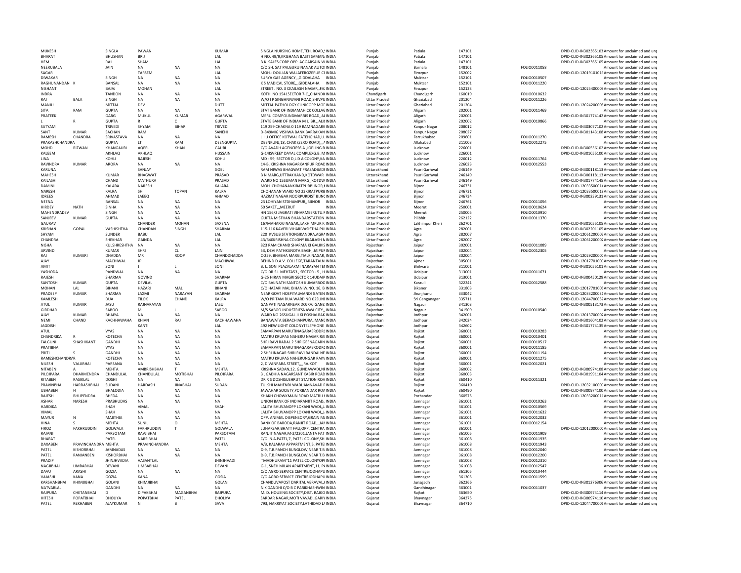| | | | | | | | | | | | | | |
|---|---|---|---|---|---|---|---|---|---|---|---|---|---|
| MUKESH | | SINGLA | PAWAN | | KUMAR | SINGLA NURSING HOME,TEH. ROAD,S INDIA | | Punjab | Patiala | 147101 | | DPID-CLID-IN302365103 | Amount for unclaimed and unp |
| BHARAT | | BHUSHAN | BRIJ | | LAL | H NO. 49/9,KRISHANA BASTI SAMAN/ INDIA | | Punjab | Patiala | 147101 | | DPID-CLID-IN302365105 | Amount for unclaimed and unp |
| HEM | | RAJ | SHAM | | LAL | B.K. SALES CORP.OPP. AGGARSAIN W INDIA | | Punjab | Patiala | 147101 | | DPID-CLID-IN302365105 | Amount for unclaimed and unp |
| NEERUBALA | | JAIN | NA | NA | NA | C/O SH. SAT PALGURU NANAK AUTO INDIA | | Punjab | Barnala | 148101 | FOLIO0011058 | | Amount for unclaimed and unp |
| SAGAR | | | TARSEM | | LAL | MOH.- DOLLIAN WALAFEROZEPUR CI INDIA | | Punjab | Firozpur | 152002 | | DPID-CLID-1201910101€ | Amount for unclaimed and unp |
| DIWAKAR | | SINGH | NA | NA | NA | SURYA GAS AGENCY,,,GIDDALAHA INDIA | | Punjab | Muktsar | 152101 | FOLIO0010507 | | Amount for unclaimed and unp |
| RAGHUNANDAN | K | BANSAL | NA | NA | NA | K S MADICAL STORE,,,GIDDALAHA INDIA | | Punjab | Muktsar | 152101 | FOLIO0011220 | | Amount for unclaimed and unp |
| NISHANT | | BAJAJ | MOHAN | | LAL | STREET . NO. 3 CKAILASH NAGAR,,FA INDIA | | Punjab | Firozpur | 152123 | | DPID-CLID-12025400003 | Amount for unclaimed and unp |
| INDRA | | TANDON | NA | NA | NA | KOTHI NO 1541SECTOR 7-C,,CHANDI INDIA | | Chandigarh | Chandigarh | 160019 | FOLIO0010632 | | Amount for unclaimed and unp |
| RAJ | BALA | SINGH | NA | NA | NA | W/O I P SINGHNIWANI ROAD,SHIVPU INDIA | | Uttar Pradesh | Ghaziabad | 201204 | FOLIO0011226 | | Amount for unclaimed and unp |
| MANJU | | MITTAL | DEV | | DUTT | MITTAL PATHOLOGY CLINICOPP MOD INDIA | | Uttar Pradesh | Ghaziabad | 201204 | | DPID-CLID-12024200005 | Amount for unclaimed and unp |
| SITA | RAM | GUPTA | NA | NA | NA | STAT BANK OF INDIAMAHICK COLLAG INDIA | | Uttar Pradesh | Aligarh | 202001 | FOLIO0011469 | | Amount for unclaimed and unp |
| PRATEEK | | GARG | MUKUL | KUMAR | AGARWAL | MERU COMPOUNDMARRIS ROAD,,AL INDIA | | Uttar Pradesh | Aligarh | 202001 | | DPID-CLID-IN301774142 | Amount for unclaimed and unp |
| L | R | GUPTA | R | C | GUPTA | STATE BANK OF INDIAA M U BR.,,ALIC INDIA | | Uttar Pradesh | Aligarh | 202002 | FOLIO0010866 | | Amount for unclaimed and unp |
| SATYAM | | TRIVEDI | SHYAM | BIHARI | TRIVEDI | 119 259 CHAKNA 0 119 RAMNAGARK INDIA | | Uttar Pradesh | Kanpur Nagar | 208012 | | DPID-CLID-IN303077102 | Amount for unclaimed and unp |
| SANT | KUMAR | SACHAN | RAM | | SANEHI | D-849MIG VISHWA BANK BARRAKAN INDIA | | Uttar Pradesh | Kanpur Nagar | 208027 | | DPID-CLID-IN301143108 | Amount for unclaimed and unp |
| RAMESH | CHANDRA | SRIVASTAVA | NA | NA | NA | L I U OFFICE KOTWALIFATEHGHAD,U INDIA | | Uttar Pradesh | Farrukhabad | 209601 | FOLIO0011270 | | Amount for unclaimed and unp |
| PRAKASHCHANDRA | | GUPTA | LT | RAM | DEENGUPTA | DEENKUNJ,18, CHAK (ZERO ROAD),,,A INDIA | | Uttar Pradesh | Allahabad | 211003 | FOLIO0012275 | | Amount for unclaimed and unp |
| MOHD | RIZWAN | KHANGAURI | AQEEL | KHAN | GAURI | C/O AVADH AGENCIES6 A ,JOPLING R INDIA | | Uttar Pradesh | Lucknow | 226001 | | DPID-CLID-IN300556102 | Amount for unclaimed and unp |
| KALEEM | | AKHLAQ | AKHLAQ | | HUSSAIN | G-14ISVREEY DAYAL COMPLEXG.B. M INDIA | | Uttar Pradesh | Lucknow | 226001 | | DPID-CLID-IN301055100 | Amount for unclaimed and unp |
| LINA | | KOHLI | RAJESH | | KOHLI | MD - 59, SECTOR D,L D A COLONY,KA INDIA | | Uttar Pradesh | Lucknow | 226012 | FOLIO0011764 | | Amount for unclaimed and unp |
| RAVINDRA | KUMAR | ARORA | NA | NA | NA | 14-B, KRISHNA NAGARKANPUR ROAD INDIA | | Uttar Pradesh | Lucknow | 226023 | FOLIO0012553 | | Amount for unclaimed and unp |
| KARUNA | | | SANJAY | | GOEL | RAM NIWAS BHAGWAT PRASADBADI INDIA | | Uttarakhand | Pauri Garhwal | 246149 | | DPID-CLID-IN300118113 | Amount for unclaimed and unp |
| MAHESH | | KUMAR | BHAGWAT | | PRASAD | B N MARG,UTTRAKHAND,KOTDWAR INDIA | | Uttarakhand | Pauri Garhwal | 246149 | | DPID-CLID-IN300118113 | Amount for unclaimed and unp |
| KAILASH | | CHAND | MATHURA | | PRASAD | WARD NO 15SUMAN MARG,,KOTDW INDIA | | Uttarakhand | Pauri Garhwal | 246149 | | DPID-CLID-IN301774145 | Amount for unclaimed and unp |
| DAMINI | | KALARA | NARESH | | KALARA | MOH CHOHANANKIRATPURBIJNOR,I INDIA | | Uttar Pradesh | Bijnor | 246731 | | DPID-CLID-12033500014 | Amount for unclaimed and unp |
| NARESH | | KALRA | SH | TOPAN | KALRA | CHOHANAN WARD NO 23KIRATPURB INDIA | | Uttar Pradesh | Bijnor | 246731 | | DPID-CLID-12033500018 | Amount for unclaimed and unp |
| IDREES | | AHMAD | LAEEQ | | AHMAD | HAZRAT NAGAR NOORPURDIST BIJN INDIA | | Uttar Pradesh | Bijnor | 246734 | | DPID-CLID-IN300239131 | Amount for unclaimed and unp |
| NEENA | | BANSAL | NA | NA | NA | 23 LOHIYAN STDHAMPUR,,BIJNOR INDIA | | Uttar Pradesh | Bijnor | 246761 | FOLIO0011056 | | Amount for unclaimed and unp |
| HIRDEY | NATH | SINHA | NA | NA | NA | 50 SAKET,,,MEERUT INDIA | | Uttar Pradesh | Meerut | 250001 | FOLIO0010624 | | Amount for unclaimed and unp |
| MAHENDRADEV | | SINGH | NA | NA | NA | HN 156/2 JAGRATI VIHARMEERUTU.F INDIA | | Uttar Pradesh | Meerut | 250005 | FOLIO0010910 | | Amount for unclaimed and unp |
| SANJEEV | KUMAR | GUPTA | NA | NA | NA | GUPTA MISTHAN BHANDARSTATION INDIA | | Uttar Pradesh | Pilibhit | 262122 | FOLIO0011370 | | Amount for unclaimed and unp |
| GAURAV | | | CHANDER | MOHAN | SAXENA | 167MAHARAJ NAGAR,,LAKHIMPUR K INDIA | | Uttar Pradesh | Lakhimpur Kheri | 262701 | | DPID-CLID-IN301055105 | Amount for unclaimed and unp |
| KRISHAN | GOPAL | VASHISHTHA | CHANDAN | SINGH | SHARMA | 115-116 KAVERI VIHARIVASISTHA PU INDIA | | Uttar Pradesh | Agra | 282001 | | DPID-CLID-IN302201105 | Amount for unclaimed and unp |
| SHYAM | | SUNDER | BABU | | LAL | 220 KVSUB STATIONSIKANDRA,AGRA INDIA | | Uttar Pradesh | Agra | 282007 | | DPID-CLID-12061200002 | Amount for unclaimed and unp |
| CHANDRA | | SHEKHAR | GAINDA | | LAL | 43/340KRISHNA COLONY IIKAILASH N INDIA | | Uttar Pradesh | Agra | 282007 | | DPID-CLID-12061200002 | Amount for unclaimed and unp |
| NISHA | | KULSHRESHTHA | NA | NA | NA | 823 RAM CHAND SHARMA KI GALIKIS INDIA | | Rajasthan | Jaipur | 302001 | FOLIO0011089 | | Amount for unclaimed and unp |
| ARVIND | | KUMAR | SHRI | CL | JAIN | 53, DEVI PATHKANOTA BAGH,,JAIPUR INDIA | | Rajasthan | Jaipur | 302004 | FOLIO0012305 | | Amount for unclaimed and unp |
| RAJ | KUMARI | DHADDA | MR | ROOP | CHANDDHADDA | C-259, BHABHA MARG,TIALK NAGAR, INDIA | | Rajasthan | Jaipur | 302004 | | DPID-CLID-1202920000€ | Amount for unclaimed and unp |
| AJAY | | MACHIWAL | JP | | MACHIWAL | BEHIND D.A.V. COLLEGE,TARANTALN INDIA | | Rajasthan | Ajmer | 305001 | | DPID-CLID-1201770100€ | Amount for unclaimed and unp |
| AMIT | | SONI | J | L | SONI | B. L. SONI PLAZALAXMI NARAYAN TEI INDIA | | Rajasthan | Bhilwara | 311001 | | DPID-CLID-IN301055101 | Amount for unclaimed and unp |
| YASHODA | | PANDWAL | NA | NA | NA | C/O DR.S L MEHTA53 , SECTOR - 5 , H INDIA | | Rajasthan | Udaipur | 313001 | FOLIO0011671 | | Amount for unclaimed and unp |
| RAJESH | | SHARMA | GOVIND | | SHARMA | G-25 HIRAN MAGRI SECTOR 14UDAIP INDIA | | Rajasthan | Udaipur | 313001 | | DPID-CLID-IN300450129 | Amount for unclaimed and unp |
| SANTOSH | KUMAR | GUPTA | DEVILAL | | GUPTA | C/O BAIJNATH SANTOSH KUMARBOO INDIA | | Rajasthan | Karauli | 322241 | FOLIO0012588 | | Amount for unclaimed and unp |
| MOHAN | LAL | BIHANI | HAZARI | MAL | BIHANI | C/O HAZARI MAL BIHANIW.NO. 16, B INDIA | | Rajasthan | Bikaner | 331803 | | DPID-CLID-12017701005 | Amount for unclaimed and unp |
| PRADEEP | KUMAR | SHARMA | LAXMI | NARAYAN | SHARMA | NEAR GOVT HOSPITALMANDI GATEN INDIA | | Rajasthan | Jhunjhunu | 333042 | | DPID-CLID-12033200031 | Amount for unclaimed and unp |
| KAMLESH | | DUA | TILOK | CHAND | KALRA | W/O PRITAM DUA WARD NO 02SUNI INDIA | | Rajasthan | Sri Ganganagar | 335711 | | DPID-CLID-12044700057 | Amount for unclaimed and unp |
| ATUL | KUMAR | JASU | RAJNARAYAN | | JASU | GANPATI NAGARNEAR DOJRAJ GANE INDIA | | Rajasthan | Nagaur | 341303 | | DPID-CLID-IN300513173 | Amount for unclaimed and unp |
| GIRDHAR | | SABOO | M | L | SABOO | M/S SABOO INDUSTRIESNAWA CITY,, INDIA | | Rajasthan | Nagaur | 341509 | FOLIO0010540 | | Amount for unclaimed and unp |
| AJAY | KUMAR | BHAIYA | NA | NA | NA | WARD NO.26SUGAL JI KI POSHALRAK INDIA | | Rajasthan | Jodhpur | 342001 | | DPID-CLID-12013700002 | Amount for unclaimed and unp |
| NEMI | CHAND | KACHHAWAHA | KHIVN | RAJ | KACHHAWAHA | BANAWATA BERACHIANPURA, MANC INDIA | | Rajasthan | Jodhpur | 342024 | | DPID-CLID-IN301604102 | Amount for unclaimed and unp |
| JAGDISH | | | KANTI | | LAL | 492 NEW LIGHT COLONYTELEPHONE INDIA | | Rajasthan | Jodhpur | 342602 | | DPID-CLID-IN301774135 | Amount for unclaimed and unp |
| ATUL | | VYAS | NA | NA | NA | SAMARPAN MARUTINAGARAERODR( INDIA | | Gujarat | Rajkot | 360001 | FOLIO0010283 | | Amount for unclaimed and unp |
| CHANDRIKA | R | KOTECHA | NA | NA | NA | MATRU KRUPA5 NAHERU NAGAR RAI INDIA | | Gujarat | Rajkot | 360001 | FOLIO0010401 | | Amount for unclaimed and unp |
| FALGUNI | SHASHIKANT | GANDHI | NA | NA | NA | SHRI RAVI RADAL 2 SHRIGEENAGARN INDIA | | Gujarat | Rajkot | 360001 | FOLIO0010517 | | Amount for unclaimed and unp |
| PRATIBHA | | VYAS | NA | NA | NA | SAMARPAN MARUTINAGARAERODR( INDIA | | Gujarat | Rajkot | 360001 | FOLIO0011185 | | Amount for unclaimed and unp |
| PRITI | S | GANDHI | NA | NA | NA | 2 SHRI INAGAR SHRI RAVI RANDALNE INDIA | | Gujarat | Rajkot | 360001 | FOLIO0011194 | | Amount for unclaimed and unp |
| RAMESHCHANDRA | R | KOTECHA | NA | NA | NA | MATRU KRUPA5 NAHERUNGAR RAIY/ INDIA | | Gujarat | Rajkot | 360001 | FOLIO0011275 | | Amount for unclaimed and unp |
| NILESH | VALJIBHAI | PARSANA | NA | NA | NA | 2, DIVANPARA STREET,,,,RAJKOT INDIA | | Gujarat | Rajkot | 360001 | FOLIO0012021 | | Amount for unclaimed and unp |
| NITABEN | A | MEHTA | AMBRISHBHAI | T | MEHTA | KRISHNA SADAN,12, GUNDAWADI,NI INDIA | | Gujarat | Rajkot | 360002 | | DPID-CLID-IN300974108 | Amount for unclaimed and unp |
| PILOJPARA | DHARMENDRA | CHANDULAL | CHANDULAL | MOTIBHAI | PILOJPARA | 3 , GADHIA NAGARSANT KABIR ROAD INDIA | | Gujarat | Rajkot | 360003 | | DPID-CLID-IN301991104 | Amount for unclaimed and unp |
| RITABEN | RASIKLAL | DOSHI | NA | NA | NA | DR R S DOSHISUSHRUT STATION ROA INDIA | | Gujarat | Rajkot | 360410 | FOLIO0011321 | | Amount for unclaimed and unp |
| PRAVINBHAI | HARDASHBHAI | SUDANI | HARDASH | JINABHAI | SUDANI | TULSHI MAHENDI WADIJAMNAVAD F INDIA | | Gujarat | Rajkot | 360410 | | DPID-CLID-12032100000 | Amount for unclaimed and unp |
| USHABEN | H | BHALODIA | NA | NA | NA | JAWAHAR SOCIETY,PORBANDAR ROA INDIA | | Gujarat | Rajkot | 360490 | | DPID-CLID-IN300974100 | Amount for unclaimed and unp |
| RAJESH | BHUPENDRA | BHEDA | NA | NA | NA | KHAKH CHOWKMAIN ROAD MATRU I INDIA | | Gujarat | Porbandar | 360575 | | DPID-CLID-12033200011 | Amount for unclaimed and unp |
| ASHAR | NARESH | PRABHUDAS | NA | NA | NA | UNION BANK OF INDIARANJIT ROAD,, INDIA | | Gujarat | Jamnagar | 361001 | FOLIO0010263 | | Amount for unclaimed and unp |
| HARDIKA | | SHAH | VIMAL | | SHAH | LALITA BHUVANOPP LOKANI WADI,,J INDIA | | Gujarat | Jamnagar | 361001 | FOLIO0010569 | | Amount for unclaimed and unp |
| VIMAL | | SHAH | NA | NA | NA | LALITA BHUVANOPP LOKANI WADI,,J INDIA | | Gujarat | Jamnagar | 361001 | FOLIO0011632 | | Amount for unclaimed and unp |
| MAYUR | N | MAJITHIA | NA | NA | NA | OPP. ANIMAL DISPENSORY,GRAIN M/ INDIA | | Gujarat | Jamnagar | 361001 | FOLIO0012032 | | Amount for unclaimed and unp |
| HINA | S | MEHTA | SUNIL | O | MEHTA | BANK OF BARODA,RANJIT ROAD,,,JAM INDIA | | Gujarat | Jamnagar | 361001 | FOLIO0012154 | | Amount for unclaimed and unp |
| FIROZ | FAKHRUDDIN | GOLWALA | FAKHRUDDIN | T | GOLWALA | LUHARSAR,BHATT FALI,OPP. CENTRA INDIA | | Gujarat | Jamnagar | 361001 | | DPID-CLID-1201200000( | Amount for unclaimed and unp |
| RAJANI | | PARSOTAM | RAVJIBHAI | | PARSOTAM | RANJIT NAGAR,M-2/2201,JANTA FAT INDIA | | Gujarat | Jamnagar | 361005 | FOLIO0011909 | | Amount for unclaimed and unp |
| BHARAT | | PATEL | NARSIBHAI | | PATEL | C/O. N.A.PATEL,7, PATEL COLONY,SH INDIA | | Gujarat | Jamnagar | 361008 | FOLIO0011935 | | Amount for unclaimed and unp |
| DAXABEN | PRAVINCHANDRA | MEHTA | PRAVINCHANDRA | | MEHTA | A/3, KALARAV APPARTMENT,5, PATEI INDIA | | Gujarat | Jamnagar | 361008 | FOLIO0011943 | | Amount for unclaimed and unp |
| PATEL | KISHORBHAI | JAMNADAS | NA | NA | NA | D-9, T.B.PANCH BUNGLOW,NEAR T.B INDIA | | Gujarat | Jamnagar | 361008 | FOLIO0012040 | | Amount for unclaimed and unp |
| PATEL | RANJANBEN | KISHORBHAI | NA | NA | NA | D-9, T.B.PANCH BUNGLOW,NEAR T.B INDIA | | Gujarat | Jamnagar | 361008 | FOLIO0012200 | | Amount for unclaimed and unp |
| PRADIP | | JHINJHVADIA | VASANTLAL | | JHINJHVADI | ``MADHURAM''11 PATEL COLONYOPI INDIA | | Gujarat | Jamnagar | 361008 | FOLIO0012310 | | Amount for unclaimed and unp |
| NAGJIBHAI | LIMBABHAI | DEVANI | LIMBABHAI | | DEVANI | G-1, SNEH MILAN APARTMENT,11, P/ INDIA | | Gujarat | Jamnagar | 361008 | FOLIO0012547 | | Amount for unclaimed and unp |
| DAVU | ARASHI | GOZIA | NA | NA | NA | C/O AGRO SERVICE CENTREJODHAPU INDIA | | Gujarat | Jamnagar | 361305 | FOLIO0010444 | | Amount for unclaimed and unp |
| VAJASHI | KANA | GOZIA | KANA | | GOSIA | C/O AGRO SERVICE CENTREJODHAPU INDIA | | Gujarat | Jamnagar | 361305 | FOLIO0011599 | | Amount for unclaimed and unp |
| KARSHANBHAI | KHIMJIBHAI | GOLANI | KHIMJIBHAI | | GOLANI | CHANDUVAPOST DARITAL VERAVAL,( INDIA | | Gujarat | Junagadh | 362266 | | DPID-CLID-IN301276306 | Amount for unclaimed and unp |
| NATVARLAL | | GANDHI | NA | NA | NA | N K GANDHI C/O B C PARIKHASHWIN INDIA | | Gujarat | Gandhinagar | 363001 | FOLIO0011037 | | Amount for unclaimed and unp |
| RAJPURA | CHETANBHAI | D | DIPAKBHAI | MAGANBHAI | RAJPURA | M. D. HOUSING SOCIETY,DIST. RAJKO INDIA | | Gujarat | Rajkot | 363650 | | DPID-CLID-IN300974114 | Amount for unclaimed and unp |
| HITESH | POPATBHAI | DHOLIYA | POPATBHAI | PATEL | DHOLIYA | SARDAR NAGAR,MOTI VAVADI,GARIY INDIA | | Gujarat | Bhavnagar | 364275 | | DPID-CLID-IN300974110 | Amount for unclaimed and unp |
| PATEL | REKHABEN | AJAYKUMAR | N | B | SAVA | 793, NAKRIYAT SOCIETY,LATHIDAD L/ INDIA | | Gujarat | Bhavnagar | 364710 | | DPID-CLID-12044700000 | Amount for unclaimed and unp |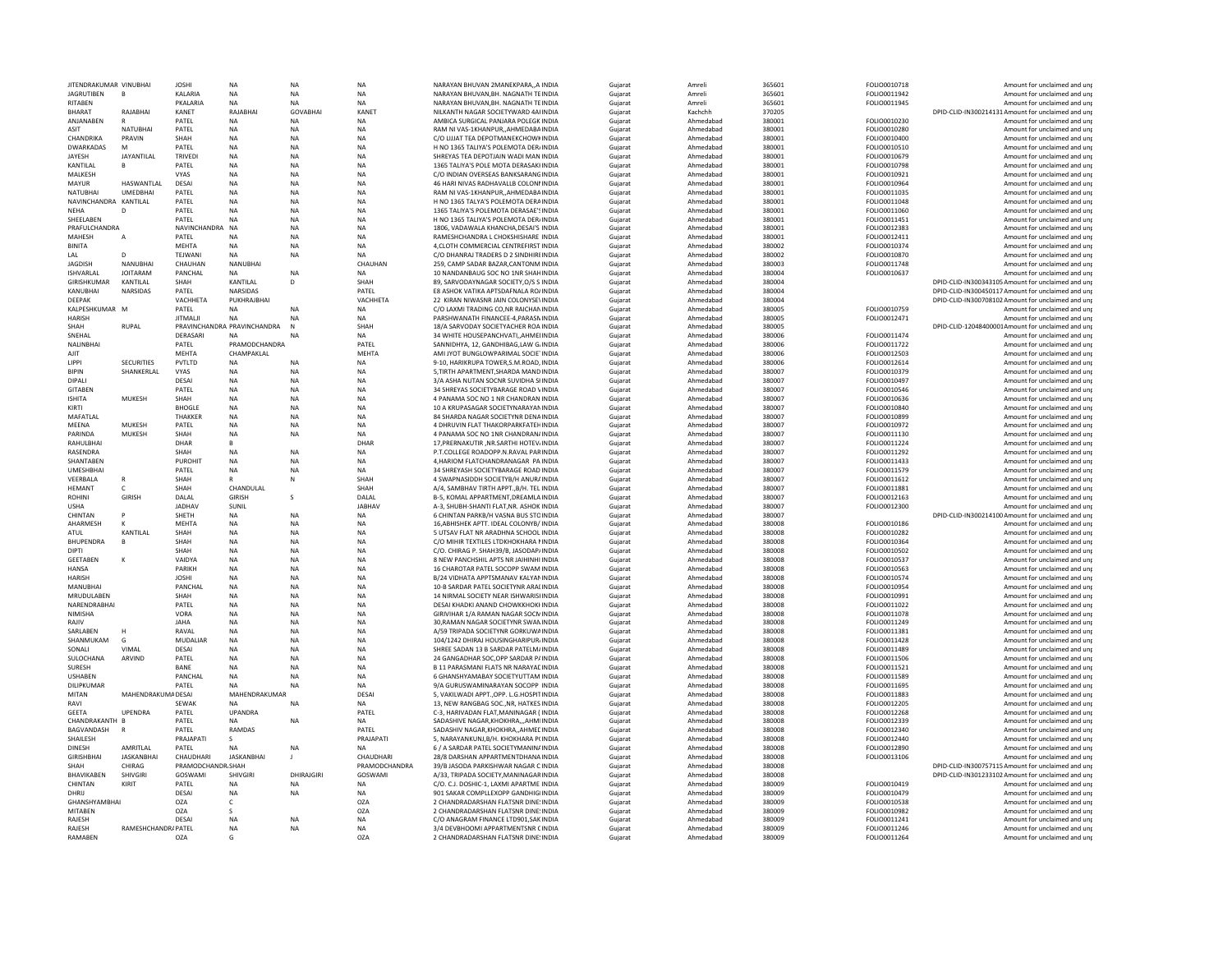| | | | | | | | | | | | | |
|---|---|---|---|---|---|---|---|---|---|---|---|---|
| JITENDRAKUMAR | VINUBHAI | JOSHI | NA | NA | NA | NARAYAN BHUVAN 2MANEKPARA,,A INDIA | Gujarat | Amreli | 365601 | FOLIO0010718 | | Amount for unclaimed and unp |
| JAGRUTIBEN | B | KALARIA | NA | NA | NA | NARAYAN BHUVAN,BH. NAGNATH TEINDIA | Gujarat | Amreli | 365601 | FOLIO0011942 | | Amount for unclaimed and unp |
| RITABEN | | PKALARIA | NA | NA | NA | NARAYAN BHUVAN,BH. NAGNATH TEINDIA | Gujarat | Amreli | 365601 | FOLIO0011945 | | Amount for unclaimed and unp |
| BHARAT | RAJABHAI | KANET | RAJABHAI | GOVABHAI | KANET | NILKANTH NAGAR SOCIETYWARD 4AIINDIA | Gujarat | Kachchh | 370205 | | DPID-CLID-IN300214131 | Amount for unclaimed and unp |
| ANJANABEN | R | PATEL | NA | NA | NA | AMBICA SURGICAL PANJARA POLEGK INDIA | Gujarat | Ahmedabad | 380001 | FOLIO0010230 | | Amount for unclaimed and unp |
| ASIT | NATUBHAI | PATEL | NA | NA | NA | RAM NI VAS-1KHANPUR,,AHMEDABA INDIA | Gujarat | Ahmedabad | 380001 | FOLIO0010280 | | Amount for unclaimed and unp |
| CHANDRIKA | PRAVIN | SHAH | NA | NA | NA | C/O LIJJAT TEA DEPOTMANEKCHOW INDIA | Gujarat | Ahmedabad | 380001 | FOLIO0010400 | | Amount for unclaimed and unp |
| DWARKADAS | M | PATEL | NA | NA | NA | H NO 1365 TALIYA'S POLEMOTA DER INDIA | Gujarat | Ahmedabad | 380001 | FOLIO0010510 | | Amount for unclaimed and unp |
| JAYESH | JAYANTILAL | TRIVEDI | NA | NA | NA | SHREYAS TEA DEPOTJAIN WADI MAN INDIA | Gujarat | Ahmedabad | 380001 | FOLIO0010679 | | Amount for unclaimed and unp |
| KANTILAL | B | PATEL | NA | NA | NA | 1365 TALIYA'S POLE MOTA DERASAKI INDIA | Gujarat | Ahmedabad | 380001 | FOLIO0010798 | | Amount for unclaimed and unp |
| MALKESH | | VYAS | NA | NA | NA | C/O INDIAN OVERSEAS BANKSARANG INDIA | Gujarat | Ahmedabad | 380001 | FOLIO0010921 | | Amount for unclaimed and unp |
| MAYUR | HASWANTLAL | DESAI | NA | NA | NA | 46 HARI NIVAS RADHAVALLB COLONY INDIA | Gujarat | Ahmedabad | 380001 | FOLIO0010964 | | Amount for unclaimed and unp |
| NATUBHAI | UMEDBHAI | PATEL | NA | NA | NA | RAM NI VAS-1KHANPUR,,AHMEDABA INDIA | Gujarat | Ahmedabad | 380001 | FOLIO0011035 | | Amount for unclaimed and unp |
| NAVINCHANDRA | KANTILAL | PATEL | NA | NA | NA | H NO 1365 TALYA'S POLEMOTA DERA INDIA | Gujarat | Ahmedabad | 380001 | FOLIO0011048 | | Amount for unclaimed and unp |
| NEHA | D | PATEL | NA | NA | NA | 1365 TALIYA'S POLEMOTA DERASAE'S INDIA | Gujarat | Ahmedabad | 380001 | FOLIO0011060 | | Amount for unclaimed and unp |
| SHEELABEN | | PATEL | NA | NA | NA | H NO 1365 TALIYA'S POLEMOTA DER INDIA | Gujarat | Ahmedabad | 380001 | FOLIO0011451 | | Amount for unclaimed and unp |
| PRAFULCHANDRA | | NAVINCHANDRA | NA | NA | NA | 1806, VADAWALA KHANCHA,DESAI'S INDIA | Gujarat | Ahmedabad | 380001 | FOLIO0012383 | | Amount for unclaimed and unp |
| MAHESH | A | PATEL | NA | NA | NA | RAMESHCHANDRA L CHOKSHISHARE INDIA | Gujarat | Ahmedabad | 380001 | FOLIO0012411 | | Amount for unclaimed and unp |
| BINITA | | MEHTA | NA | NA | NA | 4,CLOTH COMMERCIAL CENTREFIRST INDIA | Gujarat | Ahmedabad | 380002 | FOLIO0010374 | | Amount for unclaimed and unp |
| LAL | D | TEJWANI | NA | NA | NA | C/O DHANRAJ TRADERS D 2 SINDHIRI INDIA | Gujarat | Ahmedabad | 380002 | FOLIO0010870 | | Amount for unclaimed and unp |
| JAGDISH | NANUBHAI | CHAUHAN | NANUBHAI | | CHAUHAN | 259, CAMP SADAR BAZAR,CANTONM INDIA | Gujarat | Ahmedabad | 380003 | FOLIO0011748 | | Amount for unclaimed and unp |
| ISHVARLAL | JOITARAM | PANCHAL | NA | NA | NA | 10 NANDANBAUG SOC NO 1NR SHAH INDIA | Gujarat | Ahmedabad | 380004 | FOLIO0010637 | | Amount for unclaimed and unp |
| GIRISHKUMAR | KANTILAL | SHAH | KANTILAL | D | SHAH | 89, SARVODAYNAGAR SOCIETY,O/S S INDIA | Gujarat | Ahmedabad | 380004 | | DPID-CLID-IN300343105 | Amount for unclaimed and unp |
| KANUBHAI | NARSIDAS | PATEL | NARSIDAS | | PATEL | E8 ASHOK VATIKA APTSDAFNALA RO INDIA | Gujarat | Ahmedabad | 380004 | | DPID-CLID-IN300450117 | Amount for unclaimed and unp |
| DEEPAK | | VACHHETA | PUKHRAJBHAI | | VACHHETA | 22 KIRAN NIWASNR JAIN COLONYSE INDIA | Gujarat | Ahmedabad | 380004 | | DPID-CLID-IN300708102 | Amount for unclaimed and unp |
| KALPESHKUMAR | M | PATEL | NA | NA | NA | C/O LAXMI TRADING CO,NR RAICHAN INDIA | Gujarat | Ahmedabad | 380005 | FOLIO0010759 | | Amount for unclaimed and unp |
| HARISH | | JITMALJI | NA | NA | NA | PARSHWANATH FINANCEE-4,PARASN INDIA | Gujarat | Ahmedabad | 380005 | FOLIO0012471 | | Amount for unclaimed and unp |
| SHAH | RUPAL | PRAVINCHANDRA | PRAVINCHANDRA | N | SHAH | 18/A SARVODAY SOCIETYACHER ROA INDIA | Gujarat | Ahmedabad | 380005 | | DPID-CLID-12048400001 | Amount for unclaimed and unp |
| SNEHAL | | DERASARI | NA | NA | NA | 34 WHITE HOUSEPANCHVATI,,AHME INDIA | Gujarat | Ahmedabad | 380006 | FOLIO0011474 | | Amount for unclaimed and unp |
| NALINBHAI | | PATEL | PRAMODCHANDRA | | PATEL | SANNIDHYA, 12, GANDHIBAG,LAW G INDIA | Gujarat | Ahmedabad | 380006 | FOLIO0011722 | | Amount for unclaimed and unp |
| AJIT | | MEHTA | CHAMPAKLAL | | MEHTA | AMI JYOT BUNGLOWPARIMAL SOCIE INDIA | Gujarat | Ahmedabad | 380006 | FOLIO0012503 | | Amount for unclaimed and unp |
| LIPPI | SECURITIES | PVTLTD | NA | NA | NA | 9-10, HARIKRUPA TOWER,S.M.ROAD, INDIA | Gujarat | Ahmedabad | 380006 | FOLIO0012614 | | Amount for unclaimed and unp |
| BIPIN | SHANKERLAL | VYAS | NA | NA | NA | 5,TIRTH APARTMENT,SHARDA MAND INDIA | Gujarat | Ahmedabad | 380007 | FOLIO0010379 | | Amount for unclaimed and unp |
| DIPALI | | DESAI | NA | NA | NA | 3/A ASHA NUTAN SOCNR SUVIDHA SI INDIA | Gujarat | Ahmedabad | 380007 | FOLIO0010497 | | Amount for unclaimed and unp |
| GITABEN | | PATEL | NA | NA | NA | 34 SHREYAS SOCIETYBARAGE ROAD V INDIA | Gujarat | Ahmedabad | 380007 | FOLIO0010546 | | Amount for unclaimed and unp |
| ISHITA | MUKESH | SHAH | NA | NA | NA | 4 PANAMA SOC NO 1 NR CHANDRAN INDIA | Gujarat | Ahmedabad | 380007 | FOLIO0010636 | | Amount for unclaimed and unp |
| KIRTI | | BHOGLE | NA | NA | NA | 10 A KRUPASAGAR SOCIETYNARAYAN INDIA | Gujarat | Ahmedabad | 380007 | FOLIO0010840 | | Amount for unclaimed and unp |
| MAFATLAL | | THAKKER | NA | NA | NA | 84 SHARDA NAGAR SOCIETYNR DENA INDIA | Gujarat | Ahmedabad | 380007 | FOLIO0010899 | | Amount for unclaimed and unp |
| MEENA | MUKESH | PATEL | NA | NA | NA | 4 DHRUVIN FLAT THAKORPARKFATEH INDIA | Gujarat | Ahmedabad | 380007 | FOLIO0010972 | | Amount for unclaimed and unp |
| PARINDA | MUKESH | SHAH | NA | NA | NA | 4 PANAMA SOC NO 1NR CHANDRAN/ INDIA | Gujarat | Ahmedabad | 380007 | FOLIO0011130 | | Amount for unclaimed and unp |
| RAHULBHAI | | DHAR | B | | DHAR | 17,PRERNAKUTIR ,NR.SARTHI HOTEV INDIA | Gujarat | Ahmedabad | 380007 | FOLIO0011224 | | Amount for unclaimed and unp |
| RASENDRA | | SHAH | NA | NA | NA | P.T.COLLEGE ROADOPP.N.RAVAL PAR INDIA | Gujarat | Ahmedabad | 380007 | FOLIO0011292 | | Amount for unclaimed and unp |
| SHANTABEN | | PUROHIT | NA | NA | NA | 4,HARIOM FLATCHANDRANAGAR PA INDIA | Gujarat | Ahmedabad | 380007 | FOLIO0011433 | | Amount for unclaimed and unp |
| UMESHBHAI | | PATEL | NA | NA | NA | 34 SHREYASH SOCIETYBARAGE ROAD INDIA | Gujarat | Ahmedabad | 380007 | FOLIO0011579 | | Amount for unclaimed and unp |
| VEERBALA | R | SHAH | R | N | SHAH | 4 SWAPNASIDDH SOCIETYB/H ANURA INDIA | Gujarat | Ahmedabad | 380007 | FOLIO0011612 | | Amount for unclaimed and unp |
| HEMANT | C | SHAH | CHANDULAL | | SHAH | A/4, SAMBHAV TIRTH APPT.,B/H. TEL INDIA | Gujarat | Ahmedabad | 380007 | FOLIO0011881 | | Amount for unclaimed and unp |
| ROHINI | GIRISH | DALAL | GIRISH | S | DALAL | B-5, KOMAL APPARTMENT,DREAMLA INDIA | Gujarat | Ahmedabad | 380007 | FOLIO0012163 | | Amount for unclaimed and unp |
| USHA | | JADHAV | SUNIL | | JABHAV | A-3, SHUBH-SHANTI FLAT,NR. ASHOK INDIA | Gujarat | Ahmedabad | 380007 | FOLIO0012300 | | Amount for unclaimed and unp |
| CHINTAN | P | SHETH | NA | NA | NA | 6 CHINTAN PARKB/H VASNA BUS STO INDIA | Gujarat | Ahmedabad | 380007 | | DPID-CLID-IN300214100 | Amount for unclaimed and unp |
| AHARMESH | K | MEHTA | NA | NA | NA | 16,ABHISHEK APTT. IDEAL COLONYB/ INDIA | Gujarat | Ahmedabad | 380008 | FOLIO0010186 | | Amount for unclaimed and unp |
| ATUL | KANTILAL | SHAH | NA | NA | NA | 5 UTSAV FLAT NR ARADHNA SCHOOL INDIA | Gujarat | Ahmedabad | 380008 | FOLIO0010282 | | Amount for unclaimed and unp |
| BHUPENDRA | B | SHAH | NA | NA | NA | C/O MIHIR TEXTILES LTDKHOKHARA I INDIA | Gujarat | Ahmedabad | 380008 | FOLIO0010364 | | Amount for unclaimed and unp |
| DIPTI | | SHAH | NA | NA | NA | C/O. CHIRAG P. SHAH39/B, JASODAP INDIA | Gujarat | Ahmedabad | 380008 | FOLIO0010502 | | Amount for unclaimed and unp |
| GEETABEN | K | VAIDYA | NA | NA | NA | 8 NEW PANCHSHIL APTS NR JAIHINH INDIA | Gujarat | Ahmedabad | 380008 | FOLIO0010537 | | Amount for unclaimed and unp |
| HANSA | | PARIKH | NA | NA | NA | 16 CHAROTAR PATEL SOCOPP SWAM INDIA | Gujarat | Ahmedabad | 380008 | FOLIO0010563 | | Amount for unclaimed and unp |
| HARISH | | JOSHI | NA | NA | NA | B/24 VIDHATA APPTSMANAV KALYAN INDIA | Gujarat | Ahmedabad | 380008 | FOLIO0010574 | | Amount for unclaimed and unp |
| MANUBHAI | | PANCHAL | NA | NA | NA | 10-B SARDAR PATEL SOCIETYNR ARA INDIA | Gujarat | Ahmedabad | 380008 | FOLIO0010954 | | Amount for unclaimed and unp |
| MRUDULABEN | | SHAH | NA | NA | NA | 14 NIRMAL SOCIETY NEAR ISHWARIS INDIA | Gujarat | Ahmedabad | 380008 | FOLIO0010991 | | Amount for unclaimed and unp |
| NARENDRABHAI | | PATEL | NA | NA | NA | DESAI KHADKI ANAND CHOWKKHOKI INDIA | Gujarat | Ahmedabad | 380008 | FOLIO0011022 | | Amount for unclaimed and unp |
| NIMISHA | | VORA | NA | NA | NA | GIRIVIHAR 1/A RAMAN NAGAR SOCN INDIA | Gujarat | Ahmedabad | 380008 | FOLIO0011078 | | Amount for unclaimed and unp |
| RAJIV | | JAHA | NA | NA | NA | 30,RAMAN NAGAR SOCIETYNR SWAN INDIA | Gujarat | Ahmedabad | 380008 | FOLIO0011249 | | Amount for unclaimed and unp |
| SARLABEN | H | RAVAL | NA | NA | NA | A/59 TRIPADA SOCIETYNR GORKUW INDIA | Gujarat | Ahmedabad | 380008 | FOLIO0011381 | | Amount for unclaimed and unp |
| SHANMUKAM | G | MUDALIAR | NA | NA | NA | 104/1242 DHIRAJ HOUSINGHARIPUR INDIA | Gujarat | Ahmedabad | 380008 | FOLIO0011428 | | Amount for unclaimed and unp |
| SONALI | VIMAL | DESAI | NA | NA | NA | SHREE SADAN 13 B SARDAR PATELM INDIA | Gujarat | Ahmedabad | 380008 | FOLIO0011489 | | Amount for unclaimed and unp |
| SULOCHANA | ARVIND | PATEL | NA | NA | NA | 24 GANGADHAR SOC,OPP SARDAR P/ INDIA | Gujarat | Ahmedabad | 380008 | FOLIO0011506 | | Amount for unclaimed and unp |
| SURESH | | BANE | NA | NA | NA | B 11 PARASMANI FLATS NR NARAYAC INDIA | Gujarat | Ahmedabad | 380008 | FOLIO0011521 | | Amount for unclaimed and unp |
| USHABEN | | PANCHAL | NA | NA | NA | 6 GHANSHYAMABAY SOCIETYUTTAM INDIA | Gujarat | Ahmedabad | 380008 | FOLIO0011589 | | Amount for unclaimed and unp |
| DILIPKUMAR | | PATEL | NA | NA | NA | 9/A GURUSWAMINARAYAN SOCOPP INDIA | Gujarat | Ahmedabad | 380008 | FOLIO0011695 | | Amount for unclaimed and unp |
| MITAN | MAHENDRAKUMA | DESAI | MAHENDRAKUMAR | | DESAI | 5, VAKILWADI APPT.,OPP. L.G.HOSPIT INDIA | Gujarat | Ahmedabad | 380008 | FOLIO0011883 | | Amount for unclaimed and unp |
| RAVI | | SEWAK | NA | NA | NA | 13, NEW RANGBAG SOC.,NR, HATKES INDIA | Gujarat | Ahmedabad | 380008 | FOLIO0012205 | | Amount for unclaimed and unp |
| GEETA | UPENDRA | PATEL | UPANDRA | | PATEL | C-3, HARIVADAN FLAT,MANINAGAR ( INDIA | Gujarat | Ahmedabad | 380008 | FOLIO0012268 | | Amount for unclaimed and unp |
| CHANDRAKANTH | B | PATEL | NA | NA | NA | SADASHIVE NAGAR,KHOKHRA,,,AHM INDIA | Gujarat | Ahmedabad | 380008 | FOLIO0012339 | | Amount for unclaimed and unp |
| BAGVANDASH | R | PATEL | RAMDAS | | PATEL | SADASHIV NAGAR,KHOKHRA,,AHMEI INDIA | Gujarat | Ahmedabad | 380008 | FOLIO0012340 | | Amount for unclaimed and unp |
| SHAILESH | | PRAJAPATI | S | | PRAJAPATI | 5, NARAYANKUNJ,B/H. KHOKHARA P INDIA | Gujarat | Ahmedabad | 380008 | FOLIO0012440 | | Amount for unclaimed and unp |
| DINESH | AMRITLAL | PATEL | NA | NA | NA | 6 / A SARDAR PATEL SOCIETYMANIN/ INDIA | Gujarat | Ahmedabad | 380008 | FOLIO0012890 | | Amount for unclaimed and unp |
| GIRISHBHAI | JASKANBHAI | CHAUDHARI | JASKANBHAI | J | CHAUDHARI | 28/8 DARSHAN APPARTMENTDHANA INDIA | Gujarat | Ahmedabad | 380008 | FOLIO0013106 | | Amount for unclaimed and unp |
| SHAH | CHIRAG | PRAMODCHANDR/ | SHAH | | PRAMODCHANDRA | 39/B JASODA PARKISHWAR NAGAR C INDIA | Gujarat | Ahmedabad | 380008 | | DPID-CLID-IN300757115 | Amount for unclaimed and unp |
| BHAVIKABEN | SHIVGIRI | GOSWAMI | SHIVGIRI | DHIRAJGIRI | GOSWAMI | A/33, TRIPADA SOCIETY,MANINAGAR INDIA | Gujarat | Ahmedabad | 380008 | | DPID-CLID-IN301233102 | Amount for unclaimed and unp |
| CHINTAN | KIRIT | PATEL | NA | NA | NA | C/O. C.J. DOSHIC-1, LAXMI APARTME INDIA | Gujarat | Ahmedabad | 380009 | FOLIO0010419 | | Amount for unclaimed and unp |
| DHRIJ | | DESAI | NA | NA | NA | 901 SAKAR COMPLLEXOPP GANDHIGI INDIA | Gujarat | Ahmedabad | 380009 | FOLIO0010479 | | Amount for unclaimed and unp |
| GHANSHYAMBHAI | | OZA | C | | OZA | 2 CHANDRADARSHAN FLATSNR DINE: INDIA | Gujarat | Ahmedabad | 380009 | FOLIO0010538 | | Amount for unclaimed and unp |
| MITABEN | | OZA | S | | OZA | 2 CHANDRADARSHAN FLATSNR DINE: INDIA | Gujarat | Ahmedabad | 380009 | FOLIO0010982 | | Amount for unclaimed and unp |
| RAJESH | | DESAI | NA | NA | NA | C/O ANAGRAM FINANCE LTD901,SAK INDIA | Gujarat | Ahmedabad | 380009 | FOLIO0011241 | | Amount for unclaimed and unp |
| RAJESH | RAMESHCHANDR/ | PATEL | NA | NA | NA | 3/4 DEVBHOOMI APPARTMENTSNR C INDIA | Gujarat | Ahmedabad | 380009 | FOLIO0011246 | | Amount for unclaimed and unp |
| RAMABEN | | OZA | G | | OZA | 2 CHANDRADARSHAN FLATSNR DINE: INDIA | Gujarat | Ahmedabad | 380009 | FOLIO0011264 | | Amount for unclaimed and unp |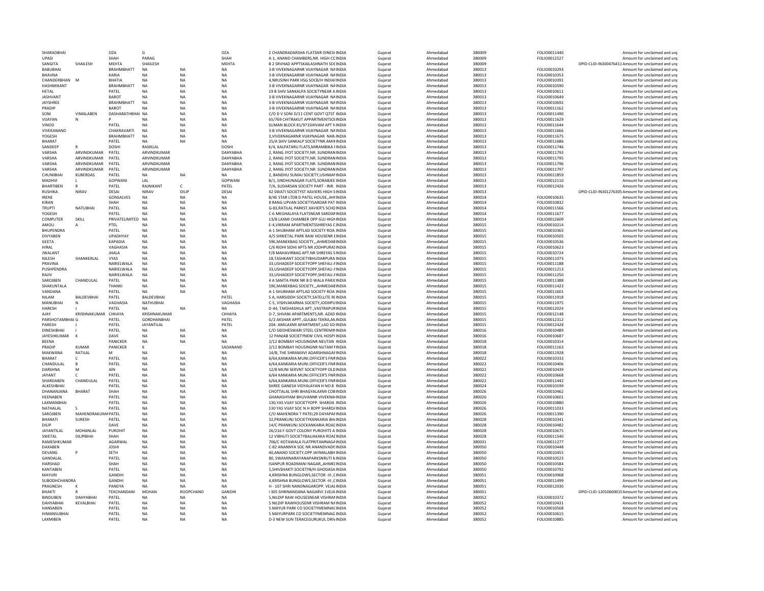| | | | | | | | | | | | | | |
|---|---|---|---|---|---|---|---|---|---|---|---|---|---|
| SHARADBHAI | | OZA | G | | OZA | 2 CHANDRADARSHA FLATSNR DINESH INDIA | Gujarat | Ahmedabad | 380009 | FOLIO0011440 | | Amount for unclaimed and unp |
| UPASI | | SHAH | PARAG | | SHAH | A-1, ANAND CHAMBERS,NR. HIGH CC INDIA | Gujarat | Ahmedabad | 380009 | FOLIO0012527 | | Amount for unclaimed and unp |
| SANGITA | SHAILESH | MEHTA | SHAILESH | | MEHTA | B 2 SRVHAD APPTSKAILASHNATH SOC INDIA | Gujarat | Ahmedabad | 380009 | | DPID-CLID-IN300476411 | Amount for unclaimed and unp |
| BABUBHAI | | BRAHMBHATT | NA | NA | NA | 3-B VIVEKNAGARNR VIJAYNAGAR NA INDIA | Gujarat | Ahmedabad | 380013 | FOLIO0010293 | | Amount for unclaimed and unp |
| BHAVNA | | KARIA | NA | NA | NA | 3-B VIVEKNAGARNR VIJAYNAGAR NA INDIA | Gujarat | Ahmedabad | 380013 | FOLIO0010353 | | Amount for unclaimed and unp |
| CHANDERBHAN | M | BHATIA | NA | NA | NA | 4,NRUSINH PARK HSG SOCB/H INDIA INDIA | Gujarat | Ahmedabad | 380013 | FOLIO0010391 | | Amount for unclaimed and unp |
| HASHMIKANT | | BRAHMBHATT | NA | NA | NA | 3-B VIVEKNAGARNR VIJAYNAGAR NA INDIA | Gujarat | Ahmedabad | 380013 | FOLIO0010590 | | Amount for unclaimed and unp |
| HETAL | | PATEL | NA | NA | NA | 19 B SHIV SANKALPA SOCIETYNEAR A INDIA | Gujarat | Ahmedabad | 380013 | FOLIO0010611 | | Amount for unclaimed and unp |
| JASHVANT | | BAROT | NA | NA | NA | 3-B VIVEKNAGARNR VIJAYNAGAR NA INDIA | Gujarat | Ahmedabad | 380013 | FOLIO0010649 | | Amount for unclaimed and unp |
| JAYSHREE | | BRAHMBHATT | NA | NA | NA | 3-B VIVEKNAGARNR VIJAYNAGAR NA INDIA | Gujarat | Ahmedabad | 380013 | FOLIO0010692 | | Amount for unclaimed and unp |
| PRADIP | | BAROT | NA | NA | NA | 3-B VIVEKNAGARNR VIJAYNAGAR NA INDIA | Gujarat | Ahmedabad | 380013 | FOLIO0011162 | | Amount for unclaimed and unp |
| SONI | VIMALABEN | DASHARATHBHAI | NA | NA | NA | C/O D V SONI D/11 CENT GOVT QTST INDIA | Gujarat | Ahmedabad | 380013 | FOLIO0011490 | | Amount for unclaimed and unp |
| VIJAYAN | N | P | NA | NA | NA | 65/769 CHITRAKUT APPARTMENTSOI INDIA | Gujarat | Ahmedabad | 380013 | FOLIO0011629 | | Amount for unclaimed and unp |
| VINOD | | PATEL | NA | NA | NA | SUMAN BLOCK 81/971SHIVAM APT N INDIA | Gujarat | Ahmedabad | 380013 | FOLIO0011644 | | Amount for unclaimed and unp |
| VIVEKANAND | | CHAKRAVARTI | NA | NA | NA | 3-B VIVEKNAGARNR VIJAYNAGAR NA INDIA | Gujarat | Ahmedabad | 380013 | FOLIO0011666 | | Amount for unclaimed and unp |
| YOGESH | | BRAHMBHATT | NA | NA | NA | 3,VIVEKNAGARNR VIJAYNAGAR NAR. INDIA | Gujarat | Ahmedabad | 380013 | FOLIO0011675 | | Amount for unclaimed and unp |
| BHARAT | | PATEL | NA | NA | NA | 25/A SHIV SANKALP SOCIETYNR.AMIH INDIA | Gujarat | Ahmedabad | 380013 | FOLIO0011686 | | Amount for unclaimed and unp |
| SANDEEP | R | DOSHI | RASIKLAL | | DOSHI | K/4, KALPATARU FLATS,MIRAMBIKA F INDIA | Gujarat | Ahmedabad | 380013 | FOLIO0011746 | | Amount for unclaimed and unp |
| VARSHA | ARVINDKUMAR | PATEL | ARVINDKUMAR | | DAHYABHA | 2, RANG JYOT SOCIETY,NR. SUNDRAN INDIA | Gujarat | Ahmedabad | 380013 | FOLIO0011793 | | Amount for unclaimed and unp |
| VARSHA | ARVINDKUMAR | PATEL | ARVINDKUMAR | | DAHYABHA | 2, RANG JYOT SOCIETY,NR. SUNDRAN INDIA | Gujarat | Ahmedabad | 380013 | FOLIO0011795 | | Amount for unclaimed and unp |
| VARSHA | ARVINDKUMAR | PATEL | ARVINDKUMAR | | DAHYABHA | 2, RANG JYOT SOCIETY,NR. SUNDRAN INDIA | Gujarat | Ahmedabad | 380013 | FOLIO0011796 | | Amount for unclaimed and unp |
| VARSHA | ARVINDKUMAR | PATEL | ARVINDKUMAR | | DAHYABHA | 2, RANG JYOT SOCIETY,NR. SUNDRAN INDIA | Gujarat | Ahmedabad | 380013 | FOLIO0011797 | | Amount for unclaimed and unp |
| CHUNIBHAI | KUBERDAS | PATEL | NA | NA | NA | 2, BANDHU SUMAJ SOCIETY,USHMAN INDIA | Gujarat | Ahmedabad | 380013 | FOLIO0011859 | | Amount for unclaimed and unp |
| MADHVI | L | GOPWANI | LAL | | GOPWANI | B/1, SINDHUNAGAR FLATS,SORABJEE INDIA | Gujarat | Ahmedabad | 380013 | FOLIO0012110 | | Amount for unclaimed and unp |
| BHARTIBEN | R | PATEL | RAJNIKANT | C | PATEL | 7/A, SUDARSAN SOCIETY PART - INR. INDIA | Gujarat | Ahmedabad | 380013 | FOLIO0012426 | | Amount for unclaimed and unp |
| RUSHIKA | NIRAV | DESAI | NIRAV | DILIP | DESAI | 42 SWATI SOCIETYST XAVIERS HIGH S INDIA | Gujarat | Ahmedabad | 380013 | | DPID-CLID-IN301276305 | Amount for unclaimed and unp |
| IRENE | | GONSALVES | NA | NA | NA | B/4E STAR LTDB D PATEL HOUSE,,AH INDIA | Gujarat | Ahmedabad | 380014 | FOLIO0010635 | | Amount for unclaimed and unp |
| KIRAN | | SHAH | NA | NA | NA | 8 RANG UPVAN SOCIETYSARDAR PAT INDIA | Gujarat | Ahmedabad | 380014 | FOLIO0010832 | | Amount for unclaimed and unp |
| TRUPTI | NATUBHAI | PATEL | NA | NA | NA | G-83,RATILAL PARKST.XAVIER'S SCHO INDIA | Gujarat | Ahmedabad | 380014 | FOLIO0011566 | | Amount for unclaimed and unp |
| YOGESH | | PATEL | NA | NA | NA | C-6 MEGHALAYA FLATSNEAR SARDAR INDIA | Gujarat | Ahmedabad | 380014 | FOLIO0011677 | | Amount for unclaimed and unp |
| COMPUTER | SKILL | PRIVATELIMITED | NA | NA | NA | 13/B LAXMI CHAMBER OPP GUJ HIGH INDIA | Gujarat | Ahmedabad | 380014 | FOLIO0012609 | | Amount for unclaimed and unp |
| AMOLI | A | PTEL | NA | NA | NA | E-4,VIKRAM APARTMENTSSHREYAS C INDIA | Gujarat | Ahmedabad | 380015 | FOLIO0010214 | | Amount for unclaimed and unp |
| BHUPENDRA | | PATEL | NA | NA | NA | A-1 SHUBHAM APTLAD SOCIETY ROA INDIA | Gujarat | Ahmedabad | 380015 | FOLIO0010365 | | Amount for unclaimed and unp |
| DIVYABEN | | UPADHYAY | NA | NA | NA | A/5 SHWETAL PARK RAW HOUSENR E INDIA | Gujarat | Ahmedabad | 380015 | FOLIO0010505 | | Amount for unclaimed and unp |
| GEETA | | KAPADIA | NA | NA | NA | 59E,MANEKBAG SOCIETY,,,AHMEDAB INDIA | Gujarat | Ahmedabad | 380015 | FOLIO0010536 | | Amount for unclaimed and unp |
| HIRAL | | VAGHASIA | NA | NA | NA | C/6 RIDHI SIDHI APTS NR JODHPURAS INDIA | Gujarat | Ahmedabad | 380015 | FOLIO0010623 | | Amount for unclaimed and unp |
| JWALANT | | JHALA | NA | NA | NA | F/8 MAHAVIRBAG APT.NR SHREYAS S INDIA | Gujarat | Ahmedabad | 380015 | FOLIO0010724 | | Amount for unclaimed and unp |
| NILESH | SHANKERLAL | VYAS | NA | NA | NA | 18,TASHKANT SOCIETYBHUDARPURA INDIA | Gujarat | Ahmedabad | 380015 | FOLIO0011073 | | Amount for unclaimed and unp |
| PRAVINA | | NARIELWALA | NA | NA | NA | 33,USHADEEP SOCIETYOPP SHEFALI A INDIA | Gujarat | Ahmedabad | 380015 | FOLIO0011188 | | Amount for unclaimed and unp |
| PUSHPENDRA | | NARIELWALA | NA | NA | NA | 33,USHADEEP SOCIETYOPP,SHEFALI A INDIA | Gujarat | Ahmedabad | 380015 | FOLIO0011213 | | Amount for unclaimed and unp |
| RAJIV | | NARIELWALA | NA | NA | NA | 33,USHADEEP SOCIETYOPP,SHEFALI A INDIA | Gujarat | Ahmedabad | 380015 | FOLIO0011250 | | Amount for unclaimed and unp |
| SAROJBEN | CHANDULAL | PATEL | NA | NA | NA | 4 A SAMTA PARK NR B D WALA PARJ( INDIA | Gujarat | Ahmedabad | 380015 | FOLIO0011388 | | Amount for unclaimed and unp |
| SHAKUNTALA | | THANKI | NA | NA | NA | 59E,MANEKBAG SOCIETY,,,AHMEDAB INDIA | Gujarat | Ahmedabad | 380015 | FOLIO0011423 | | Amount for unclaimed and unp |
| VANDANA | | PATEL | NA | NA | NA | A-1 SHUBHAM APTLAD SOCIETY ROA INDIA | Gujarat | Ahmedabad | 380015 | FOLIO0011601 | | Amount for unclaimed and unp |
| NILAM | BALDEVBHAI | PATEL | BALDEVBHAI | | PATEL | 5 A, HARSIDDH SOCIETY,SATELLITE R( INDIA | Gujarat | Ahmedabad | 380015 | FOLIO0011918 | | Amount for unclaimed and unp |
| MANUBHAI | N | VAGHASIA | NATHUBHAI | | VAGHASIA | C-5, VISHVAKARMA SOCIETY,JODHPU INDIA | Gujarat | Ahmedabad | 380015 | FOLIO0011975 | | Amount for unclaimed and unp |
| HARESH | J | PATEL | NA | NA | NA | D-44, TAKSHASHILA APT.,VASTRAPUR INDIA | Gujarat | Ahmedabad | 380015 | FOLIO0012024 | | Amount for unclaimed and unp |
| AJAY | KRISHNAKUMAR | CHHAYA | KRISHNAKUMAR | | CHHAYA | D-7, SHVANI APARTMENTS,NR. AZAD INDIA | Gujarat | Ahmedabad | 380015 | FOLIO0012148 | | Amount for unclaimed and unp |
| PARSHOTAMBHAI | G | PATEL | GORDHANBHAI | | PATEL | G/2 AKSHAR APPT.,GULBAI TEKRA,AA INDIA | Gujarat | Ahmedabad | 380015 | FOLIO0012312 | | Amount for unclaimed and unp |
| PARESH | J | PATEL | JAYANTILAL | | PATEL | 204- AMILAXMI APARTMENT,LAD SO INDIA | Gujarat | Ahmedabad | 380015 | FOLIO0012428 | | Amount for unclaimed and unp |
| DINESHBHAI | I | PATEL | NA | NA | NA | C/O SIDDHESWARI STEEL CENTREMIN INDIA | Gujarat | Ahmedabad | 380016 | FOLIO0010489 | | Amount for unclaimed and unp |
| JAYESHKUMAR | K | DAVE | NA | NA | NA | 12 PANJAB SOCIETYNEW CIVIL HOSPI INDIA | Gujarat | Ahmedabad | 380016 | FOLIO0010687 | | Amount for unclaimed and unp |
| BEENA | | PANICKER | NA | NA | NA | 2/12 BOMBAY HOUSINGNR NEUTAN INDIA | Gujarat | Ahmedabad | 380018 | FOLIO0010314 | | Amount for unclaimed and unp |
| PRADIP | KUMAR | PANICKER | K | | SADANAND | 2/12 BOMBAY HOUSINGNR NUTAM N INDIA | Gujarat | Ahmedabad | 380018 | FOLIO0011163 | | Amount for unclaimed and unp |
| MAKWANA | RATILAL | M | NA | NA | NA | 14/B, THE SHRAMJIVI ADARSHNAGAF INDIA | Gujarat | Ahmedabad | 380018 | FOLIO0011928 | | Amount for unclaimed and unp |
| BHARAT | C | PATEL | NA | NA | NA | 6/64,KANKARIA MUNI.OFFICER'S FNR INDIA | Gujarat | Ahmedabad | 380022 | FOLIO0010333 | | Amount for unclaimed and unp |
| CHANDULAL | B | PATEL | NA | NA | NA | 6/64,KANKARIA MUNI.OFFICER'S FNR INDIA | Gujarat | Ahmedabad | 380022 | FOLIO0010406 | | Amount for unclaimed and unp |
| DARSHNA | M | AIN | NA | NA | NA | 12/8 MUNI SERVNT SOCIETYOPP OLD INDIA | Gujarat | Ahmedabad | 380022 | FOLIO0010439 | | Amount for unclaimed and unp |
| JAYANT | C | PATEL | NA | NA | NA | 6/64 KANKARIA MUNI.OFFICER'S FNR INDIA | Gujarat | Ahmedabad | 380022 | FOLIO0010668 | | Amount for unclaimed and unp |
| SHARDABEN | CHANDULAL | PATEL | NA | NA | NA | 6/64,KANKARIA MUNI.OFFICER'S FNR INDIA | Gujarat | Ahmedabad | 380022 | FOLIO0011442 | | Amount for unclaimed and unp |
| ALKESHBHAI | | PATEL | NA | NA | NA | SHREE GANESH VIDYALAYAN H NO 8 INDIA | Gujarat | Ahmedabad | 380024 | FOLIO0010199 | | Amount for unclaimed and unp |
| DHANANJANA | BHARAT | SHAH | NA | NA | NA | CHOTTALAL SHRI BHAGYALAXMI COB INDIA | Gujarat | Ahmedabad | 380026 | FOLIO0010462 | | Amount for unclaimed and unp |
| HEENABEN | | PATEL | NA | NA | NA | GHANASHYAM BHUVANNR VIVEKNA INDIA | Gujarat | Ahmedabad | 380026 | FOLIO0010601 | | Amount for unclaimed and unp |
| LAXMANBHAI | | PATEL | NA | NA | NA | 130,YAS VIJAY SOCIETYOPP. SHARDA INDIA | Gujarat | Ahmedabad | 380026 | FOLIO0010880 | | Amount for unclaimed and unp |
| NATHALAL | S | PATEL | NA | NA | NA | 130 YAS VIJAY SOC N H 8OPP SHARD/ INDIA | Gujarat | Ahmedabad | 380026 | FOLIO0011033 | | Amount for unclaimed and unp |
| SAROJBEN | MAHENDRAKUMA | PATEL | NA | NA | NA | C/O MAHENDRA T PATEL29 DAYAPAF INDIA | Gujarat | Ahmedabad | 380026 | FOLIO0011390 | | Amount for unclaimed and unp |
| BHARATI | SURESH | PATEL | NA | NA | NA | 32,PRANKUNJ SOCIETYKANKARIA BH/ INDIA | Gujarat | Ahmedabad | 380028 | FOLIO0010341 | | Amount for unclaimed and unp |
| DILIP | | DAVE | NA | NA | NA | 14/C PRANKUNJ SOCKANKARIA ROAE INDIA | Gujarat | Ahmedabad | 380028 | FOLIO0010482 | | Amount for unclaimed and unp |
| JAYANTILAL | MOHANLAL | PUROHIT | NA | NA | NA | 26/216 F GOVT COLONY PUROHITS A INDIA | Gujarat | Ahmedabad | 380028 | FOLIO0010675 | | Amount for unclaimed and unp |
| SWETAL | DILIPBHAI | SHAH | NA | NA | NA | 12 VIBHUTI SOCIETYBALIAKAKA ROAE INDIA | Gujarat | Ahmedabad | 380028 | FOLIO0011540 | | Amount for unclaimed and unp |
| RAMESHKUMAR | | AGARWAL | NA | NA | NA | 706/C KOTAWALA FLATPRITAMNAGA INDIA | Gujarat | Ahmedabad | 380031 | FOLIO0011277 | | Amount for unclaimed and unp |
| DAXABEN | | JOSHI | NA | NA | NA | C-82 ANANNYA SOC NR ANANDVADI: INDIA | Gujarat | Ahmedabad | 380050 | FOLIO0010448 | | Amount for unclaimed and unp |
| DEVANG | P | SETH | NA | NA | NA | 40,ANAND SOCIETY,OPP JAYMALABH INDIA | Gujarat | Ahmedabad | 380050 | FOLIO0010455 | | Amount for unclaimed and unp |
| GANDALAL | | PATEL | NA | NA | NA | 80, SWAMINARAYANAPARKSNRUTI N INDIA | Gujarat | Ahmedabad | 380050 | FOLIO0010523 | | Amount for unclaimed and unp |
| HARSHAD | | SHAH | NA | NA | NA | ISANPUR ROADMANI NAGAR,,AHME( INDIA | Gujarat | Ahmedabad | 380050 | FOLIO0010584 | | Amount for unclaimed and unp |
| KANTABEN | | PATEL | NA | NA | NA | 5,SHIVSHAKTI SOCIETYB/H GHODASA INDIA | Gujarat | Ahmedabad | 380050 | FOLIO0010792 | | Amount for unclaimed and unp |
| MAYURI | | GANDHI | NA | NA | NA | 4,KRISHNA BUNGLOWS,SECTOR -III ,C INDIA | Gujarat | Ahmedabad | 380051 | FOLIO0010968 | | Amount for unclaimed and unp |
| SUBODHCHANDRA | | GANDHI | NA | NA | NA | 4,KRISHNA BUNGLOWS,SECTOR -III ,C INDIA | Gujarat | Ahmedabad | 380051 | FOLIO0011499 | | Amount for unclaimed and unp |
| PRAGNESH | K | PANDYA | NA | NA | NA | H - 107 SHRI NANDNAGAROPP. VEJAL INDIA | Gujarat | Ahmedabad | 380051 | FOLIO0012030 | | Amount for unclaimed and unp |
| BHAKTI | R | TEKCHANDANI | MOHAN | ROOPCHAND | GANDHI | I 305 SHRINANDANA NAGARVI 1VEJA INDIA | Gujarat | Ahmedabad | 380051 | | DPID-CLID-12010600019 | Amount for unclaimed and unp |
| BINDUBEN | DAHYABHAI | PATEL | NA | NA | NA | 5,NILDIP RAW HOUSESNEAR VISHRAM INDIA | Gujarat | Ahmedabad | 380052 | FOLIO0010372 | | Amount for unclaimed and unp |
| DAHYABHAI | KEVALBHAI | PATEL | NA | NA | NA | 5 NILDIP RAWHOUSENR VISHRAM NA INDIA | Gujarat | Ahmedabad | 380052 | FOLIO0010431 | | Amount for unclaimed and unp |
| HANSABEN | | PATEL | NA | NA | NA | 5 MAYUR PARK CO SOCIETYMEMNAG INDIA | Gujarat | Ahmedabad | 380052 | FOLIO0010568 | | Amount for unclaimed and unp |
| HIMANSUBHAI | | PATEL | NA | NA | NA | 5 MAYURPARK CO SOCIETYMEMNAG INDIA | Gujarat | Ahmedabad | 380052 | FOLIO0010615 | | Amount for unclaimed and unp |
| LAXMIBEN | | PATEL | NA | NA | NA | D-3 NEW SUN TERACEGURUKUL DRIV INDIA | Gujarat | Ahmedabad | 380052 | FOLIO0010885 | | Amount for unclaimed and unp |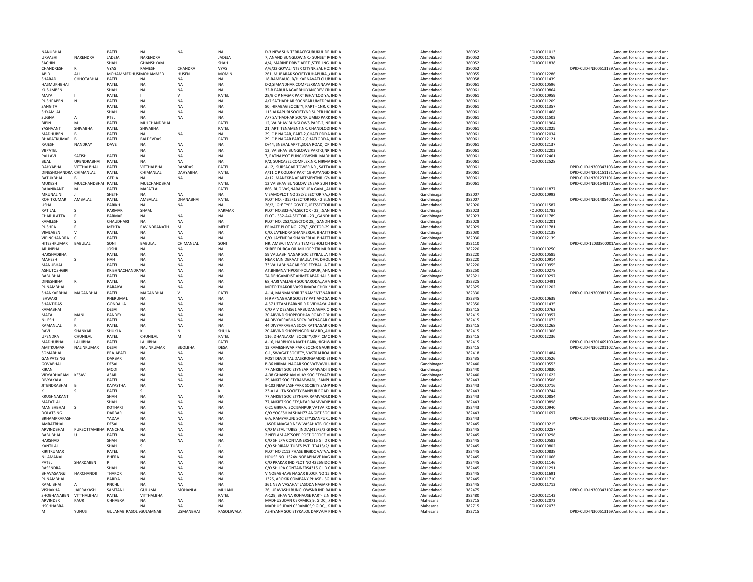| NANUBHAI | | PATEL | NA | NA | NA | D-3 NEW SUN TERRACEGURUKUL DRIINDIA | Gujarat | Ahmedabad | 380052 | FOLIO0011013 | | Amount for unclaimed and unp |
|---|---|---|---|---|---|---|---|---|---|---|---|---|
| URVASHI | NARENDRA | JADEJA | NARENDRA | | JADEJA | 7, ANAND BUNGLOW,NR.- SUNSET RIINDIA | Gujarat | Ahmedabad | 380052 | FOLIO0011769 | | Amount for unclaimed and unp |
| SACHIN | | SHAH | GHANSHYAM | | SHAH | A/4, MARINE DRIVE APRT.,STERLING INDIA | Gujarat | Ahmedabad | 380052 | FOLIO0011838 | | Amount for unclaimed and unp |
| CHANDRESH | R | VYAS | RAMESH | CHANDRA | VYAS | A/6/22 GOYAL INTER CITYNR SAL HOSINDIA | Gujarat | Ahmedabad | 380052 | | DPID-CLID-IN300513139 | Amount for unclaimed and unp |
| ABID | ALI | MOHAMMEDHUSIMOHAMMED | | HUSEN | MOMIN | 261, MUBARAK SOCIETYJUHAPURA,,AINDIA | Gujarat | Ahmedabad | 380055 | FOLIO0012286 | | Amount for unclaimed and unp |
| SHARAD | CHHOTABHAI | PATEL | NA | NA | NA | 18-RAMBAUG, B/H.KARNAVATI CLUB INDIA | Gujarat | Ahmedabad | 380058 | FOLIO0011439 | | Amount for unclaimed and unp |
| HASMUKHBHAI | | PATEL | NA | NA | NA | D-2,SIMANDHAR COMPLEXRANNAPAINDIA | Gujarat | Ahmedabad | 380061 | FOLIO0010596 | | Amount for unclaimed and unp |
| KUSUMBEN | | SHAH | NA | NA | NA | 32-B PARULNAGARBHUYANGDEV CRIINDIA | Gujarat | Ahmedabad | 380061 | FOLIO0010864 | | Amount for unclaimed and unp |
| MAYA | I | PATEL | I | V | PATEL | 28/B C P NAGAR PART IGHATLODIYA, INDIA | Gujarat | Ahmedabad | 380061 | FOLIO0010959 | | Amount for unclaimed and unp |
| PUSHPABEN | N | PATEL | NA | NA | NA | A/7 SATHADHAR SOCNEAR UMEDPAFINDIA | Gujarat | Ahmedabad | 380061 | FOLIO0011209 | | Amount for unclaimed and unp |
| SANGITA | | PATEL | NA | NA | NA | 80, HIRABAG SOCIETY, PART - 1NR. C.INDIA | Gujarat | Ahmedabad | 380061 | FOLIO0011357 | | Amount for unclaimed and unp |
| SHYAMLAL | | SHAH | NA | NA | NA | 113 ALKAPURI SOCIETYNR SUPER HIGINDIA | Gujarat | Ahmedabad | 380061 | FOLIO0011468 | | Amount for unclaimed and unp |
| SUGNA | A | PTEL | NA | NA | NA | A/7 SATHADHAR SOCNR UMED PARK INDIA | Gujarat | Ahmedabad | 380061 | FOLIO0011503 | | Amount for unclaimed and unp |
| BIPIN | M | PATEL | MULCHANDBHAI | | PATEL | 12, VAIBHAV BUNGLOWS,PART-2, NRINDIA | Gujarat | Ahmedabad | 380061 | FOLIO0011964 | | Amount for unclaimed and unp |
| YASHVANT | SHIVABHAI | PATEL | SHIVABHAI | | PATEL | 21, ARTI TENAMENT,NR. CHANDLODIINDIA | Gujarat | Ahmedabad | 380061 | FOLIO0012025 | | Amount for unclaimed and unp |
| MADHUBEN | B | PATEL | NA | NA | NA | 29, C.P.NAGAR, PART-2,GHATLODIYA,INDIA | Gujarat | Ahmedabad | 380061 | FOLIO0012034 | | Amount for unclaimed and unp |
| BHARATKUMAR | B | PATEL | BALDEVDAS | | PATEL | 29. C.P.NAGAR PART-2,GHATLODIYA,.INDIA | Gujarat | Ahmedabad | 380061 | FOLIO0012121 | | Amount for unclaimed and unp |
| RAJESH | NANDRAY | DAVE | NA | NA | NA | D/44, SNEHAL APPT.,SOLA ROAD, OPIINDIA | Gujarat | Ahmedabad | 380061 | FOLIO0012137 | | Amount for unclaimed and unp |
| VBPATEL | | | NA | NA | NA | 12, VAIBHAV BUNGLOWS PART-2,NR.INDIA | Gujarat | Ahmedabad | 380061 | FOLIO0012203 | | Amount for unclaimed and unp |
| PALLAVI | SATISH | PATEL | NA | NA | NA | 7, RATNAJYOT BUNGLOWSNR. MADHINDIA | Gujarat | Ahmedabad | 380061 | FOLIO0012461 | | Amount for unclaimed and unp |
| BIJAL | UPENDRABHAI | PATEL | NA | NA | NA | P/2, SUNCASEL COMPLEX,NR. NIRMAINDIA | Gujarat | Ahmedabad | 380061 | FOLIO0012528 | | Amount for unclaimed and unp |
| DAHYABHAI | VITTHALBHAI | PATEL | VITTHALBHAI | RAMDAS | PATEL | A-12, SURSAGAR TOWER,NR., SATTAINDIA | Gujarat | Ahmedabad | 380061 | | DPID-CLID-IN300343103 | Amount for unclaimed and unp |
| DINESHCHANDRA | CHIMANLAL | PATEL | CHIMANLAL | DAHYABHAI | PATEL | A/11 C P COLONY PART 1BHUYANGDIINDIA | Gujarat | Ahmedabad | 380061 | | DPID-CLID-IN301151131 | Amount for unclaimed and unp |
| BATUKBHAI | B | GEDIA | NA | NA | NA | A/12, MANEKBA APARTMENTNR. GYAINDIA | Gujarat | Ahmedabad | 380061 | | DPID-CLID-IN301233101 | Amount for unclaimed and unp |
| MUKESH | MULCHANDBHAI | PATEL | MULCHANDBHAI | | PATEL | 12 VAIBHAV BUNGLOW 2NEAR SUN FINDIA | Gujarat | Ahmedabad | 380061 | | DPID-CLID-IN301549170 | Amount for unclaimed and unp |
| RAJANIKANT | M | PATEL | MAFATLAL | | PATEL | 866, BIJO VAS,NARANPURA GAM,,,AHINDIA | Gujarat | Ahmedabad | | FOLIO0011877 | | Amount for unclaimed and unp |
| MRUNALINI | J | SHETH | NA | NA | NA | VISAMOPLOT NO 282/2 SECTOR 7A,,(INDIA | Gujarat | Gandhinagar | 382007 | FOLIO0010992 | | Amount for unclaimed and unp |
| ROHITKUMAR | AMBALAL | PATEL | AMBALAL | DHANABHAI | PATEL | PLOT NO. - 355/1SECTOR NO. - 2 B,,GINDIA | Gujarat | Gandhinagar | 382007 | | DPID-CLID-IN301485400 | Amount for unclaimed and unp |
| USHA | | PARIKH | NA | NA | NA | 26/2, `GH' TYPE GOVT QURTSSECTORINDIA | Gujarat | Ahmedabad | 382020 | FOLIO0011587 | | Amount for unclaimed and unp |
| RATILAL | S | PARMAR | SHAMJI | | PARMAR | PLOT NO.332-A/4,SECTOR - 23,,,GAN INDIA | Gujarat | Gandhinagar | 382023 | FOLIO0011783 | | Amount for unclaimed and unp |
| CHARULATTA | R | PARMAR | NA | NA | NA | PLOT - 332-A/4,SECTOR - 23,,,GANDHINDIA | Gujarat | Gandhinagar | 382023 | FOLIO0011789 | | Amount for unclaimed and unp |
| KAMLESH | S | CHAUDHARI | NA | NA | NA | PLOT NO. 252/1,SECTOR 28,,,GANDH INDIA | Gujarat | Gandhinagar | 382028 | FOLIO0012201 | | Amount for unclaimed and unp |
| PUSHPA | R | MEHTA | RAVINDRANATH | M | MEHT | PRIVATE PLOT NO. 279/1,SECTOR-29.INDIA | Gujarat | Ahmedabad | 382029 | FOLIO0011781 | | Amount for unclaimed and unp |
| VIMLABEN | V | PATEL | NA | NA | NA | C/O. JAYENDRA SHANKERLAL BHATTFINDIA | Gujarat | Gandhinagar | 382030 | FOLIO0012138 | | Amount for unclaimed and unp |
| VIPINCHANDRA | C | PATEL | NA | NA | NA | C/O. JAYENDRA SHANKERLAL BHATTFINDIA | Gujarat | Gandhinagar | 382030 | FOLIO0012139 | | Amount for unclaimed and unp |
| HITESHKUMAR | BABULAL | SONI | BABULAL | CHIMANLAL | SONI | NR. AMBAJI MATA'S TEMPLEHOLI CH INDIA | Gujarat | Ahmedabad | 382110 | | DPID-CLID-12033800001 | Amount for unclaimed and unp |
| ARUNBHAI | | JOSHI | NA | NA | NA | SHREE DURGA OIL MILLOPP TRI MUR INDIA | Gujarat | Ahmedabad | 382220 | FOLIO0010250 | | Amount for unclaimed and unp |
| HARSHADBHAI | | PATEL | NA | NA | NA | 59 VALLABH NAGAR SOCIETYBAULA TINDIA | Gujarat | Ahmedabad | 382220 | FOLIO0010585 | | Amount for unclaimed and unp |
| MAHESH | S | HAH | NA | NA | NA | NEAR JAIN DERAAT BAULA TAL DHOLINDIA | Gujarat | Ahmedabad | 382220 | FOLIO0010914 | | Amount for unclaimed and unp |
| MANUBHAI | | PATEL | NA | NA | NA | 73 VALLABHNAGAR SOCIETYBAULA T.INDIA | Gujarat | Ahmedabad | 382220 | FOLIO0010955 | | Amount for unclaimed and unp |
| ASHUTOSHGIRI | | KRISHNACHANDRANA | | NA | NA | AT:BHIMNATHPOST-POLARPUR,,AHMINDIA | Gujarat | Ahmedabad | 382250 | FOLIO0010278 | | Amount for unclaimed and unp |
| BABUBHAI | | PATEL | NA | NA | NA | TA DEHGAMDIST AHMEDABADHALISAINDIA | Gujarat | Gandhinagar | 382321 | FOLIO0010297 | | Amount for unclaimed and unp |
| DINESHBHAI | R | PATEL | NA | NA | NA | 68,HARI VALLABH SOCNARODA,,AHMINDIA | Gujarat | Ahmedabad | 382325 | FOLIO0010491 | | Amount for unclaimed and unp |
| PUNAMBHAI | | BARAIYA | NA | NA | NA | MOTO THAKOR VASSLIMADA CHOK NINDIA | Gujarat | Ahmedabad | 382325 | FOLIO0011202 | | Amount for unclaimed and unp |
| SHANKARBHAI | MAGANBHAI | PATEL | MAGANBHAI | V | PATEL | A-14, MANMANDIR TENAMENTSNAR INDIA | Gujarat | Ahmedabad | 382330 | | DPID-CLID-IN300982101 | Amount for unclaimed and unp |
| ISHWARI | | PHERUMAL | NA | NA | NA | H 9 APNAGHAR SOCIETY PATIAPO SAIINDIA | Gujarat | Ahmedabad | 382345 | FOLIO0010639 | | Amount for unclaimed and unp |
| SHANTIDAS | | GONDALIA | NA | NA | NA | A 57 UTTAM PARKNR R D VIDHAYALAINDIA | Gujarat | Ahmedabad | 382350 | FOLIO0011435 | | Amount for unclaimed and unp |
| KAMABHAI | | DESAI | NA | NA | NA | C/O A V DESAI561 ARBUDANAGAR OIINDIA | Gujarat | Ahmedabad | 382415 | FOLIO0010762 | | Amount for unclaimed and unp |
| MATA | MANI | PANDEY | NA | NA | NA | 20 ARVIND SHOPPODHAV ROAD ODHINDIA | Gujarat | Ahmedabad | 382415 | FOLIO0010957 | | Amount for unclaimed and unp |
| NILESH | R | PATEL | NA | NA | NA | 44 DIVYAPRABHA SOCVIRATNAGAR CINDIA | Gujarat | Ahmedabad | 382415 | FOLIO0011072 | | Amount for unclaimed and unp |
| RAMANLAL | K | PATEL | NA | NA | NA | 44 DIVYAPRABHA SOCVIRATNAGAR CINDIA | Gujarat | Ahmedabad | 382415 | FOLIO0011268 | | Amount for unclaimed and unp |
| RAVI | SHANKAR | SHUKLA | K | N | SHULA | 20 ARVIND SHOPPINGODHAV RD,,AHINDIA | Gujarat | Ahmedabad | 382415 | FOLIO0011306 | | Amount for unclaimed and unp |
| UPENDRA | CHUNILAL | PATEL | CHUNILAL | M | PATEL | 116, DHANLAXMI SOCIETY,OPP. CMC INDIA | Gujarat | Ahmedabad | 382415 | FOLIO0012236 | | Amount for unclaimed and unp |
| MADHUBHAI | LALJIBHAI | PATEL | LALJIBHAI | | PATEL | A-16, HARBHOLA NATH PARK,HIGHWINDIA | Gujarat | Ahmedabad | 382415 | | DPID-CLID-IN301469100 | Amount for unclaimed and unp |
| AMITKUMAR | NALINKUMAR | DESAI | NALINKUMAR | BIJOLBHAI | DESAI | 13 RAMESHWAR PARK SOCNR GAURIINDIA | Gujarat | Ahmedabad | 382415 | | DPID-CLID-IN302201102 | Amount for unclaimed and unp |
| SOMABHAI | | PRAJAPATI | NA | NA | NA | C-1, SWAGAT SOCIETY, VASTRALROAIINDIA | Gujarat | Ahmedabad | 382418 | FOLIO0011484 | | Amount for unclaimed and unp |
| GANPATSING | | DARBAR | NA | NA | NA | POST DEVDI TAL DASKROIGAMDIDISTINDIA | Gujarat | Ahmedabad | 382435 | FOLIO0010526 | | Amount for unclaimed and unp |
| GOVABHAI | | DESAI | NA | NA | NA | B-36 NIRMALNAGAR SOC VATVAVILLAINDIA | Gujarat | Gandhinagar | 382440 | FOLIO0010553 | | Amount for unclaimed and unp |
| KIRAN | | MODI | NA | NA | NA | 77 ANKIET SOCIETYNEAR RAMVADI ISINDIA | Gujarat | Gandhinagar | 382440 | FOLIO0010830 | | Amount for unclaimed and unp |
| VIDYADHARAM | KESAV | ASARI | NA | NA | NA | A-38 GHANSHAM VIJAY SOCIETYVATVINDIA | Gujarat | Gandhinagar | 382440 | FOLIO0011622 | | Amount for unclaimed and unp |
| DIVYAKALA | | PATEL | NA | NA | NA | 29,ANKIT SOCIETYRAMWADI, ISANPUINDIA | Gujarat | Ahmedabad | 382443 | FOLIO0010506 | | Amount for unclaimed and unp |
| JITENDRABHAI | B | KAYASTHA | NA | NA | NA | B-102 NEW JASHPARK SOCIETYISANP INDIA | Gujarat | Ahmedabad | 382443 | FOLIO0010716 | | Amount for unclaimed and unp |
| K | S | PATEL | S | | K | 23-A LALITA SOCIETYISANPUR ROAD INDIA | Gujarat | Ahmedabad | 382443 | FOLIO0010744 | | Amount for unclaimed and unp |
| KRUSHNAKANT | | SHAH | NA | NA | NA | 77,ANKIET SOCIETYNEAR RAMVADI,ISINDIA | Gujarat | Ahmedabad | 382443 | FOLIO0010854 | | Amount for unclaimed and unp |
| MAFATLAL | | SHAH | NA | NA | NA | 77,ANKIET SOCIETY,NEAR RAMVADIISINDIA | Gujarat | Ahmedabad | 382443 | FOLIO0010898 | | Amount for unclaimed and unp |
| MANISHBHAI | S | KOTHARI | NA | NA | NA | C-21 GIRIRAJ SOCISANPUR,VATVA ROINDIA | Gujarat | Ahmedabad | 382443 | FOLIO0010940 | | Amount for unclaimed and unp |
| DOLATSING | | DARBAR | NA | NA | NA | C/O YOGESH M SHAH77 ANGIET SOCIINDIA | Gujarat | Ahmedabad | 382443 | FOLIO0011697 | | Amount for unclaimed and unp |
| BRHAMPRAKASH | | YADAV | NA | NA | NA | 6-A, RAMYAKUNJ SOCIETY,ISANPUR,, INDIA | Gujarat | Ahmedabad | 382443 | | DPID-CLID-IN300343103 | Amount for unclaimed and unp |
| AMRATBHAI | | DESAI | NA | NA | NA | JASODANAGAR NEW VASAHATBLOCKINDIA | Gujarat | Ahmedabad | 382445 | FOLIO0010215 | | Amount for unclaimed and unp |
| ARVINDBHAI | PURSOTTAMBHAI | PANCHAL | NA | NA | NA | C/O METAL TUBES [INDIA]415/2/2 GIINDIA | Gujarat | Ahmedabad | 382445 | FOLIO0010257 | | Amount for unclaimed and unp |
| BABUBHAI | U | PATEL | NA | NA | NA | 2 NEELAM APTSOPP POST OFFFICE VIINDIA | Gujarat | Ahmedabad | 382445 | FOLIO0010298 | | Amount for unclaimed and unp |
| HARSHAD | | SHAH | NA | NA | NA | C/O SHILPA CONTAINERS4315 G I D CINDIA | Gujarat | Ahmedabad | 382445 | FOLIO0010583 | | Amount for unclaimed and unp |
| KANTILAL | | SHAH | S | | B | C/O SHRIRAM TUBES PVT LTD415/2/:INDIA | Gujarat | Ahmedabad | 382445 | FOLIO0010802 | | Amount for unclaimed and unp |
| KIRITKUMAR | | PATEL | NA | NA | NA | PLOT NO 2113 PHASE IIIGIDC VATVA, INDIA | Gujarat | Ahmedabad | 382445 | FOLIO0010838 | | Amount for unclaimed and unp |
| NILAMANAI | | BHERA | NA | NA | NA | HOUSE NO. 1524VINOBABHAVE NAG INDIA | Gujarat | Ahmedabad | 382445 | FOLIO0011066 | | Amount for unclaimed and unp |
| PATEL | SHARDABEN | P | NA | NA | NA | C/O PRAKAR IND PLOT NO 4226GIDC INDIA | Gujarat | Ahmedabad | 382445 | FOLIO0011146 | | Amount for unclaimed and unp |
| RASENDRA | | SHAH | NA | NA | NA | C/O SHILPA CONTAINERS4315 G I D CINDIA | Gujarat | Ahmedabad | 382445 | FOLIO0011291 | | Amount for unclaimed and unp |
| BHAVASANGJI | HARCHANDJI | THAKOR | NA | NA | NA | VINOBABHAVE NAGAR BLOCK NO 15.INDIA | Gujarat | Ahmedabad | 382445 | FOLIO0011691 | | Amount for unclaimed and unp |
| PUNAMBHAI | | BARIYA | NA | NA | NA | 1325, AROKIK COMPANY,PHASE - 3G.INDIA | Gujarat | Ahmedabad | 382445 | FOLIO0011710 | | Amount for unclaimed and unp |
| RAMJIBHAI | A | PNCHL | NA | NA | NA | 361 NEW VASAHAT JASODA NAGARF INDIA | Gujarat | Ahmedabad | 382445 | FOLIO0011713 | | Amount for unclaimed and unp |
| VISHAKHA | JAIPRAKASH | SAMTANI | GULUMAL | MOHANLAL | MULANI | 26, URAVASHI BUNGLOWSNR INDIRAINDIA | Gujarat | Ahmedabad | 382475 | | DPID-CLID-IN300343107 | Amount for unclaimed and unp |
| SHOBHANABEN | VITTHALBHAI | PATEL | VITTHALBHAI | | PATEL | A-129, BHAVNA ROHAUSE PART- 2,NIINDIA | Gujarat | Ahmedabad | 382480 | FOLIO0012143 | | Amount for unclaimed and unp |
| ARVINDER | KAUR | CHHABRA | NA | NA | NA | MADHUSUDAN CERAMICS,9, GIDC,,,KINDIA | Gujarat | Mahesana | 382715 | FOLIO0012072 | | Amount for unclaimed and unp |
| HSCHHABRA | | | NA | NA | NA | MADHUSUDAN CERAMICS,9 GIDC,,,KINDIA | Gujarat | Mahesana | 382715 | FOLIO0012073 | | Amount for unclaimed and unp |
| M | YUNUS | GULANABIRASOLIGULAMNABI | | USMANBHAI | RASOLIWALA | ASHIYANA SOCIETYKALOL DARVAJA KINDIA | Gujarat | Mahesana | 382715 | | DPID-CLID-IN300513169 | Amount for unclaimed and unp |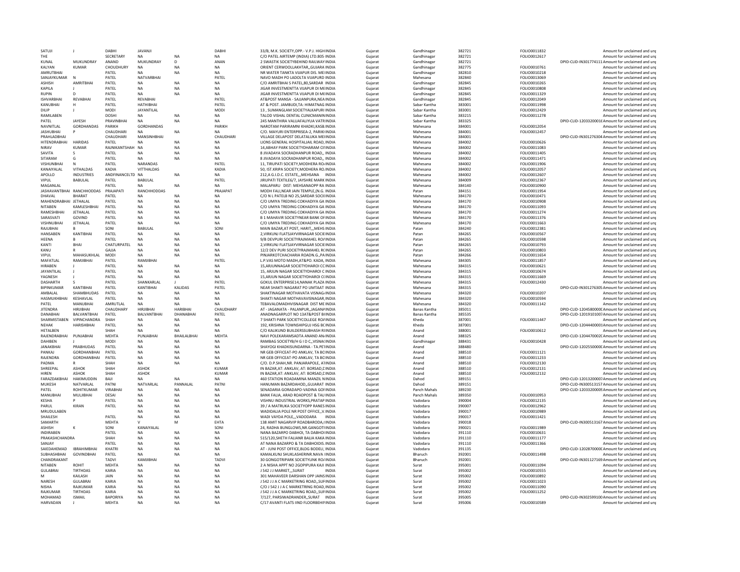| | | | | | | | | | | | | | |
|---|---|---|---|---|---|---|---|---|---|---|---|---|---|
| SATUJI | J | DABHI | JAVANJI | | DABHI | 33/B, M.K. SOCIETY,OPP.- V.P.J. HIGH INDIA | Gujarat | Gandhinagar | 382721 | FOLIO0011832 | | Amount for unclaimed and unp |
| THE | | SECRETARY | NA | NA | NA | C/O PATEL AIRTEMP (INDIA) LTD.805 INDIA | Gujarat | Gandhinagar | 382721 | FOLIO0012617 | | Amount for unclaimed and unp |
| KUNAL | MUKUNDRAY | ANAND | MUKUNDRAY | D | ANAN | 2 SWASTIK SOCIETYBEHIND RAILWAY INDIA | Gujarat | Gandhinagar | 382721 | | DPID-CLID-IN301774111 | Amount for unclaimed and unp |
| KALYAN | KUMAR | CHOUDHURY | NA | NA | NA | ORIENT CERWOOLLAKHTAR,,GUJARA INDIA | Gujarat | Gandhinagar | 382775 | FOLIO0010761 | | Amount for unclaimed and unp |
| AMRUTBHAI | | PATEL | NA | NA | NA | NR WATER TANKTA VIJAPUR DIS. MEI INDIA | Gujarat | Gandhinagar | 382810 | FOLIO0010218 | | Amount for unclaimed and unp |
| SANJAYKUMAR | N | PATEL | NATVARBHAI | | PATEL | NAVO MADH PO LADOLTA VIJAPURD INDIA | Gujarat | Mahesana | 382840 | FOLIO0013069 | | Amount for unclaimed and unp |
| ASHISH | AMRITBHAI | PATEL | NA | NA | NA | C/O AMRITBHAI S PATEL,80,SARDAR INDIA | Gujarat | Gandhinagar | 382845 | FOLIO0010265 | | Amount for unclaimed and unp |
| KAPILA | J | PATEL | NA | NA | NA | JIGAR INVESTMENTTA VIJAPUR DI MI INDIA | Gujarat | Gandhinagar | 382845 | FOLIO0010808 | | Amount for unclaimed and unp |
| RUPIN | D | PATEL | NA | NA | NA | JIGAR INVESTMENTTA VIJAPUR DI MI INDIA | Gujarat | Gandhinagar | 382845 | FOLIO0011329 | | Amount for unclaimed and unp |
| ISHVARBHAI | REVABHAI | PATEL | REVABHAI | | PATEL | AT&POST MANSA - SAJJANPURA,NEA INDIA | Gujarat | Gandhinagar | 382845 | FOLIO0012049 | | Amount for unclaimed and unp |
| KANUBHAI | H | PATEL | HATHIBHAI | | PATEL | AT & POST. JAMBUDI,TA: HIMATNAG INDIA | Gujarat | Sabar Kantha | 383001 | FOLIO0011998 | | Amount for unclaimed and unp |
| DILIP | J | MODI | JAYANTILAL | | MODI | 13 , SUMANGLAM SOCIETYALKAPURI INDIA | Gujarat | Sabar Kantha | 383001 | FOLIO0012429 | | Amount for unclaimed and unp |
| RAMILABEN | | DOSHI | NA | NA | NA | TALOD VISHAL DENTAL CLINICMANIN INDIA | Gujarat | Sabar Kantha | 383215 | FOLIO0011278 | | Amount for unclaimed and unp |
| PATEL | JAYESH | PRAVINBHAI | NA | NA | NA | 245 MANTHIRA VALUAFALIYUA VATR INDIA | Gujarat | Sabar Kantha | 383325 | | DPID-CLID-12033200016 | Amount for unclaimed and unp |
| NAVNITLAL | GORDHANDAS | PARIKH | GORDHANDAS | | PARIKH | NAROTAM PARIRAMNI KHADKI,KASB INDIA | Gujarat | Mahesana | 384001 | FOLIO0012054 | | Amount for unclaimed and unp |
| JASHUBHAI | P | CHAUDHARI | NA | NA | NA | C/O. MAYURI ENTERPRISEA-2, PARIKI INDIA | Gujarat | Mahesana | 384001 | FOLIO0012457 | | Amount for unclaimed and unp |
| PRAHLADBHAI | | CHAUDHARI | MANSINHBHAI | | CHAUDHARI | VILLAGE DELAPOST DELATALUKA MEI INDIA | Gujarat | Mahesana | 384001 | | DPID-CLID-IN301276304 | Amount for unclaimed and unp |
| HITENDRABHAI | HARIDAS | PATEL | NA | NA | NA | LIONS GENERAL HOSPITALJAIL ROAD, INDIA | Gujarat | Mahesana | 384002 | FOLIO0010626 | | Amount for unclaimed and unp |
| NIRAV | KUMAR | RAJNIKANTSHAH | NA | NA | NA | 14,ABHAY PARK SOCIETYDHARAM CII INDIA | Gujarat | Mahesana | 384002 | FOLIO0011083 | | Amount for unclaimed and unp |
| SAVITA | S | PATEL | NA | NA | NA | 8 JIVADAYA SOCRADHANPUR ROAD,, INDIA | Gujarat | Mahesana | 384002 | FOLIO0011405 | | Amount for unclaimed and unp |
| SITARAM | G | PATEL | NA | NA | NA | 8 JIVADAYA SOCRADHANPUR ROAD,, INDIA | Gujarat | Mahesana | 384002 | FOLIO0011471 | | Amount for unclaimed and unp |
| VISHUNBHAI | N | PATEL | NARANDAS | | PATEL | 11, TIRUPATI SOCIETY,MODHERA RO, INDIA | Gujarat | Mahesana | 384002 | FOLIO0011906 | | Amount for unclaimed and unp |
| KANAIYALAL | VITHALDAS | KADIA | VITTHALDAS | | KADIA | 50, IST.KRIPA SOCIETY,MODHERA RO, INDIA | Gujarat | Mahesana | 384002 | FOLIO0012057 | | Amount for unclaimed and unp |
| APOLLO | INDUSTRIES | ANDFINANCELTD | NA | NA | NA | 212,A G.I.D.C. ESTATE,,,MEHSANA INDIA | Gujarat | Mahesana | 384002 | FOLIO0012607 | | Amount for unclaimed and unp |
| VIPUL | BABULAL | PATEL | BABULAL | | PATEL | JIRUPATI TEXTILE6/7, JAYSHRE MARK INDIA | Gujarat | Mahesana | 384009 | FOLIO0012367 | | Amount for unclaimed and unp |
| MAGANLAL | | PATEL | NA | NA | NA | MALAPARU DIST: MEHSANAOPP RA INDIA | Gujarat | Mahesana | 384140 | FOLIO0010900 | | Amount for unclaimed and unp |
| JASHAVANTBHAI | RANCHHODDAS | PRAJAPATI | RANCHHODDAS | | PRAJAPAT | MODH FALI,NEAR JAIN TEMPLE,(N.G. INDIA | Gujarat | Patan | 384151 | FOLIO0011954 | | Amount for unclaimed and unp |
| DHAVAL | BHARAT | PATEL | NA | NA | NA | C/O N L PATELB NO 25,SARDAR SOCII INDIA | Gujarat | Mahesana | 384170 | FOLIO0010471 | | Amount for unclaimed and unp |
| MAHENDRABHAI | JETHALAL | PATEL | NA | NA | NA | C/O UMIYA TREDING COKHADIYA GA INDIA | Gujarat | Mahesana | 384170 | FOLIO0010908 | | Amount for unclaimed and unp |
| NITABEN | KAMLESHBHAI | PATEL | NA | NA | NA | C/O UMIYA TREDING COKHADIYA GA INDIA | Gujarat | Mahesana | 384170 | FOLIO0011093 | | Amount for unclaimed and unp |
| RAMESHBHAI | JETHALAL | PATEL | NA | NA | NA | C/O UMIYA TREDING COKHADIYA GA INDIA | Gujarat | Mahesana | 384170 | FOLIO0011274 | | Amount for unclaimed and unp |
| SARASVATI | GOVIND | PATEL | NA | NA | NA | B 1 MAHAVIR SOCIETYNEAR BANK OI INDIA | Gujarat | Mahesana | 384170 | FOLIO0011376 | | Amount for unclaimed and unp |
| VISHNUBHAI | JETHALAL | PATEL | NA | NA | NA | C/O UMIYA TREDING COKHADIYA GA INDIA | Gujarat | Mahesana | 384170 | FOLIO0011663 | | Amount for unclaimed and unp |
| RAJUBHAI | B | SONI | BABULAL | | SONI | MAIN BAZAR,AT POST, HARIT,,,MEHS INDIA | Gujarat | Patan | 384240 | FOLIO0012381 | | Amount for unclaimed and unp |
| HANSABEN | KANTIBHAI | PATEL | NA | NA | NA | 2,VIRKUNJ FLATSJAYVIRNAGAR SOCIE INDIA | Gujarat | Patan | 384265 | FOLIO0010567 | | Amount for unclaimed and unp |
| HEENA | B | PATEL | NA | NA | NA | 9/B DEVPURI SOCIETYRAJMAHEL ROA INDIA | Gujarat | Patan | 384265 | FOLIO0010598 | | Amount for unclaimed and unp |
| KANTI | BHAI | CHATURPATEL | NA | NA | NA | 2,VIRKUNJ FLATSJAYVIRNAGAR SOCIE INDIA | Gujarat | Patan | 384265 | FOLIO0010793 | | Amount for unclaimed and unp |
| KANU | R | GAJJA | NA | NA | NA | 12/2 DEV PURI SOCIETYRAJMAHEL R( INDIA | Gujarat | Patan | 384265 | FOLIO0010803 | | Amount for unclaimed and unp |
| VIPUL | MAHASUKHLAL | MODI | NA | NA | NA | PINJARKOTCHACHARIA ROADN.G.,PA INDIA | Gujarat | Patan | 384266 | FOLIO0011654 | | Amount for unclaimed and unp |
| MAFATLAL | RAMJIBHAI | PATEL | RAMJIBHAI | | PATEL | L.P.VAS MOTO MADH,AT&PO. KADA, INDIA | Gujarat | Mahesana | 384305 | FOLIO0011857 | | Amount for unclaimed and unp |
| HIRABEN | J | PATEL | NA | NA | NA | 15,ARJUNNAGAR SOCIETYDHAROI CC INDIA | Gujarat | Mahesana | 384315 | FOLIO0010621 | | Amount for unclaimed and unp |
| JAYANTILAL | J | PATEL | NA | NA | NA | 15, ARJUN NAGAR SOCIETYDHAROI C INDIA | Gujarat | Mahesana | 384315 | FOLIO0010674 | | Amount for unclaimed and unp |
| YAGNESH | J | PATEL | NA | NA | NA | 15,ARJUN NAGAR SOCIETYDHAROI C( INDIA | Gujarat | Mahesana | 384315 | FOLIO0011669 | | Amount for unclaimed and unp |
| DASHARTH | S | PATEL | SHANKARLAL | J | PATEL | GOKUL ENTERPRISE14,NANAK PLAZA INDIA | Gujarat | Mahesana | 384315 | FOLIO0012430 | | Amount for unclaimed and unp |
| BIPINKUMAR | KANTIBHAI | PATEL | KANTIBHAI | KALIDAS | PATEL | NEAR SHAKTI NAGARAT PO UMTAAT INDIA | Gujarat | Mahesana | 384315 | | DPID-CLID-IN301276305 | Amount for unclaimed and unp |
| AMBALAL | SHAMBHUDAS | PATEL | NA | NA | NA | SHAKTINAGAR MOTHAVATA VISNAG/ INDIA | Gujarat | Mahesana | 384320 | FOLIO0010207 | | Amount for unclaimed and unp |
| HASMUKHBHAI | KESHAVLAL | PATEL | NA | NA | NA | SHAKTI NAGAR MOTHAVAVISNAGAR, INDIA | Gujarat | Mahesana | 384320 | FOLIO0010594 | | Amount for unclaimed and unp |
| PATEL | MANUBHAI | AMRUTLAL | NA | NA | NA | TEBAVALOMADHVISNAGAR DIST ME INDIA | Gujarat | Mahesana | 384320 | FOLIO0011142 | | Amount for unclaimed and unp |
| JITENDRA | HIRJIBHAI | CHAUDHARY | HIRJIBHAI | HARIBHAI | CHAUDHARY | AT - JAGANATA - PALANPUR,,JAGANA INDIA | Gujarat | Banas Kantha | 385011 | | DPID-CLID-12045800000 | Amount for unclaimed and unp |
| DANABHAI | BALVANTBHAI | PATEL | BALVANTBHAI | DHANABHAI | PATEL | ANADNAGARPLOT NO 13AT&POST BI INDIA | Gujarat | Banas Kantha | 385535 | | DPID-CLID-12019101007 | Amount for unclaimed and unp |
| SHARMISTABEN | VIPINCHANDRA | SHAH | NA | NA | NA | 7 SHAKTI PARK SOCIETYCOLLEGE RO/ INDIA | Gujarat | Kheda | 387001 | FOLIO0011447 | | Amount for unclaimed and unp |
| NEHAK | HARISHBHAI | PATEL | NA | NA | NA | 192, KRISHNA TOWNSHIPGUJ HSG B( INDIA | Gujarat | Kheda | 387001 | | DPID-CLID-12044400001 | Amount for unclaimed and unp |
| HETALBEN | | SHAH | NA | NA | NA | C/O KALIKUND BUILDERSSUBHASH R( INDIA | Gujarat | Anand | 388001 | FOLIO0010612 | | Amount for unclaimed and unp |
| RAJENDRABHAI | PUNJABHAI | MEHTA | PUNJABHAI | BHAILALBHAI | MEHTA | NAVI POLEKARAMSADTA ANAND AN INDIA | Gujarat | Anand | 388325 | | DPID-CLID-12044700020 | Amount for unclaimed and unp |
| DAHIBEN | J | MODI | NA | NA | NA | RAMBAG SOCIETYB/H G I D C,,VISNA INDIA | Gujarat | Gandhinagar | 388431 | FOLIO0010428 | | Amount for unclaimed and unp |
| JANAKBHAI | PRABHUDAS | PATEL | NA | NA | NA | SHAYOGI KHADKISUNDARNA - TA.PE INDIA | Gujarat | Anand | 388480 | | DPID-CLID-12025500000 | Amount for unclaimed and unp |
| PANKAJ | GORDHANBHAI | PATEL | NA | NA | NA | NR GEB OFFICEAT-PO ANKLAV, TA B( INDIA | Gujarat | Anand | 388510 | FOLIO0011121 | | Amount for unclaimed and unp |
| RAJENDRA | GORDHANBHAI | PATEL | NA | NA | NA | NR GEB OFFICEAT-PO ANKLAV, TA B( INDIA | Gujarat | Anand | 388510 | FOLIO0011233 | | Amount for unclaimed and unp |
| PADMA | R | SHAH | NA | NA | NA | C/O. D.P.SHAH,NR. PANJARAPOLE, A INDIA | Gujarat | Anand | 388510 | FOLIO0012130 | | Amount for unclaimed and unp |
| SHREEPAL | ASHOK | SHAH | ASHOK | | KUMAR | IN BAZAR,AT: ANKLAV, AT: BORSAD,( INDIA | Gujarat | Anand | 388510 | FOLIO0012131 | | Amount for unclaimed and unp |
| HIREN | ASHOK | SHAH | ASHOK | | KUMAR | IN BAZAR,AT: ANKLAV, AT: BORSAD,( INDIA | Gujarat | Anand | 388510 | FOLIO0012132 | | Amount for unclaimed and unp |
| FARAZDAKBHAI | HAKIMUDDIN | BAJI | NA | NA | NA | 460 STATION ROADAMINA MANZIL N INDIA | Gujarat | Dahod | 389151 | | DPID-CLID-12013200007 | Amount for unclaimed and unp |
| MUKESH | NATVARLAL | PATNI | NATVARLAL | PANNALAL | PATNI | HANUMAN BAZARDAHOD,,GUJARAT INDIA | Gujarat | Dahod | 389151 | | DPID-CLID-IN300513157 | Amount for unclaimed and unp |
| PATEL | ROHITKUMAR | VIRABHAI | NA | NA | NA | SENADARIA GORADAPO-VADINA GOI INDIA | Gujarat | Panch Mahals | 389230 | | DPID-CLID-12033200009 | Amount for unclaimed and unp |
| MANUBHAI | MULJIBHAI | DESAI | NA | NA | NA | BANK FALIA, ARAD ROADPOST & TAL INDIA | Gujarat | Panch Mahals | 389350 | FOLIO0010953 | | Amount for unclaimed and unp |
| KESHA | P | PATEL | NA | NA | NA | VISHNU INDUSTRIAL WORKS,PRATAP INDIA | Gujarat | Vadodara | 390004 | FOLIO0012135 | | Amount for unclaimed and unp |
| PARUL | KIRAN | PATEL | NA | NA | NA | 39 / A MATRUKA SOCIETYOPP RANES INDIA | Gujarat | Vadodara | 390007 | FOLIO0012962 | | Amount for unclaimed and unp |
| MRUDULABEN | | | NA | NA | NA | WADIDALIA POLE NR POST OFFICE,,V INDIA | Gujarat | Vadodara | 390017 | FOLIO0010989 | | Amount for unclaimed and unp |
| SHAILESH | | PATEL | NA | NA | NA | WADI VAYDA POLE,,,VADODARA INDIA | Gujarat | Vadodara | 390017 | FOLIO0011421 | | Amount for unclaimed and unp |
| SAMARTH | | MEHTA | V | M | EHTA | 138 AMIT NAGARVIP ROADBARODA,( INDIA | Gujarat | Vadodara | 390018 | | DPID-CLID-IN300513167 | Amount for unclaimed and unp |
| ASHISH | K | SONI | KANAIYALAL | | SONI | 24, RADHA BUNGLOWS,NR.GANGOTI INDIA | Gujarat | Vadodara | 390021 | FOLIO0011989 | | Amount for unclaimed and unp |
| INDIRABEN | | PATEL | NA | NA | NA | NANA BAZARPO DABHOI, TA DABHOI INDIA | Gujarat | Vadodara | 391110 | FOLIO0010631 | | Amount for unclaimed and unp |
| PRAKASHCHANDRA | | SHAH | NA | NA | NA | 515/120,SHETH FALIANR BALIA KAKA INDIA | Gujarat | Vadodara | 391110 | FOLIO0011177 | | Amount for unclaimed and unp |
| SANJAY | | PATEL | NA | NA | NA | AT NANA BAZARPO & TA DABHOIDIS. INDIA | Gujarat | Vadodara | 391110 | FOLIO0011366 | | Amount for unclaimed and unp |
| SAIEDAHEMAD | IBRAHIMBHAI | KHATRI | NA | NA | NA | AT - JUNI POST OFFICE,BLDG BODELI, INDIA | Gujarat | Vadodara | 391135 | | DPID-CLID-12028700000 | Amount for unclaimed and unp |
| SUBHASHBHAI | GOVINDBHAI | PATEL | NA | NA | NA | KAMALKUNJ SHUKLASHERINR.NAVA I INDIA | Gujarat | Bharuch | 392001 | FOLIO0011498 | | Amount for unclaimed and unp |
| CHANDRAKANT | | TADVI | KAMJIBHAI | | TADVI | 30 GONGOTRIPARK SOCIETYLINK RO/ INDIA | Gujarat | Bharuch | 392001 | | DPID-CLID-IN301127169 | Amount for unclaimed and unp |
| NITABEN | ROHIT | MEHTA | NA | NA | NA | 2 A NISHA APPT NO 2GOPIPURA KAJI INDIA | Gujarat | Surat | 395001 | FOLIO0011094 | | Amount for unclaimed and unp |
| GULABRAI | TIRTHDAS | KARIA | NA | NA | NA | J 542 J J MARKET,,,SURAT INDIA | Gujarat | Surat | 395002 | FOLIO0010555 | | Amount for unclaimed and unp |
| M | KAILASH | JAIN | NA | NA | NA | 301 MAHAVEER DARSHAN OPP JAINS INDIA | Gujarat | Surat | 395002 | FOLIO0010892 | | Amount for unclaimed and unp |
| NARESH | GULABRAI | KARIA | NA | NA | NA | J 542 J J A C MARKETRING ROAD,,SUF INDIA | Gujarat | Surat | 395002 | FOLIO0011023 | | Amount for unclaimed and unp |
| NISHA | RAJKUMAR | KARIA | NA | NA | NA | C/O J 542 J J A C MARKETRING ROAD, INDIA | Gujarat | Surat | 395002 | FOLIO0011090 | | Amount for unclaimed and unp |
| RAJKUMAR | TIRTHDAS | KARIA | NA | NA | NA | J 542 J J A C MARKETRING ROAD,,SUF INDIA | Gujarat | Surat | 395002 | FOLIO0011252 | | Amount for unclaimed and unp |
| MOHAMAD | ISMAIL | BAPORIYA | NA | NA | NA | 7/127, PARSIWADRANDER,,SURAT INDIA | Gujarat | Surat | 395005 | | DPID-CLID-IN302599100 | Amount for unclaimed and unp |
| HARVADAN | J | MEHTA | NA | NA | NA | C/17 AVANTI FLATS IIND FLOORBEHI INDIA | Gujarat | Surat | 395006 | FOLIO0010589 | | Amount for unclaimed and unp |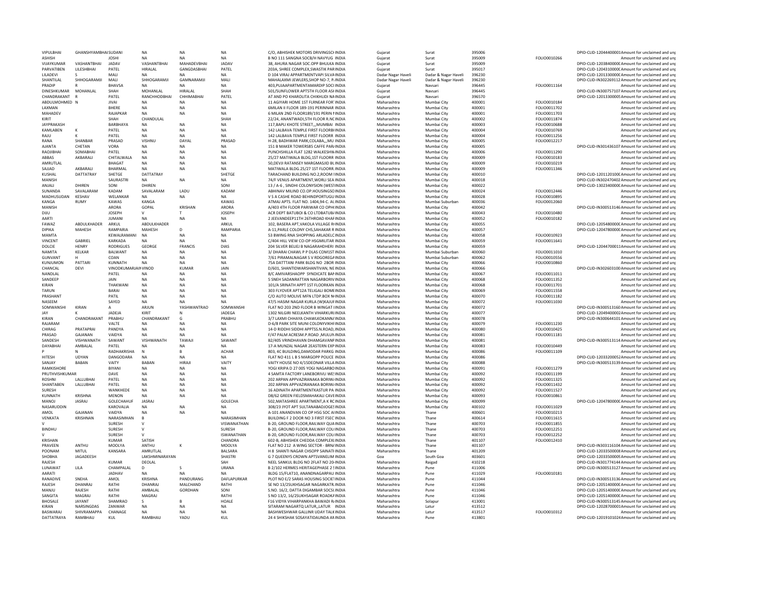| VIPULBHAI | GHANSHYAMBHAI SUDANI | | NA | NA | NA | C/O, ABHISHEK MOTORS DRIVINGSCH INDIA | Gujarat | Surat | 395006 | | DPID-CLID-12044400001 Amount for unclaimed and unp |
|---|---|---|---|---|---|---|---|---|---|---|---|
| ASHISH | | JOSHI | NA | NA | NA | B NO 111 SANGNA SOCB/H NAVYUG INDIA | Gujarat | Surat | 395009 | FOLIO0010266 | Amount for unclaimed and unp |
| VIJAYKUMAR | VASHANTBHAI | JADAV | VASHANTBHAI | MAHADEVBHAI | JADAV | 38, AHURA NAGAR SOC.OPP BHULKA INDIA | Gujarat | Surat | 395009 | | DPID-CLID-12038400000 Amount for unclaimed and unp |
| PARVATIBEN | LILESHBHAI | PATEL | HIRALAL | GANGDASBHAI | PATEL | 203A, SHREE COMPLEX,SWASTIK PAR INDIA | Gujarat | Surat | 395017 | | DPID-CLID-12043100000 Amount for unclaimed and unp |
| LILADEVI | S | MALI | NA | NA | NA | D 104 VIRAJ APPARTMENTVAPI SILVA INDIA | Dadar Nagar Haveli | Dadar & Nagar Haveli | 396230 | | DPID-CLID-12013300000 Amount for unclaimed and unp |
| SHANTILAL | SHHOGARAMJI | MALI | SHHOGARAMJI | GAMNARAMJI | MALI | MAHALAXMI JEWLERS,SHOP NO-7, P. INDIA | Dadar Nagar Haveli | Dadar & Nagar Haveli | 396230 | | DPID-CLID-IN302269112 Amount for unclaimed and unp |
| PRADIP | R | BHAVSA | NA | NA | NA | 403,PUJAAPARTMENTAMARDIP SOCI INDIA | Gujarat | Navsari | 396445 | FOLIO0011164 | Amount for unclaimed and unp |
| DINESHKUMAR | MOHANLAL | SHAH | MOHANLAL | HIRALAL | SHAH | 501/SUNFLOWER APTSTH FLOOR ASH INDIA | Gujarat | Navsari | 396445 | | DPID-CLID-IN300757107 Amount for unclaimed and unp |
| CHANDRAKANT | R | PATEL | RANCHHODBHAI | CHHIMABHAI | PATEL | AT AND PO KHAROLITA CHIKHLIDI NA INDIA | Gujarat | Navsari | 396570 | | DPID-CLID-12013300005 Amount for unclaimed and unp |
| ABDULMOHMED | N | JIVAI | NA | NA | NA | 11 AGIYARI HOME 1ST FLRNEAR FOR INDIA | Maharashtra | Mumbai City | 400001 | FOLIO0010184 | Amount for unclaimed and unp |
| LAXMAN | | BHERE | NA | NA | NA | 6MILAN II FLOOR 189-191 PERINNAR INDIA | Maharashtra | Mumbai City | 400001 | FOLIO0011702 | Amount for unclaimed and unp |
| MAHADEV | | RAJAPKAR | NA | NA | NA | 6 MILAN 2ND FLOOR189/191 PERIN N INDIA | Maharashtra | Mumbai City | 400001 | FOLIO0011703 | Amount for unclaimed and unp |
| KIRIT | | SHAH | CHANDULAL | | SHAH | 22/24, ANANTWADI,5TH FLOOR R.NC INDIA | Maharashtra | Mumbai City | 400002 | FOLIO0011874 | Amount for unclaimed and unp |
| JAYPRAKASH | | BARBHAYA | NA | NA | NA | 117,BAPLI KHOTE STREET,,,MUMBAI INDIA | Maharashtra | Mumbai City | 400003 | FOLIO0010688 | Amount for unclaimed and unp |
| KAMLABEN | K | PATEL | NA | NA | NA | 142 LALBAVA TEMPLE FIRST FLOORBI INDIA | Maharashtra | Mumbai City | 400004 | FOLIO0010769 | Amount for unclaimed and unp |
| RAJU | K | PATEL | NA | NA | NA | 142 LALBAVA TEMPLE FIRST FLOORR INDIA | Maharashtra | Mumbai City | 400004 | FOLIO0011256 | Amount for unclaimed and unp |
| RANA | SHANBAR | PRASAD | VISHNU | DAYAL | PRASAD | H-28, BADHWAR PARK,COLABA,,,MU INDIA | Maharashtra | Mumbai City | 400005 | FOLIO0012217 | Amount for unclaimed and unp |
| AJANTA | CHETAN | VORA | NA | NA | NA | 151 B MAKER TOWERS85 CAFFE PAR INDIA | Maharashtra | Mumbai City | 400005 | | DPID-CLID-IN301436107 Amount for unclaimed and unp |
| RAOJIBHAI | SOMABHAI | PATEL | NA | NA | NA | PUNCHSHILLA FLAT 1282 WALKESHW INDIA | Maharashtra | Mumbai City | 400006 | FOLIO0011290 | Amount for unclaimed and unp |
| ABBAS | AKBARALI | CHITALWALA | NA | NA | NA | 25/27 MATIWALA BLDG,1ST FLOORR INDIA | Maharashtra | Mumbai City | 400009 | FOLIO0010183 | Amount for unclaimed and unp |
| AMRUTLAL | | BHAGAT | NA | NA | NA | 50,DEVJI RATANSEY MARGMASJID BU INDIA | Maharashtra | Mumbai City | 400009 | FOLIO0010219 | Amount for unclaimed and unp |
| SAJJAD | AKBARALI | BHARMAL | NA | NA | NA | MATIWALA BLDG.25/27 1ST FLOORR INDIA | Maharashtra | Mumbai City | 400009 | FOLIO0011346 | Amount for unclaimed and unp |
| KUSHAL | DATTATRAY | SHETGE | DATTATRAY | | SHETGE | TARACHAND BUILDING NO.2,ROOM I INDIA | Maharashtra | Mumbai City | 400010 | | DPID-CLID-12011201000 Amount for unclaimed and unp |
| MANISH | | SAURASTRI | NA | NA | NA | 74/F VENUS APARTMENT,WORLI SEA INDIA | Maharashtra | Mumbai City | 400018 | | DPID-CLID-IN302470402 Amount for unclaimed and unp |
| ANJALI | DHIREN | SONI | DHIREN | | SONI | 13 / A-6 , SINDHI COLONYSION (WEST INDIA | Maharashtra | Mumbai City | 400022 | | DPID-CLID-13023400000 Amount for unclaimed and unp |
| SUNANDA | SAVALARAM | KADAM | SAVALARAM | LADU | KADAM | ABHINAV MILIND CO.OP.HOUSINGSO INDIA | Maharashtra | Mumbai City | 400024 | FOLIO0012446 | Amount for unclaimed and unp |
| MADHUSUDAN | KESHAV | WELANKAR | NA | NA | NA | V S A CASHE ROAD BEHINDPORTUGU INDIA | Maharashtra | Mumbai City | 400028 | FOLIO0010895 | Amount for unclaimed and unp |
| KANGA | RUMY | KAWAS | KANGA | | KAWAS | ATMAJ APTS. FLAT NO. 1404,94-C. AL INDIA | Maharashtra | Mumbai Suburban | 400036 | FOLIO0012060 | Amount for unclaimed and unp |
| MANISH | | ARORA | GOPAL | KRISHAN | ARORA | A/403 4TH FLOOR PARIWAR CO OPH INDIA | Maharashtra | Mumbai City | 400042 | | DPID-CLID-IN300513146 Amount for unclaimed and unp |
| DIJU | | JOSEPH | V | T | JOSEPH | ACR DEPT BATUBOI & CO LTDBATUB/ INDIA | Maharashtra | Mumbai City | 400043 | FOLIO0010480 | Amount for unclaimed and unp |
| AARTI | | JUMANI | NA | NA | NA | 2 JEEVANDEEP11TH 26THROAD KHAF INDIA | Maharashtra | Mumbai City | 400052 | FOLIO0010182 | Amount for unclaimed and unp |
| FAWAZ | ABDULKHADER | ARKUL | ABDULKHADER | | ARKUL | 102, BASERA APT,VAKOLA VILLAGE R INDIA | Maharashtra | Mumbai City | 400055 | | DPID-CLID-12054800000 Amount for unclaimed and unp |
| DIPIKA | MAHESH | RAMPARIA | MAHESH | D | RAMPARIA | A-11,PARLE COLONY CHS,SAHAKAR R INDIA | Maharashtra | Mumbai City | 400057 | | DPID-CLID-12047800000 Amount for unclaimed and unp |
| MAMTA | | KEWALRAMANI | NA | NA | NA | 53 BWING RNA SHOPPING ARLADELC INDIA | Maharashtra | Mumbai City | 400058 | FOLIO0010923 | Amount for unclaimed and unp |
| VINCENT | GABRIEL | KARKADA | NA | NA | NA | C/404 HILL VIEW CO-OP HSGMILITAR INDIA | Maharashtra | Mumbai City | 400059 | FOLIO0011641 | Amount for unclaimed and unp |
| DOLCIE | HENRY | RODRIGUES | GEORGE | FRANCIS | DIAS | 204 SILVER BELIEJ B NAGARAHDHERI INDIA | Maharashtra | Mumbai City | 400059 | | DPID-CLID-12044700011 Amount for unclaimed and unp |
| NAMITA | KELKAR | BALWANT | NA | NA | NA | 3/ DHARAI CHAWL P P DLAS COM1ST INDIA | Maharashtra | Mumbai Suburban | 400060 | FOLIO0011010 | Amount for unclaimed and unp |
| GUNVANT | H | COAN | NA | NA | NA | 7/61 PIRAMALNAGAR S V RDGOREGA INDIA | Maharashtra | Mumbai Suburban | 400062 | FOLIO0010556 | Amount for unclaimed and unp |
| KUNJUMON | PATTARI | KUNNATH | NA | NA | NA | 75A DATTTANI PARK BLDG NO 2BOR INDIA | Maharashtra | Mumbai City | 400066 | FOLIO0010860 | Amount for unclaimed and unp |
| CHANCAL | DEVI | VINODKUMARJAIN VINOD | | KUMAR | JAIN | D/601, SHANTIDWARSHANTIVAN, NE INDIA | Maharashtra | Mumbai City | 400066 | | DPID-CLID-IN302603100 Amount for unclaimed and unp |
| NANDLAL | | PATEL | NA | NA | NA | 8/C AMIVARSHAOPP SYNDICATE BAN INDIA | Maharashtra | Mumbai City | 400067 | FOLIO0011011 | Amount for unclaimed and unp |
| SANDEEP | | JAIN | NA | NA | NA | 5 SNEH SADANRATTAN NAGARBORIV INDIA | Maharashtra | Mumbai City | 400068 | FOLIO0011352 | Amount for unclaimed and unp |
| KIRAN | | THAKWANI | NA | NA | NA | 101/A SRINATH APPT 1ST FLOORKAN INDIA | Maharashtra | Mumbai City | 400068 | FOLIO0011701 | Amount for unclaimed and unp |
| TARUN | | BARAI | NA | NA | NA | 303 FLYOVER APT12A TELIGALI BOME INDIA | Maharashtra | Mumbai City | 400069 | FOLIO0011558 | Amount for unclaimed and unp |
| PRASHANT | | PATIL | NA | NA | NA | C/O AUTO MOLIVE MFN LTDP.BOX N INDIA | Maharashtra | Mumbai City | 400070 | FOLIO0011182 | Amount for unclaimed and unp |
| NASEEM | | SAYED | NA | NA | NA | 47/5 HASIM NAGAR KURLA (W)KAJUF INDIA | Maharashtra | Mumbai City | 400072 | FOLIO0011030 | Amount for unclaimed and unp |
| SOMWANSHI | KIRAN | A | ARJUN | YASHWANTRAO | SOMWANSHI | FLAT NO 203 2ND FLOOR B WINGAT I INDIA | Maharashtra | Mumbai City | 400072 | | DPID-CLID-IN300513160 Amount for unclaimed and unp |
| JAY | K | JADEJA | KIRIT | N | JADEGA | 1302 NILGIRI NEELKANTH VIHARKURI INDIA | Maharashtra | Mumbai City | 400077 | | DPID-CLID-12049400002 Amount for unclaimed and unp |
| KIRAN | CHANDRAKANT | PRABHU | CHANDRAKANT | G | PRABHU | 3/7 LAXMI CHHAYA CHAWLKOKANN/ INDIA | Maharashtra | Mumbai City | 400078 | | DPID-CLID-IN300644101 Amount for unclaimed and unp |
| RAJARAM | | VALTE | NA | NA | NA | D-6/8 PARK SITE MUNI COLONYVIKH INDIA | Maharashtra | Mumbai City | 400079 | FOLIO0011230 | Amount for unclaimed and unp |
| CHIRAG | PRATAPRAI | PANDYA | NA | NA | NA | 14-D RIDDHI SIDDHI APPTSS.N.ROAD, INDIA | Maharashtra | Mumbai City | 400080 | FOLIO0010425 | Amount for unclaimed and unp |
| PRASAD | GAJANAN | VAIDYA | NA | NA | NA | F/47 PALM ACRESM.P.ROAD ,MULUN INDIA | Maharashtra | Mumbai City | 400081 | FOLIO0011181 | Amount for unclaimed and unp |
| SANDESH | VISHWANATH | SAWANT | VISHWANATH | TAWAJI | SAWANT | B2/405 VRINDHAVAN DHAMGAVANF INDIA | Maharashtra | Mumbai City | 400081 | | DPID-CLID-IN300513114 Amount for unclaimed and unp |
| DAYABHAI | AMBALAL | PATEL | NA | NA | NA | 17-A MUNZAL NAGAR 2EASTERN EXP INDIA | Maharashtra | Mumbai City | 400083 | FOLIO0010449 | Amount for unclaimed and unp |
| P | N | RADHAKRISHA | N | B | ACHAR | 803, 4C BUILDING,DAMODAR PARKG INDIA | Maharashtra | Mumbai City | 400086 | FOLIO0011109 | Amount for unclaimed and unp |
| HITESH | UDYAN | DANGODARA | NA | NA | NA | FLAT NO 411 L B S MARGOPP POLICE INDIA | Maharashtra | Mumbai City | 400086 | | DPID-CLID-12033200052 Amount for unclaimed and unp |
| SANJAY | BABAN | VAITY | BABAN | HIRAJI | VAITY | VAITY HOUSE NO 4/15DEONAR VILLA INDIA | Maharashtra | Mumbai City | 400088 | | DPID-CLID-IN300513139 Amount for unclaimed and unp |
| RAMKISHORE | | BIYANI | NA | NA | NA | YOGI KRIPA D 27 005 YOGI NAGARBO INDIA | Maharashtra | Mumbai City | 400091 | FOLIO0011279 | Amount for unclaimed and unp |
| PRUTHVISHKUMAR | | DAVE | NA | NA | NA | 4 SAMTA FACTORY LANEBORIVLI WES INDIA | Maharashtra | Mumbai City | 400092 | FOLIO0011199 | Amount for unclaimed and unp |
| ROSHNI | LALLUBHAI | PATEL | NA | NA | NA | 202 ARPAN APPVAZIRANAKA BORIW/ INDIA | Maharashtra | Mumbai City | 400092 | FOLIO0011325 | Amount for unclaimed and unp |
| SHANTABEN | LALLUBHAI | PATEL | NA | NA | NA | 202 ARPAN APPVAZIRANAKA BORIW/ INDIA | Maharashtra | Mumbai City | 400092 | FOLIO0011432 | Amount for unclaimed and unp |
| SURESH | | WANKHEDE | NA | NA | NA | 16 ADINATH APARTMENTKASTUR PA INDIA | Maharashtra | Mumbai City | 400092 | FOLIO0011527 | Amount for unclaimed and unp |
| KUNNATH | KRISHNA | MENON | NA | NA | NA | D8/62 GREEN FIELDSMAHAKALI CAVE INDIA | Maharashtra | Mumbai City | 400093 | FOLIO0010861 | Amount for unclaimed and unp |
| MANOJ | JASRAJ | GOLECHAHUF | JASRAJ | | GOLECHA | 502,MATASHREE APARTMENT,A K RC INDIA | Maharashtra | Mumbai City | 400099 | | DPID-CLID-12047800000 Amount for unclaimed and unp |
| NASARUDDIN | | KAROVALIA | NA | NA | NA | 308/23 JYOT APT SULTANABADJOGES INDIA | Maharashtra | Mumbai City | 400102 | FOLIO0011029 | Amount for unclaimed and unp |
| AMOL | GAJANAN | VAIDYA | NA | NA | NA | A-101 ANANDVAN CO OP HSG SOC AI INDIA | Maharashtra | Thane | 400601 | FOLIO0010213 | Amount for unclaimed and unp |
| VENKATA | KRISHNAN | NARASIMHAN | B | | NARASIMHAN | BUILDING F 2 DOOR NO 3 FIRST FSEC INDIA | Maharashtra | Thane | 400614 | FOLIO0011615 | Amount for unclaimed and unp |
| V | | SURESH | V | | VISWANATHAN | B-20, GROUND FLOOR,RAILWAY QUA INDIA | Maharashtra | Thane | 400703 | FOLIO0011855 | Amount for unclaimed and unp |
| BINDHU | | SURESH | V | | SURESH | B-20, GROUND FLOOR,RAILWAY COL INDIA | Maharashtra | Thane | 400703 | FOLIO0012251 | Amount for unclaimed and unp |
| V | | SURESH | V | | ISWANATHAN | B-20, GROUND FLOOR,RAILWAY COL INDIA | Maharashtra | Thane | 400703 | FOLIO0012252 | Amount for unclaimed and unp |
| KRISHAN | | KUMAR | SATISH | | CHANDRA | 602-B, ABHISHEK CHEDDA COMPLEX INDIA | Maharashtra | Thane | 401107 | FOLIO0012410 | Amount for unclaimed and unp |
| PRAVEEN | ANTHU | MOOLYA | ANTHU | K | MOOLYA | FLAT NO 212 A WING SECTOR - BRN/ INDIA | Maharashtra | Thane | 401107 | | DPID-CLID-IN303116104 Amount for unclaimed and unp |
| POONAM | MITUL | KANSARA | AMRUTLAL | | BALSARA | H 8 SHANTI NAGAR CHSOPP SAINATI INDIA | Maharashtra | Thane | 401209 | | DPID-CLID-12033500008 Amount for unclaimed and unp |
| SHOBHA | JAGADEESH | | LAKSHMINARAYAN | | SHASTRI | G 7 QUEENYS CROWN APTSVANELIM INDIA | Goa | South Goa | 403601 | | DPID-CLID-12033500005 Amount for unclaimed and unp |
| RAJESH | | KUMAR | DEOLAL | | SAH | NEEL SANKUL BLDG NO 2FLAT NO 20 INDIA | Maharashtra | Raigad | 410218 | | DPID-CLID-IN301774144 Amount for unclaimed and unp |
| LUNAWAT | LILA | CHAMPALAL | D | S | URANA | B 2/102 HERMES HERITAGEPHASE 2 S INDIA | Maharashtra | Pune | 411006 | | DPID-CLID-IN300513127 Amount for unclaimed and unp |
| AARATI | | JADHAV | NA | NA | NA | BLDG 15/FLAT10, ANANDNAGARPAU INDIA | Maharashtra | Pune | 411029 | FOLIO0010181 | Amount for unclaimed and unp |
| RANADIVE | SNEHA | AMOL | KRISHNA | PANDURANG | DAFLAPURKAR | PLOT NO E/2 SARAS HOUSING SOCIET INDIA | Maharashtra | Pune | 411044 | | DPID-CLID-IN300513136 Amount for unclaimed and unp |
| RAJESH | DHANRAJ | RATHI | DHANRAJ | MALCHAND | RATHI | SE NO 13/2SUKHSAGAR NAGARKATR INDIA | Maharashtra | Pune | 411046 | | DPID-CLID-12051400000 Amount for unclaimed and unp |
| MANJU | RAJESH | RATHI | AMBALAL | GORDHAN | SONI | S.NO. 16/2, DATTA DIGAMBAR SOCSU INDIA | Maharashtra | Pune | 411046 | | DPID-CLID-12051400000 Amount for unclaimed and unp |
| SANGITA | MAGRAJ | RATHI | MAGRAJ | | RATHI | S NO 13/2, 16/2SUKHSAGAR ROADKA INDIA | Maharashtra | Pune | 411046 | | DPID-CLID-12051400000 Amount for unclaimed and unp |
| BHOSALE | JAYANT | SHAMRAO | S | B | HOALE | F16 VIDYA VIHARPANKHA BAWADI R INDIA | Maharashtra | Solapur | 413001 | | DPID-CLID-IN300513145 Amount for unclaimed and unp |
| KIRAN | NARSINGDAS | ZANWAR | NA | NA | NA | SITARAM NAGARTQ LATUR,,LATUR INDIA | Maharashtra | Latur | 413512 | | DPID-CLID-12028700001 Amount for unclaimed and unp |
| BASWARAJ | SHIVRAMAPPA | CHANAGE | NA | NA | NA | BASHWESHWAR GALLINR UDAY TALK INDIA | Maharashtra | Latur | 413517 | FOLIO0010312 | Amount for unclaimed and unp |
| DATTATRAYA | RAMBHAU | KUL | RAMBHAU | YADU | KUL | 24 4 SHIKSHAK SOSAYATIDAUNDA AN INDIA | Maharashtra | Pune | 413801 | | DPID-CLID-12019101024 Amount for unclaimed and unp |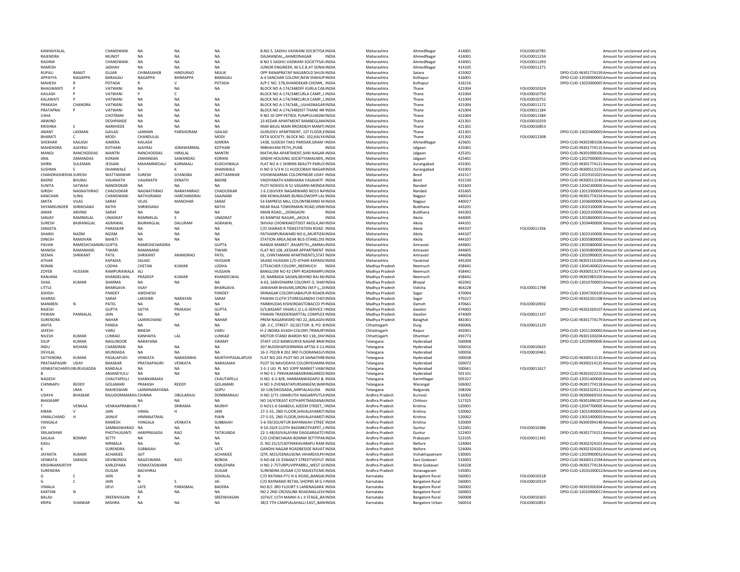| KANHAIYALAL | | CHANDWANI | NA | NA | NA | B.NO.5, SADHU VASWANI SOCIETYSA INDIA | | Maharashtra | AhmedNagar | 414001 | FOLIO0010785 | Amount for unclaimed and unp |
|---|---|---|---|---|---|---|---|---|---|---|---|---|
| RAJENDRA | | MUNOT | NA | NA | NA | DALMANDAI,,,AHMEDNAGAR | INDIA | Maharashtra | AhmedNagar | 414001 | FOLIO0011234 | Amount for unclaimed and unp |
| RASHMI | | CHANDWANI | NA | NA | NA | B NO 5 SADHU VASWANI SOCIETYSA INDIA | | Maharashtra | AhmedNagar | 414001 | FOLIO0011293 | Amount for unclaimed and unp |
| RAMESH | | JADHAV | NA | NA | NA | JUNIOR ENGINEER, M.S.E.B.AT SONAI INDIA | | Maharashtra | AhmedNagar | 414105 | FOLIO0011271 | Amount for unclaimed and unp |
| RUPALI | RANJIT | GUJAR | CHIMASAHEB | HINDURAO | MULIK | OPP RANAPRATAP NAGAROLD SHUSI INDIA | | Maharashtra | Satara | 415002 | | DPID-CLID-IN301774159 Amount for unclaimed and unp |
| APPAYYA | NAGAPPA | BARAGALI | NAGAPPA | BHIMAPPA | BARAGALI | A-4 SANCHAR COLONY,NEW SHAHUP INDIA | | Maharashtra | Kolhapur | 416001 | | DPID-CLID-12030000003 Amount for unclaimed and unp |
| MAHESH | R | POTADA | R | V | POTADA | A/P C NO. 578,KHANDEKAR CHOWK, INDIA | | Maharashtra | Kolhapur | 416216 | | DPID-CLID-12023000007 Amount for unclaimed and unp |
| BHAGWANTI | P | VATWANI | NA | NA | NA | BLOCK NO A-174/348OFF KURLA CAN INDIA | | Maharashtra | Thane | 421004 | FOLIO0010324 | Amount for unclaimed and unp |
| KAILASH | P | VATWANI | P | C | | BLOCK NO A-174/348CURLA CAMP,,L INDIA | | Maharashtra | Thane | 421004 | FOLIO0010750 | Amount for unclaimed and unp |
| KALAWATI | P | VATWANI | NA | NA | NA | BLOCK NO A-174/348CURLA CAMP,,L INDIA | | Maharashtra | Thane | 421004 | FOLIO0010752 | Amount for unclaimed and unp |
| PRAKASH | CHANDRA | VATWANI | NA | NA | NA | BLOCK NO A-174/348,,,ULHASNAGAR INDIA | | Maharashtra | Thane | 421004 | FOLIO0011172 | Amount for unclaimed and unp |
| PRATAPRAI | P | VATWANI | NA | NA | NA | BLOCK NO A-174/348DIST THANE NR INDIA | | Maharashtra | Thane | 421004 | FOLIO0011184 | Amount for unclaimed and unp |
| USHA | | CHOTRANI | NA | NA | NA | R NO 10 OPP PETROL PUMPULHASNA INDIA | | Maharashtra | Thane | 421004 | FOLIO0011584 | Amount for unclaimed and unp |
| ARWIND | | DESHPANDE | NA | NA | NA | 23 KEDAR APARTMENT RAMBEGLANI INDIA | | Maharashtra | Thane | 421301 | FOLIO0010259 | Amount for unclaimed and unp |
| KRISHNA | S | NARKHEDE | NA | NA | NA | RAM BAUG MAIN RROADB/H MAMT/ INDIA | | Maharashtra | Thane | 421301 | FOLIO0010853 | Amount for unclaimed and unp |
| ANANT | LAXMAN | GAILAD | LAXMAN | PARSHORAM | GAILAD | GURUDEV APARTMENT, 1ST FLOOR,8 INDIA | | Maharashtra | Thane | 421301 | | DPID-CLID-13023400001 Amount for unclaimed and unp |
| BHARATI | C | MODI | CHANDULAL | | MODI | EKTA SOCIETY, BLOCK NO. 102,KALYA INDIA | | Maharashtra | Thane | 421302 | FOLIO0012308 | Amount for unclaimed and unp |
| SHEKHAR | KAILASH | AJMERA | KAILASH | | AJMERA | 1438, SUDESH TAKU PARISAR,GRAM I INDIA | | Maharashtra | AhmedNagar | 423601 | | DPID-CLID-IN301983106 Amount for unclaimed and unp |
| MAHENDRA | AJAYRAJ | KOTHARI | AJAYRAJ | JORAWARMAL | KOTHARI | 99BHAVANI PETH,,PUNE | INDIA | Maharashtra | Jalgaon | 425001 | | DPID-CLID-IN301774115 Amount for unclaimed and unp |
| MANOJ | RANCHODDAS | MANTRI | RANCHODDAS | HIRALAL | MANTRI | MATHURA APARTMENT,SHRI NAGAR INDIA | | Maharashtra | Jalgaon | 425201 | | DPID-CLID-IN301098106 Amount for unclaimed and unp |
| ANIL | ZAMANDAS | KORANI | ZAMANDAS | SAWANDAS | KORANI | SINDHI HOUSING SOCIETYAMALNER,, INDIA | | Maharashtra | Jalgaon | 425401 | | DPID-CLID-12027000001 Amount for unclaimed and unp |
| SHIRN | SULEMAN | JESSANI | MAHAMMEDALI | KARMAALI | KUDCHIWALA | FLAT NO A-1 SHIRINS BEAUTY PARLO INDIA | | Maharashtra | Aurangabad | 431001 | | DPID-CLID-IN301774121 Amount for unclaimed and unp |
| SUSHMA | S | DHANWALE | S | K | DHANWALE | H NO D 5/3 N 11 HUDCORAVI NAGAR INDIA | | Maharashtra | Aurangabad | 431003 | | DPID-CLID-IN300513155 Amount for unclaimed and unp |
| CHANDRASHEKHA SURESH | | WATTAMWAR | SURESH | GYANOBA | WATTAMWAR | VISHWAKARMA COLONYNEAR UDAY INDIA | | Maharashtra | Beed | 431517 | | DPID-CLID-12019101023 Amount for unclaimed and unp |
| BADNE | BHURAJ | VAIJANATH | VAIJANATH | EKNATH | BADNE | VAIDYANATH KARKHANA VASAHATF INDIA | | Maharashtra | Beed | 431530 | | DPID-CLID-IN300513149 Amount for unclaimed and unp |
| SUNITA | SATWAJI | NANDEDKAR | NA | NA | NA | PLOT NO93SS N 51 VASARNI MONDA INDIA | | Maharashtra | Nanded | 431603 | | DPID-CLID-1204230000C Amount for unclaimed and unp |
| GIRISH | NAGNATHRAO | CHAOUDKAR | NAGNATHRAO | NARAYANRAO | CHAOUDKAR | 1 6 216VIVEK NAGARWARD NO13 NA INDIA | | Maharashtra | Nanded | 431605 | | DPID-CLID-12013300001 Amount for unclaimed and unp |
| KANCHAN | SUNIL | CHANDWANI | NATHURAMJI | HARCHANDRAI | SAAJNANI | 696 KEWALRAMS BUNGLOWOPP LAL INDIA | | Maharashtra | Nagpur | 440014 | | DPID-CLID-IN301774154 Amount for unclaimed and unp |
| SMITA | VILAS | SARAF | VILAS | MANOHAR | SARAF | 54 EMPRESS MILL COLONYBEHIND M INDIA | | Maharashtra | Nagpur | 440027 | | DPID-CLID-1203600000C Amount for unclaimed and unp |
| SHYAMSUNDER | SHRIKISANJI | RATHI | SHRIKISANJI | | RATHI | NEAR RAJA TOWERMAIN ROAD,VIMA INDIA | | Maharashtra | Buldhana | 443201 | | DPID-CLID-1302310000C Amount for unclaimed and unp |
| AMAR | ARVIND | SARAF | NA | NA | NA | MAIN ROAD,,,,DONGAON | INDIA | Maharashtra | Buldhana | 443303 | | DPID-CLID-1302310000C Amount for unclaimed and unp |
| SANJAY | RAMNIKLAL | UNADKAT | RAMNIKLAL | S | UNADKAT | 43 RANPISE NAGAR,,,AKOLA | INDIA | Maharashtra | Akola | 444005 | | DPID-CLID-12018600001 Amount for unclaimed and unp |
| SURESH | BAJRANGLAL | AGRAWAL | BAJRANGLAL | DALURAM | AGRAWAL | SHIVAJI CHOWKAKOTDIST AKOLA,AK INDIA | | Maharashtra | Akola | 444101 | | DPID-CLID-1203440000C Amount for unclaimed and unp |
| SANGITA | | PARASKAR | NA | NA | NA | C/O SHARAD R TIDKESTATION ROAD INDIA | | Maharashtra | Akola | 444107 | FOLIO0011356 | Amount for unclaimed and unp |
| SHAIKH | NAZIM | NIZAM | NA | NA | NA | PATHANPURAWARD NO 6,,MURTIZA INDIA | | Maharashtra | Akola | 444107 | | DPID-CLID-1302310000C Amount for unclaimed and unp |
| DINESH | RAMJIVAN | BAHETI | NA | NA | NA | STATION AREA,NEAR BUS-STAND,DIS INDIA | | Maharashtra | Akola | 444107 | | DPID-CLID-1303580000C Amount for unclaimed and unp |
| PAVAN | RAMESHCHANDRA GUPTA | | RAMESHCHANDRA | | GUPTA | NANDA MARKET ,RAJAPETH,,,AMRAV INDIA | | Maharashtra | Amravati | 444601 | | DPID-CLID-1303580000C Amount for unclaimed and unp |
| MANISH | RAMANAND | TIWARI | RAMANAND | | TIWARI | FLAT NO 106 ,KESHAR APPARTMENT INDIA | | Maharashtra | Amravati | 444605 | | DPID-CLID-1303580000C Amount for unclaimed and unp |
| SEEMA | SHRIKANT | PATIL | SHRIKANT | ANANDRAO | PATIL | 01, CHINTAMANI APARTMENTS,STAT INDIA | | Maharashtra | Amravati | 444606 | | DPID-CLID-1201090002C Amount for unclaimed and unp |
| ATHAR | | KAPADIA | SAJJAD | | HUSSAIN | SAJJAD HUSSIAN C/O ATHAR KAPADI/ INDIA | | Maharashtra | Yavatmal | 445204 | | DPID-CLID-IN303116100 Amount for unclaimed and unp |
| RONAK | | LODHA | CHETAN | KUMAR | LODHA | 27TEACHER COLONY,,NEEMUCH | INDIA | Madhya Pradesh | Neemuch | 458441 | | DPID-CLID-13041400022 Amount for unclaimed and unp |
| ZOYEB | HUSSAIN | RAMPURAWALA | ALI | | HUSSAIN | BANGLOW NO 42 CRPF ROADRAMPU INDIA | | Madhya Pradesh | Neemuch | 458441 | | DPID-CLID-IN300513177 Amount for unclaimed and unp |
| RANJANA | | KHANDELWAL | PRADEEP | KUMAR | KHANDELWAL | 19, NARBADA SADAN,BEHIND RAJ M/ INDIA | | Madhya Pradesh | Neemuch | 458441 | | DPID-CLID-IN301983100 Amount for unclaimed and unp |
| SHAIL | KUMAR | SHARMA | NA | NA | NA | A-63, SARVDHARM COLONYF-5, SHA INDIA | | Madhya Pradesh | Bhopal | 462042 | | DPID-CLID-12010700001 Amount for unclaimed and unp |
| LITTLE | | BHARGAVA | VIJAY | | BHARGAVA | JAWAHAR BHAVAN,SIRONJ (M.P.),,,SI INDIA | | Madhya Pradesh | Vidisha | 464228 | FOLIO0011798 | Amount for unclaimed and unp |
| ASHISH | | PANDEY | AWDHESH | | PANDEY | SRINAGAR COLONYJABALPUR ROADA INDIA | | Madhya Pradesh | Sagar | 470004 | | DPID-CLID-12047200105 Amount for unclaimed and unp |
| SHARAD | | SARAF | LAKSHMI | NARAYAN | SARAF | PAWAN CLOTH STORESGANDHI CHO INDIA | | Madhya Pradesh | Sagar | 470227 | | DPID-CLID-IN302201108 Amount for unclaimed and unp |
| MANIBEN | N | PATEL | NA | NA | NA | PARBHUDAS KISHORDASTOBACCO PI INDIA | | Madhya Pradesh | Damoh | 470661 | FOLIO0010932 | Amount for unclaimed and unp |
| RAJESH | | GUPTA | SATYA | PRAKASH | GUPTA | D/3,BASANT VIHAR,C.O.L.G SERVICE I INDIA | | Madhya Pradesh | Gwalior | 474002 | | DPID-CLID-IN302269107 Amount for unclaimed and unp |
| PAWAN | PANNALAL | JAIN | NA | NA | NA | PAWAN TRADDERSMITTAL COMPLEX INDIA | | Madhya Pradesh | Gwalior | 474009 | FOLIO0011147 | Amount for unclaimed and unp |
| SURENDRA | | NAHAR | LAXMICHAND | | NAHAR | PREM NAGARWARD NO 22,,BALAGH/ INDIA | | Madhya Pradesh | Balaghat | 481001 | | DPID-CLID-IN301774179 Amount for unclaimed and unp |
| ANITA | | PANDA | NA | NA | NA | QR. 2-C, STREET- 50,SECTOR- 8, PO: B INDIA | | Chhattisgarh | Durg | 490006 | FOLIO0012129 | Amount for unclaimed and unp |
| JAYESH | | VARU | BINESH | | VARU | H-2 INDIRA AVASH COLONY,TRIMURT INDIA | | Chhattisgarh | Raipur | 492001 | | DPID-CLID-12011200002 Amount for unclaimed and unp |
| NILESH | KUMAR | LUNKAD | KANHAIYA | LAL | LUNKAD | MOTOR STAND WARDH NO 118,,DH/ INDIA | | Chhattisgarh | Dhamtari | 493773 | | DPID-CLID-IN301330204 Amount for unclaimed and unp |
| DILIP | KUMAR | NAGUNOOR | NARAYANA | | SWAMY | STAFF UCO BANKSURYA NAGAR BRA INDIA | | Telangana | Hyderabad | 500008 | | DPID-CLID-1202990004C Amount for unclaimed and unp |
| INDU | MOHAN | CHANDRAN | NA | NA | NA | 207 BUDDHAPOORNIMA APTS6-3-11 INDIA | | Telangana | Hyderabad | 500016 | FOLIO0010633 | Amount for unclaimed and unp |
| DEVILAL | | MUNDADA | NA | NA | NA | 16-2-702/B # 202 3RD FLOORANASU INDIA | | Telangana | Hyderabad | 500036 | FOLIO0010461 | Amount for unclaimed and unp |
| SATYENDRA | KUMAR | PASALAPUDI | VENKATA | NARASIMHA | MURTHYPASALAPUDI | FLAT NO 201 PLOT NO 24 SAINATHRE INDIA | | Telangana | Hyderabad | 500038 | | DPID-CLID-IN300513135 Amount for unclaimed and unp |
| PRATAAPAGIRI | UDAY | BHASKAR | PRATAAPAGIRI | VENKATA | NARASAIAH | PLOT 56 NAVODAYA COLONYEIAMM/ INDIA | | Telangana | Hyderabad | 500072 | | DPID-CLID-IN300214125 Amount for unclaimed and unp |
| VENKATACHARYUI BURUGADDA | | KANDALA | NA | NA | NA | 1-5-1 LIG PL NO 1OPP MARKET VAN/ INDIA | | Telangana | Hyderabad | 500661 | FOLIO0011617 | Amount for unclaimed and unp |
| B | | ANJANEYULU | NA | NA | NA | H NO 4 1 794VIKARABADRANGAREDI INDIA | | Telangana | Hyderabad | 501101 | | DPID-CLID-IN301022210 Amount for unclaimed and unp |
| NAGESH | | CHAUTAPELLI | SHANKARAIAH | | CHAUTAPELLI | H.NO. 6-2-8/B, HANMANWADAPO & INDIA | | Telangana | KarimNagar | 505327 | | DPID-CLID-1205140000C Amount for unclaimed and unp |
| CHINNAPU | REDDY | GOLAMARI | PRAKASH | REDDY | GOLAMARI | H NO 3-2VENKATAPURSANGEM,WAR INDIA | | Telangana | Warangal | 506002 | | DPID-CLID-IN301774118 Amount for unclaimed and unp |
| K | UMA | MAHESWARI | LAXMINARAYANA | | GOPU | 10-118/DKODADA,,MIRYALAGUDA | INDIA | Telangana | Nalgonda | 508206 | | DPID-CLID-IN302324111 Amount for unclaimed and unp |
| UDAYA | BHASKAR | RAJUDOMMARAJU CHINNA | | OBULARAJU | DOMMARAJU | H NO 2/71-1MARUTHI NAGARIPUTLA INDIA | | Andhra Pradesh | Kurnool | 516002 | | DPID-CLID-IN300669102 Amount for unclaimed and unp |
| BHASKARP | | | NA | NA | NA | NO 14/470EAST KOTHAPETMADANAI INDIA | | Andhra Pradesh | Chittoor | 517325 | | DPID-CLID-IN301696107 Amount for unclaimed and unp |
| T | VENKAA | VENKAAPRABHAK/ T | | SRIRAMA | MURHY | D NO11-6-56ABDUL AZEEM STREET,, INDIA | | Andhra Pradesh | Krishna | 520001 | | DPID-CLID-1204770000C Amount for unclaimed and unp |
| KIRAN | V | JAIN | VIMAL | H | JAIN | 27-5-55, 2ND FLOOR,SHIVALAYAMSTI INDIA | | Andhra Pradesh | Krishna | 520002 | | DPID-CLID-13015400001 Amount for unclaimed and unp |
| VIMALCHAND | H | JAINUF | HIMMAATMAL | | PJAIN | 27-5-55, 2ND FLOOR,SHIVALAYAMSTI INDIA | | Andhra Pradesh | Krishna | 520002 | | DPID-CLID-13015400001 Amount for unclaimed and unp |
| YANGALA | | RAMESH | YANGALA | VENKATA | SUBBAIAH | 5-6-59/2GUNTUR BAPANAIAH STREE INDIA | | Andhra Pradesh | Krishna | 520009 | | DPID-CLID-IN300394148 Amount for unclaimed and unp |
| CH | | SAMBASWARAO | NA | NA | NA | 9-10-20/4 CLOTH BAZARKOTHAPET,,( INDIA | | Andhra Pradesh | Guntur | 522001 | FOLIO0010386 | Amount for unclaimed and unp |
| SRILAKSHMI | | PHOTHUGANTI | HARIPRASADA | RAO | TATIKUNDA | 22-1-48/ASIVALAYAM DAGGARAATC INDIA | | Andhra Pradesh | Guntur | 522403 | | DPID-CLID-IN301774151 Amount for unclaimed and unp |
| SAILAJA | BOMMI | SETTY | NA | NA | NA | C/O CHEWCHAIAH BOMMI SETTYPA INDIA | | Andhra Pradesh | Prakasam | 523105 | FOLIO0011345 | Amount for unclaimed and unp |
| KASU | | NIRMALA | NA | NA | NA | D. NO 25/2/530THIKKAVARAPU RAM INDIA | | Andhra Pradesh | Nellore | 524004 | | DPID-CLID-IN302324101 Amount for unclaimed and unp |
| K | | SURENDRA | SUBBAIAH | | LATE | GANDHI NAGAR ROADBESIDE NAVAT INDIA | | Andhra Pradesh | Nellore | 524004 | | DPID-CLID-IN302324101 Amount for unclaimed and unp |
| JAYANTA | KUMAR | ACHARJEE | AJIT | | ACHARJEE | QTR, M25/03NAUSENA VIHARDOLPH INDIA | | Andhra Pradesh | Vishakhapatnam | 530005 | | DPID-CLID-12029900052 Amount for unclaimed and unp |
| VENKATA | SARADA | DEVIBONDA | NAGESWARA | RAO | BONDA | D NO 68 10 35NANCY STREETVIDYUT INDIA | | Andhra Pradesh | East Godavari | 533003 | | DPID-CLID-IN300513194 Amount for unclaimed and unp |
| KRISHNAMURTHY | | KARLEPARA | VENKATASWAMI | | KARLEPARA | H NO 2-7STURPUVIPPARRU,,WEST G INDIA | | Andhra Pradesh | West Godavari | 534328 | | DPID-CLID-IN301774134 Amount for unclaimed and unp |
| SURENDRA | | DUGAR | BACHHRAJ | | DUGAR | SURENDRA DUGAR C/O MAJESTICMC INDIA | | Andhra Pradesh | Vizianagaram | 535001 | | DPID-CLID-12033200012 Amount for unclaimed and unp |
| G | C | JAIN | N | | SOHALAL | C/O RATANA P71 N G ROAD,,BANGAL INDIA | | Karnataka | Bangalore Rural | 560001 | FOLIO0010518 | Amount for unclaimed and unp |
| G | C | JAIN | N | S | JAI | C/O RAYMOND RETAIL SHOP85 M G I INDIA | | Karnataka | Bangalore Rural | 560001 | FOLIO0010519 | Amount for unclaimed and unp |
| VIMALA | | DEVI | LATE | PARASMAL | BADERA | NO 8/1 3RD FLOORT S LANENAGARA INDIA | | Karnataka | Bangalore Rural | 560002 | | DPID-CLID-IN301926304 Amount for unclaimed and unp |
| KARTHIK | N | | NA | NA | NA | NO 2 2ND CROSSLINK ROADMALLES\ INDIA | | Karnataka | Bangalore Rural | 560003 | | DPID-CLID-12010900017 Amount for unclaimed and unp |
| BALAJI | | SREENIVASAN | K | | SREENIVASAN | 1074/C 11TH MAINH A L II STAGE,,BA INDIA | | Karnataka | Bangalore Rural | 560008 | FOLIO0010303 | Amount for unclaimed and unp |
| KRIPA | SHANKAR | MISHRA | NA | NA | NA | 38/2 7TH CAMPJALAHALLI EAST,,BAN INDIA | | Karnataka | Bangalore Urban | 560014 | FOLIO0010851 | Amount for unclaimed and unp |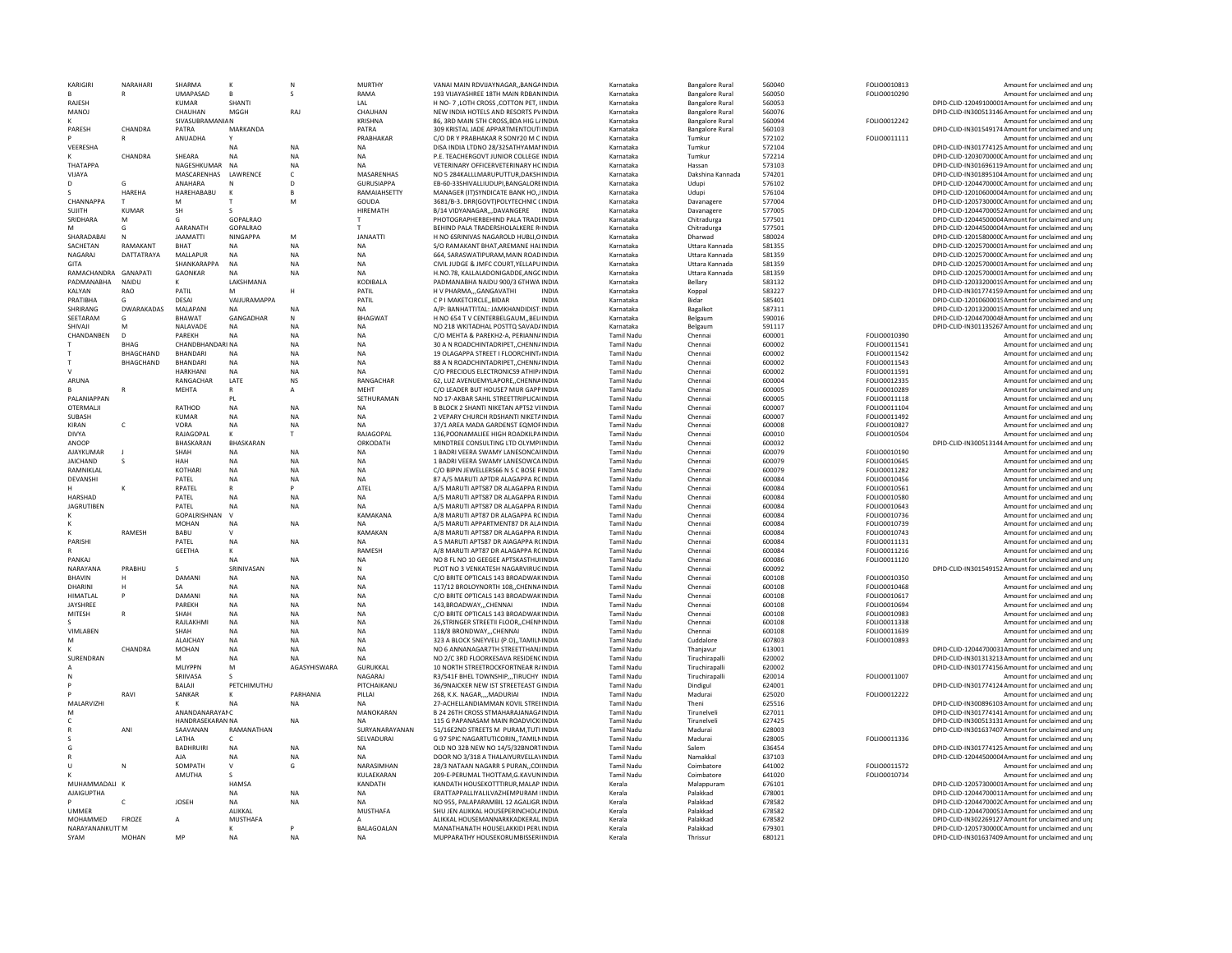| | | | | | | | | | | | | | |
|---|---|---|---|---|---|---|---|---|---|---|---|---|---|
| KARIGIRI | NARAHARI | SHARMA | K | N | MURTHY | VANAI MAIN RDVIJAYNAGAR,,BANGAINDIA | Karnataka | Bangalore Rural | 560040 | FOLIO0010813 | | Amount for unclaimed and unp |
| B | R | UMAPASAD | B | S | RAMA | 193 VIJAYASHREE 18TH MAIN RDBANINDIA | Karnataka | Bangalore Rural | 560050 | FOLIO0010290 | | Amount for unclaimed and unp |
| RAJESH | | KUMAR | SHANTI | | LAL | H NO- 7 ,LOTH CROSS ,COTTON PET, IINDIA | Karnataka | Bangalore Rural | 560053 | | DPID-CLID-12049100003 | Amount for unclaimed and unp |
| MANOJ | | CHAUHAN | MGGH | RAJ | CHAUHAN | NEW INDIA HOTELS AND RESORTS PVINDIA | Karnataka | Bangalore Rural | 560076 | | DPID-CLID-IN300513146 | Amount for unclaimed and unp |
| K | | SIVASUBRAMANIAN | | | KRISHNA | 86, 3RD MAIN 5TH CROSS,BDA HIG LAINDIA | Karnataka | Bangalore Rural | 560094 | FOLIO0012242 | | Amount for unclaimed and unp |
| PARESH | CHANDRA | PATRA | MARKANDA | | PATRA | 309 KRISTAL JADE APPARTMENTOUTIINDIA | Karnataka | Bangalore Rural | 560103 | | DPID-CLID-IN301549174 | Amount for unclaimed and unp |
| P | R | ANUADHA | Y | | PRABHAKAR | C/O DR Y PRABHAKAR R SONY20 M C INDIA | Karnataka | Tumkur | 572102 | FOLIO0011111 | | Amount for unclaimed and unp |
| VEERESHA | | | NA | NA | NA | DISA INDIA LTDNO 28/32SATHYAMANINDIA | Karnataka | Tumkur | 572104 | | DPID-CLID-IN301774125 | Amount for unclaimed and unp |
| K | CHANDRA | SHEARA | NA | NA | NA | P.E. TEACHERGOVT JUNIOR COLLEGE INDIA | Karnataka | Tumkur | 572214 | | DPID-CLID-12030700000 | Amount for unclaimed and unp |
| THATAPPA | | NAGESHKUMAR | NA | NA | NA | VETERINARY OFFICERVETERINARY HCINDIA | Karnataka | Hassan | 573103 | | DPID-CLID-IN301696119 | Amount for unclaimed and unp |
| VIJAYA | | MASCARENHAS | LAWRENCE | C | MASARENHAS | NO 5 284KALLLMARUPUTTUR,DAKSHINDIA | Karnataka | Dakshina Kannada | 574201 | | DPID-CLID-IN301895104 | Amount for unclaimed and unp |
| D | G | ANAHARA | N | D | GURUSIAPPA | EB-60-33SHIVALLIUDUPI,BANGALOREINDIA | Karnataka | Udupi | 576102 | | DPID-CLID-12044700000 | Amount for unclaimed and unp |
| S | HAREHA | HAREHABABU | K | B | RAMAIAHSETTY | MANAGER (IT)SYNDICATE BANK HO,,IINDIA | Karnataka | Udupi | 576104 | | DPID-CLID-12010600004 | Amount for unclaimed and unp |
| CHANNAPPA | T | M | T | M | GOUDA | 3681/B-3. DRR(GOVT)POLYTECHNIC CINDIA | Karnataka | Davanagere | 577004 | | DPID-CLID-12057300000 | Amount for unclaimed and unp |
| SUJITH | KUMAR | SH | S | | HIREMATH | B/14 VIDYANAGAR,,,DAVANGERE INDIA | Karnataka | Davanagere | 577005 | | DPID-CLID-12044700052 | Amount for unclaimed and unp |
| SRIDHARA | M | G | GOPALRAO | | T | PHOTOGRAPHERBEHIND PALA TRADEINDIA | Karnataka | Chitradurga | 577501 | | DPID-CLID-12044500004 | Amount for unclaimed and unp |
| M | G | AARANATH | GOPALRAO | | T | BEHIND PALA TRADERSHOLALKERE RIINDIA | Karnataka | Chitradurga | 577501 | | DPID-CLID-12044500004 | Amount for unclaimed and unp |
| SHARADABAI | N | JAAMATTI | NINGAPPA | M | JANAATTI | H NO 6SRINIVAS NAGAROLD HUBLI,OINDIA | Karnataka | Dharwad | 580024 | | DPID-CLID-12015800000 | Amount for unclaimed and unp |
| SACHETAN | RAMAKANT | BHAT | NA | NA | NA | S/O RAMAKANT BHAT,AREMANE HALINDIA | Karnataka | Uttara Kannada | 581355 | | DPID-CLID-12025700001 | Amount for unclaimed and unp |
| NAGARAJ | DATTATRAYA | MALLAPUR | NA | NA | NA | 664, SARASWATIPURAM,MAIN ROADINDIA | Karnataka | Uttara Kannada | 581359 | | DPID-CLID-12025700000 | Amount for unclaimed and unp |
| GITA | | SHANKARAPPA | NA | NA | NA | CIVIL JUDGE & JMFC COURT,YELLAPUINDIA | Karnataka | Uttara Kannada | 581359 | | DPID-CLID-12025700001 | Amount for unclaimed and unp |
| RAMACHANDRA | GANAPATI | GAONKAR | NA | NA | NA | H.NO.78, KALLALADONIGADDE,ANGCINDIA | Karnataka | Uttara Kannada | 581359 | | DPID-CLID-12025700001 | Amount for unclaimed and unp |
| PADMANABHA | NAIDU | K | LAKSHMANA | | KODIBALA | PADMANABHA NAIDU 900/3 6THWA INDIA | Karnataka | Bellary | 583132 | | DPID-CLID-12033200015 | Amount for unclaimed and unp |
| KALYAN | RAO | PATIL | M | H | PATIL | H V PHARMA,,,GANGAVATHI INDIA | Karnataka | Koppal | 583227 | | DPID-CLID-IN301774159 | Amount for unclaimed and unp |
| PRATIBHA | G | DESAI | VAIJURAMAPPA | | PATIL | C P I MAKETCIRCLE,,BIDAR INDIA | Karnataka | Bidar | 585401 | | DPID-CLID-12010600015 | Amount for unclaimed and unp |
| SHRIRANG | DWARAKADAS | MALAPANI | NA | NA | NA | A/P: BANHATTITAL: JAMKHANDIDIST INDIA | Karnataka | Bagalkot | 587311 | | DPID-CLID-12013200015 | Amount for unclaimed and unp |
| SEETARAM | G | BHAWAT | GANGADHAR | N | BHAGWAT | H NO 654 T V CENTERBELGAUM,,BELINDIA | Karnataka | Belgaum | 590016 | | DPID-CLID-12044700048 | Amount for unclaimed and unp |
| SHIVAJI | M | NALAVADE | NA | NA | NA | NO 218 WKITADHAL POSTTQ SAVADAINDIA | Karnataka | Belgaum | 591117 | | DPID-CLID-IN301135267 | Amount for unclaimed and unp |
| CHANDANBEN | D | PAREKH | NA | NA | NA | C/O MEHTA & PAREKH2-A, PERIANNAINDIA | Tamil Nadu | Chennai | 600001 | FOLIO0010390 | | Amount for unclaimed and unp |
| T | BHAG | CHANDBHANDARI | NA | NA | NA | 30 A N ROADCHINTADRIPET,,CHENNAINDIA | Tamil Nadu | Chennai | 600002 | FOLIO0011541 | | Amount for unclaimed and unp |
| T | BHAGCHAND | BHANDARI | NA | NA | NA | 19 OLAGAPPA STREET I FLOORCHINTAINDIA | Tamil Nadu | Chennai | 600002 | FOLIO0011542 | | Amount for unclaimed and unp |
| T | BHAGCHAND | BHANDARI | NA | NA | NA | 88 A N ROADCHINTADRIPET,,CHENNAINDIA | Tamil Nadu | Chennai | 600002 | FOLIO0011543 | | Amount for unclaimed and unp |
| V | | HARKHANI | NA | NA | NA | C/O PRECIOUS ELECTRONICS9 ATHIPAINDIA | Tamil Nadu | Chennai | 600002 | FOLIO0011591 | | Amount for unclaimed and unp |
| ARUNA | | RANGACHAR | LATE | NS | RANGACHAR | 62, LUZ AVENUEMYLAPORE,,CHENNAINDIA | Tamil Nadu | Chennai | 600004 | FOLIO0012335 | | Amount for unclaimed and unp |
| B | R | MEHTA | R | A | MEHT | C/O LEADER BUT HOUSE7 MUR GAPPINDIA | Tamil Nadu | Chennai | 600005 | FOLIO0010289 | | Amount for unclaimed and unp |
| PALANIAPPAN | | | PL | | SETHURAMAN | NO 17-AKBAR SAHIL STREETTRIPLICAIINDIA | Tamil Nadu | Chennai | 600005 | FOLIO0011118 | | Amount for unclaimed and unp |
| OTERMALJI | | RATHOD | NA | NA | NA | B BLOCK 2 SHANTI NIKETAN APTS2 VIINDIA | Tamil Nadu | Chennai | 600007 | FOLIO0011104 | | Amount for unclaimed and unp |
| SUBASH | | KUMAR | NA | NA | NA | 2 VEPARY CHURCH RDSHANTI NIKETAINDIA | Tamil Nadu | Chennai | 600007 | FOLIO0011492 | | Amount for unclaimed and unp |
| KIRAN | C | VORA | NA | NA | NA | 37/1 AREA MADA GARDENST EQMOFINDIA | Tamil Nadu | Chennai | 600008 | FOLIO0010827 | | Amount for unclaimed and unp |
| DIVYA | | RAJAGOPAL | K | T | RAJAGOPAL | 136,POONAMALIEE HIGH ROADKILPAINDIA | Tamil Nadu | Chennai | 600010 | FOLIO0010504 | | Amount for unclaimed and unp |
| ANOOP | | BHASKARAN | BHASKARAN | | ORKODATH | MINDTREE CONSULTING LTD OLYMPIINDIA | Tamil Nadu | Chennai | 600032 | | DPID-CLID-IN300513144 | Amount for unclaimed and unp |
| AJAYKUMAR | J | SHAH | NA | NA | NA | 1 BADRI VEERA SWAMY LANESONCAIINDIA | Tamil Nadu | Chennai | 600079 | FOLIO0010190 | | Amount for unclaimed and unp |
| JAICHAND | S | HAH | NA | NA | NA | 1 BADRI VEERA SWAMY LANESOWCAINDIA | Tamil Nadu | Chennai | 600079 | FOLIO0010645 | | Amount for unclaimed and unp |
| RAMNIKLAL | | KOTHARI | NA | NA | NA | C/O BIPIN JEWELLERS66 N S C BOSE RINDIA | Tamil Nadu | Chennai | 600079 | FOLIO0011282 | | Amount for unclaimed and unp |
| DEVANSHI | | PATEL | NA | NA | NA | 87 A/5 MARUTI APTDR ALAGAPPA RCINDIA | Tamil Nadu | Chennai | 600084 | FOLIO0010456 | | Amount for unclaimed and unp |
| H | K | RPATEL | R | P | ATEL | A/5 MARUTI APTS87 DR ALAGAPPA RINDIA | Tamil Nadu | Chennai | 600084 | FOLIO0010561 | | Amount for unclaimed and unp |
| HARSHAD | | PATEL | NA | NA | NA | A/5 MARUTI APTS87 DR ALAGAPPA RINDIA | Tamil Nadu | Chennai | 600084 | FOLIO0010580 | | Amount for unclaimed and unp |
| JAGRUTIBEN | | PATEL | NA | NA | NA | A/5 MARUTI APTS87 DR ALAGAPPA RINDIA | Tamil Nadu | Chennai | 600084 | FOLIO0010643 | | Amount for unclaimed and unp |
| K | | GOPALRISHNAN | V | | KAMAKANA | A/8 MARUTI APT87 DR ALAGAPPA RCINDIA | Tamil Nadu | Chennai | 600084 | FOLIO0010736 | | Amount for unclaimed and unp |
| K | | MOHAN | NA | NA | NA | A/5 MARUTI APPARTMENT87 DR ALAINDIA | Tamil Nadu | Chennai | 600084 | FOLIO0010739 | | Amount for unclaimed and unp |
| K | RAMESH | BABU | V | | KAMAKAN | A/8 MARUTI APTS87 DR ALAGAPPA RINDIA | Tamil Nadu | Chennai | 600084 | FOLIO0010743 | | Amount for unclaimed and unp |
| PARISHI | | PATEL | NA | NA | NA | A 5 MARUTI APTS87 DR AIAGAPPA RCINDIA | Tamil Nadu | Chennai | 600084 | FOLIO0011131 | | Amount for unclaimed and unp |
| R | | GEETHA | K | | RAMESH | A/8 MARUTI APT87 DR ALAGAPPA RCINDIA | Tamil Nadu | Chennai | 600084 | FOLIO0011216 | | Amount for unclaimed and unp |
| PANKAJ | | | NA | NA | NA | NO 8 FL NO 10 GEEGEE APTSKASTHUIINDIA | Tamil Nadu | Chennai | 600086 | FOLIO0011120 | | Amount for unclaimed and unp |
| NARAYANA | PRABHU | S | SRINIVASAN | | N | PLOT NO 3 VENKATESH NAGARVIRUGINDIA | Tamil Nadu | Chennai | 600092 | | DPID-CLID-IN301549152 | Amount for unclaimed and unp |
| BHAVIN | H | DAMANI | NA | NA | NA | C/O BRITE OPTICALS 143 BROADWAKINDIA | Tamil Nadu | Chennai | 600108 | FOLIO0010350 | | Amount for unclaimed and unp |
| DHARINI | H | SA | NA | NA | NA | 117/12 BROLOYNORTH 108,,CHENNAINDIA | Tamil Nadu | Chennai | 600108 | FOLIO0010468 | | Amount for unclaimed and unp |
| HIMATLAL | P | DAMANI | NA | NA | NA | C/O BRITE OPTICALS 143 BROADWAKINDIA | Tamil Nadu | Chennai | 600108 | FOLIO0010617 | | Amount for unclaimed and unp |
| JAYSHREE | | PAREKH | NA | NA | NA | 143,BROADWAY,,,CHENNAI INDIA | Tamil Nadu | Chennai | 600108 | FOLIO0010694 | | Amount for unclaimed and unp |
| MITESH | R | SHAH | NA | NA | NA | C/O BRITE OPTICALS 143 BROADWAKINDIA | Tamil Nadu | Chennai | 600108 | FOLIO0010983 | | Amount for unclaimed and unp |
| S | | RAJLAKHMI | NA | NA | NA | 26,STRINGER STREETII FLOOR,,CHENNINDIA | Tamil Nadu | Chennai | 600108 | FOLIO0011338 | | Amount for unclaimed and unp |
| VIMLABEN | | SHAH | NA | NA | NA | 118/8 BRONDWAY,,,CHENNAI INDIA | Tamil Nadu | Chennai | 600108 | FOLIO0011639 | | Amount for unclaimed and unp |
| M | | ALAICHAY | NA | NA | NA | 323 A BLOCK SNEYVELI (P.O),,TAMILNINDIA | Tamil Nadu | Cuddalore | 607803 | FOLIO0010893 | | Amount for unclaimed and unp |
| K | CHANDRA | MOHAN | NA | NA | NA | NO 6 ANNANAGAR7TH STREETTHANJINDIA | Tamil Nadu | Thanjavur | 613001 | | DPID-CLID-12044700031 | Amount for unclaimed and unp |
| SURENDRAN | | M | NA | NA | NA | NO 2/C 3RD FLOORKESAVA RESIDENCINDIA | Tamil Nadu | Tiruchirapalli | 620002 | | DPID-CLID-IN301313213 | Amount for unclaimed and unp |
| A | | MUIYPPN | M | AGASYHISWARA | GURUKKAL | 10 NORTH STREETROCKFORTNEAR RAINDIA | Tamil Nadu | Tiruchirapalli | 620002 | | DPID-CLID-IN301774156 | Amount for unclaimed and unp |
| N | | SRIIVASA | S | | NAGARAJ | R3/541F BHEL TOWNSHIP,,,TIRUCHY INDIA | Tamil Nadu | Tiruchirapalli | 620014 | FOLIO0011007 | | Amount for unclaimed and unp |
| P | | BALAJI | PETCHIMUTHU | | PITCHAIKANU | 36/9NAICKER NEW IST STREETEAST GINDIA | Tamil Nadu | Dindigul | 624001 | | DPID-CLID-IN301774124 | Amount for unclaimed and unp |
| P | RAVI | SANKAR | K | PARHANIA | PILLAI | 268, K.K. NAGAR,,,,MADURIAI INDIA | Tamil Nadu | Madurai | 625020 | FOLIO0012222 | | Amount for unclaimed and unp |
| MALARVIZHI | | K | NA | NA | NA | 27-ACHELLANDIAMMAN KOVIL STREEINDIA | Tamil Nadu | Theni | 625516 | | DPID-CLID-IN300896103 | Amount for unclaimed and unp |
| M | | ANANDANARAYANC | | | MANOKARAN | B 24 26TH CROSS STMAHARAJANAGAINDIA | Tamil Nadu | Tirunelveli | 627011 | | DPID-CLID-IN301774141 | Amount for unclaimed and unp |
| C | | HANDRASEKARAN | NA | NA | NA | 115 G PAPANASAM MAIN ROADVICKIINDIA | Tamil Nadu | Tirunelveli | 627425 | | DPID-CLID-IN300513131 | Amount for unclaimed and unp |
| R | ANI | SAAVANAN | RAMANATHAN | | SURYANARAYANAN | 51/16E2ND STREETS M PURAM,TUTIINDIA | Tamil Nadu | Madurai | 628003 | | DPID-CLID-IN301637407 | Amount for unclaimed and unp |
| S | | LATHA | C | | SELVADURAI | G 97 SPIC NAGARTUTICORIN,,TAMILNINDIA | Tamil Nadu | Madurai | 628005 | FOLIO0011336 | | Amount for unclaimed and unp |
| G | | BADHRUIRI | NA | NA | NA | OLD NO 32B NEW NO 14/5/32BNORTINDIA | Tamil Nadu | Salem | 636454 | | DPID-CLID-IN301774125 | Amount for unclaimed and unp |
| R | | AJA | NA | NA | NA | DOOR NO 3/318 A THALAIYURVELLAYINDIA | Tamil Nadu | Namakkal | 637103 | | DPID-CLID-12044500004 | Amount for unclaimed and unp |
| U | N | SOMPATH | V | G | NARASIMHAN | 28/3 NATAAN NAGARR S PURAN,,COIINDIA | Tamil Nadu | Coimbatore | 641002 | FOLIO0011572 | | Amount for unclaimed and unp |
| K | | AMUTHA | S | | KULAEKARAN | 209-E-PERUMAL THOTTAM,G.KAVUNINDIA | Tamil Nadu | Coimbatore | 641020 | FOLIO0010734 | | Amount for unclaimed and unp |
| MUHAMMADALI | K | | HAMSA | | KANDATH | KANDATH HOUSEKOTTTIRUR,MALAP INDIA | Kerala | Malappuram | 676101 | | DPID-CLID-12057300001 | Amount for unclaimed and unp |
| AJAIGUPTHA | | | NA | NA | NA | ERATTAPPALLIYALILVAZHEMPURAM IINDIA | Kerala | Palakkad | 678001 | | DPID-CLID-12044700011 | Amount for unclaimed and unp |
| P | C | JOSEH | NA | NA | NA | NO 955, PALAPARAMBIL 12 AGALIGRINDIA | Kerala | Palakkad | 678582 | | DPID-CLID-12044700020 | Amount for unclaimed and unp |
| UMMER | | | ALIKKAL | | MUSTHAFA | SHU JEN ALIKKAL HOUSEPERINCHOLAINDIA | Kerala | Palakkad | 678582 | | DPID-CLID-12044700051 | Amount for unclaimed and unp |
| MOHAMMED | FIROZE | A | MUSTHAFA | | A | ALIKKAL HOUSEMANNARKKADKERAL INDIA | Kerala | Palakkad | 678582 | | DPID-CLID-IN302269127 | Amount for unclaimed and unp |
| NARAYANANKUTTY | M | | K | P | BALAGOALAN | MANATHANATH HOUSELAKKIDI PERUINDIA | Kerala | Palakkad | 679301 | | DPID-CLID-12057300000 | Amount for unclaimed and unp |
| SYAM | MOHAN | MP | NA | NA | NA | MUPPARATHY HOUSEKORUMBISSERIINDIA | Kerala | Thrissur | 680121 | | DPID-CLID-IN301637409 | Amount for unclaimed and unp |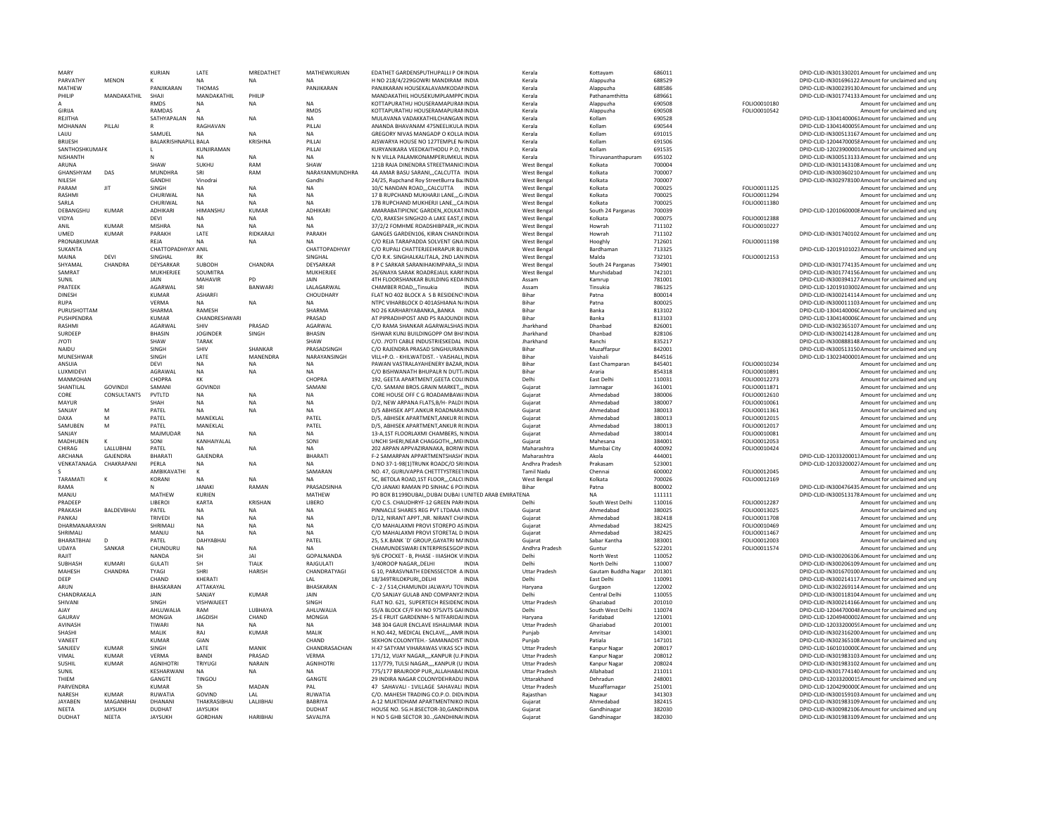| MARY | | KURIAN | LATE | MREDATHET | MATHEWKURIAN | EDATHET GARDENSPUTHUPALLI P OKINDIA | Kerala | Kottayam | 686011 | | DPID-CLID-IN301330201 Amount for unclaimed and unp |
|---|---|---|---|---|---|---|---|---|---|---|---|
| PARVATHY | MENON | K | NA | NA | NA | H NO 218/4/229GOWRI MANDIRAM INDIA | Kerala | Alappuzha | 688529 | | DPID-CLID-IN301696122 Amount for unclaimed and unp |
| MATHEW | | PANJIKARAN | THOMAS | | PANJIKARAN | PANJIKARAN HOUSEKALAVAMKODAMINDIA | Kerala | Alappuzha | 688586 | | DPID-CLID-IN300239130 Amount for unclaimed and unp |
| PHILIP | MANDAKATHIL | SHAJI | MANDAKATHIL | PHILIP | | MANDAKATHIL HOUSEKUMPLAMPPOINDIA | Kerala | Pathanamthitta | 689661 | | DPID-CLID-IN301774133 Amount for unclaimed and unp |
| A | | RMDS | NA | NA | NA | KOTTAPURATHU HOUSERAMAPURAMINDIA | Kerala | Alappuzha | 690508 | FOLIO0010180 | Amount for unclaimed and unp |
| GIRIJA | | RAMDAS | A | | RMDS | KOTTAPURATHU HOUSERAMAPURAMINDIA | Kerala | Alappuzha | 690508 | FOLIO0010542 | Amount for unclaimed and unp |
| REJITHA | | SATHYAPALAN | NA | NA | NA | MULAVANA VADAKKATHILCHANGAN INDIA | Kerala | Kollam | 690528 | | DPID-CLID-13041400061 Amount for unclaimed and unp |
| MOHANAN | PILLAI | R | RAGHAVAN | | PILLAI | ANANDA BHAVANAM 475NEELIKULA INDIA | Kerala | Kollam | 690544 | | DPID-CLID-13041400055 Amount for unclaimed and unp |
| LAIJU | | SAMUEL | NA | NA | NA | GREGORY NIVAS MANGADP O KOLLA INDIA | Kerala | Kollam | 691015 | | DPID-CLID-IN300513167 Amount for unclaimed and unp |
| BRIJESH | | BALAKRISHNAPILL BALA | | KRISHNA | PILLAI | AISWARYA HOUSE NO 127TEMPLE N/INDIA | Kerala | Kollam | 691506 | | DPID-CLID-12044700058 Amount for unclaimed and unp |
| SANTHOSHKUMAR | | L | KUNJIRAMAN | | PILLAI | KURYANIKARA VEEDKAITHODU P.O, FINDIA | Kerala | Kollam | 691535 | | DPID-CLID-12023900001 Amount for unclaimed and unp |
| NISHANTH | | N | NA | NA | NA | N N VILLA PALAMKONAMPERUMKUL INDIA | Kerala | Thiruvananthapuram | 695102 | | DPID-CLID-IN300513133 Amount for unclaimed and unp |
| ARUNA | | SHAW | SUKHU | RAM | SHAW | 121B RAJA DINENDRA STREETMANICIINDIA | West Bengal | Kolkata | 700004 | | DPID-CLID-IN301143108 Amount for unclaimed and unp |
| GHANSHYAM | DAS | MUNDHRA | SRI | RAM | NARAYANMUNDHRA | 4A AMAR BASU SARANI,,,CALCUTTA INDIA | West Bengal | Kolkata | 700007 | | DPID-CLID-IN300360210 Amount for unclaimed and unp |
| NILESH | | GANDHI | Vinodrai | | Gandhi | 24/25, Rupchand Roy StreetBurra BaiINDIA | West Bengal | Kolkata | 700007 | | DPID-CLID-IN302978100 Amount for unclaimed and unp |
| PARAM | JIT | SINGH | NA | NA | NA | 10/C NANDAN ROAD,,,CALCUTTA INDIA | West Bengal | Kolkata | 700025 | FOLIO0011125 | Amount for unclaimed and unp |
| RASHMI | | CHURIWAL | NA | NA | NA | 17 B RUPCHAND MUKHARJI LANE,,,CAINDIA | West Bengal | Kolkata | 700025 | FOLIO0011294 | Amount for unclaimed and unp |
| SARLA | | CHURIWAL | NA | NA | NA | 17B RUPCHAND MUKHERJI LANE,,,CAINDIA | West Bengal | Kolkata | 700025 | FOLIO0011380 | Amount for unclaimed and unp |
| DEBANGSHU | KUMAR | ADHIKARI | HIMANSHU | KUMAR | ADHIKARI | AMARABATIPICNIC GARDEN,,KOLKATINDIA | West Bengal | South 24 Parganas | 700039 | | DPID-CLID-12010600008 Amount for unclaimed and unp |
| VIDYA | | DEVI | NA | NA | NA | C/O, RAKESH SINGH20-A LAKE EAST,6INDIA | West Bengal | Kolkata | 700075 | FOLIO0012388 | Amount for unclaimed and unp |
| ANIL | KUMAR | MISHRA | NA | NA | NA | 37/2/2 FOMHME ROADSHIBPAER,,HCINDIA | West Bengal | Howrah | 711102 | FOLIO0010227 | Amount for unclaimed and unp |
| UMED | KUMAR | PARAKH | LATE | RIDKARAJI | PARAKH | GANGES GARDEN106, KIRAN CHANDIINDIA | West Bengal | Howrah | 711102 | | DPID-CLID-IN301740102 Amount for unclaimed and unp |
| PRONABKUMAR | | REJA | NA | NA | NA | C/O REJA TARAPADDA SOLVENT GNA INDIA | West Bengal | Hooghly | 712601 | FOLIO0011198 | Amount for unclaimed and unp |
| SUKANTA | | CHATTOPADHYAY ANIL | | | CHATTOPADHYAY | C/O RUPALI CHATTERJEEHIRAPUR BUINDIA | West Bengal | Bardhaman | 713325 | | DPID-CLID-12019101023 Amount for unclaimed and unp |
| MAINA | DEVI | SINGHAL | RK | | SINGHAL | C/O R.K. SINGHALKALITALA, 2ND LANINDIA | West Bengal | Malda | 732101 | FOLIO0012153 | Amount for unclaimed and unp |
| SHYAMAL | CHANDRA | DEYSARKAR | SUBODH | CHANDRA | DEYSARKAR | 8 P C SARKAR SARANIHAKIMPARA,,SIINDIA | West Bengal | South 24 Parganas | 734901 | | DPID-CLID-IN301774135 Amount for unclaimed and unp |
| SAMRAT | | MUKHERJEE | SOUMITRA | | MUKHERJEE | 26/6NAYA SARAK ROADREJAUL KARIFINDIA | West Bengal | Murshidabad | 742101 | | DPID-CLID-IN301774156 Amount for unclaimed and unp |
| SUNIL | | JAIN | MAHAVIR | PD | JAIN | 4TH FLOORSHANKAR BUILDING KEDAINDIA | Assam | Kamrup | 781001 | | DPID-CLID-IN300394127 Amount for unclaimed and unp |
| PRATEEK | | AGARWAL | SRI | BANWARI | LALAGARWAL | CHAMBER ROAD,,,Tinsukia INDIA | Assam | Tinsukia | 786125 | | DPID-CLID-12019103002 Amount for unclaimed and unp |
| DINESH | | KUMAR | ASHARFI | | CHOUDHARY | FLAT NO 402 BLOCK A S B RESIDENCYINDIA | Bihar | Patna | 800014 | | DPID-CLID-IN300214114 Amount for unclaimed and unp |
| RUPA | | VERMA | NA | NA | NA | NTPC VIHARBLOCK D 401ASHIANA N/INDIA | Bihar | Patna | 800025 | | DPID-CLID-IN300011103 Amount for unclaimed and unp |
| PURUSHOTTAM | | SHARMA | RAMESH | | SHARMA | NO 26 KARHARIYABANKA,,BANKA INDIA | Bihar | Banka | 813102 | | DPID-CLID-1304140006C Amount for unclaimed and unp |
| PUSHPENDRA | | KUMAR | CHANDRESHWARI | | PRASAD | AT PIPRADIHPOST AND PS RAJOUNDI INDIA | Bihar | Banka | 813103 | | DPID-CLID-1304140006C Amount for unclaimed and unp |
| RASHMI | | AGARWAL | SHIV | PRASAD | AGARWAL | C/O RAMA SHANKAR AGARWALSHAS INDIA | Jharkhand | Dhanbad | 826001 | | DPID-CLID-IN302365107 Amount for unclaimed and unp |
| SURDEEP | | BHASIN | JOGINDER | SINGH | BHASIN | ISHWAR KUNJ BUILDINGOPP OM BHAINDIA | Jharkhand | Dhanbad | 828106 | | DPID-CLID-IN300214128 Amount for unclaimed and unp |
| JYOTI | | SHAW | TARAK | | SHAW | C/O. JYOTI CABLE INDUSTRIESKEDAL INDIA | Jharkhand | Ranchi | 835217 | | DPID-CLID-IN300888148 Amount for unclaimed and unp |
| NAIDU | | SINGH | SHIV | SHANKAR | PRASADSINGH | C/O RAJENDRA PRASAD SINGHJURANINDIA | Bihar | Muzaffarpur | 842001 | | DPID-CLID-IN300513150 Amount for unclaimed and unp |
| MUNESHWAR | | SINGH | LATE | MANENDRA | NARAYANSINGH | VILL+P.O. - KHILWATDIST. - VAISHALI,INDIA | Bihar | Vaishali | 844516 | | DPID-CLID-13023400001 Amount for unclaimed and unp |
| ANSUIA | | DEVI | NA | NA | NA | PAWAN VASTRALAYAHENERY BAZAR,INDIA | Bihar | East Champaran | 845401 | FOLIO0010234 | Amount for unclaimed and unp |
| LUXMIDEVI | | AGRAWAL | NA | NA | NA | C/O BISHWANATH BHUPALR N DUTT/INDIA | Bihar | Araria | 854318 | FOLIO0010891 | Amount for unclaimed and unp |
| MANMOHAN | | CHOPRA | KK | | CHOPRA | 192, GEETA APARTMENT,GEETA COLOINDIA | Delhi | East Delhi | 110031 | FOLIO0012273 | Amount for unclaimed and unp |
| SHANTILAL | GOVINDJI | SAMANI | GOVINDJI | | SAMANI | C/O. SAMANI BROS.GRAIN MARKET,,,INDIA | Gujarat | Jamnagar | 361001 | FOLIO0011871 | Amount for unclaimed and unp |
| CORE | CONSULTANTS | PVTLTD | NA | NA | NA | CORE HOUSE OFF C G ROADAMBAWAINDIA | Gujarat | Ahmedabad | 380006 | FOLIO0012610 | Amount for unclaimed and unp |
| MAYUR | | SHAH | NA | NA | NA | D/2, NEW ARPANA FLATS,B/H- PALDI INDIA | Gujarat | Ahmedabad | 380007 | FOLIO0010061 | Amount for unclaimed and unp |
| SANJAY | M | PATEL | NA | NA | NA | D/5 ABHISEK APT.ANKUR ROADNARAINDIA | Gujarat | Ahmedabad | 380013 | FOLIO0011361 | Amount for unclaimed and unp |
| DAXA | M | PATEL | MANEKLAL | | PATEL | D/5, ABHISEK APARTMENT,ANKUR R(INDIA | Gujarat | Ahmedabad | 380013 | FOLIO0012015 | Amount for unclaimed and unp |
| SAMUBEN | M | PATEL | MANEKLAL | | PATEL | D/5, ABHISEK APARTMENT,ANKUR R(INDIA | Gujarat | Ahmedabad | 380013 | FOLIO0012017 | Amount for unclaimed and unp |
| SANJAY | | MAJMUDAR | NA | NA | NA | 13-A,1ST FLOORLAXMI CHAMBERS, NINDIA | Gujarat | Ahmedabad | 380014 | FOLIO0010081 | Amount for unclaimed and unp |
| MADHUBEN | K | SONI | KANHAIYALAL | | SONI | UNCHI SHERI,NEAR CHAGGOTH,,,MEHINDIA | Gujarat | Mahesana | 384001 | FOLIO0012053 | Amount for unclaimed and unp |
| CHIRAG | LALLUBHAI | PATEL | NA | NA | NA | 202 ARPAN APPVAZIRANAKA, BORIWINDIA | Maharashtra | Mumbai City | 400092 | FOLIO0010424 | Amount for unclaimed and unp |
| ARCHANA | GAJENDRA | BHARATI | GAJENDRA | | BHARATI | F-2 SAMARPAN APPARTMENTSHASH INDIA | Maharashtra | Akola | 444001 | | DPID-CLID-12033200013 Amount for unclaimed and unp |
| VENKATANAGA | CHAKRAPANI | PERLA | NA | NA | NA | D NO 37-1-98(1)TRUNK ROADC/O SRIINDIA | Andhra Pradesh | Prakasam | 523001 | | DPID-CLID-12033200027 Amount for unclaimed and unp |
| S | | AMBIKAVATHI | K | | SAMARAN | NO. 47, GURUVAPPA CHETTTYSTREETINDIA | Tamil Nadu | Chennai | 600002 | FOLIO0012045 | Amount for unclaimed and unp |
| TARAMATI | K | KORANI | NA | NA | NA | 5C, BETOLA ROAD,1ST FLOOR,,,CALCUINDIA | West Bengal | Kolkata | 700026 | FOLIO0012169 | Amount for unclaimed and unp |
| RAMA | | N | JANAKI | RAMAN | PRASADSINHA | C/O JANAKI RAMAN PD SINHAC 6 POIINDIA | Bihar | Patna | 800002 | | DPID-CLID-IN300476435 Amount for unclaimed and unp |
| MANJU | | MATHEW | KURIEN | | MATHEW | PO BOX B1199DUBAI,,DUBAI DUBAI UNITED ARAB EMIRATENA | | NA | 111111 | | DPID-CLID-IN300513178 Amount for unclaimed and unp |
| PRADEEP | | LIBEROI | KARTA | KRISHAN | LIBERO | C/O C.S. CHAUDHRYF-12 GREEN PARKINDIA | Delhi | South West Delhi | 110016 | FOLIO0012287 | Amount for unclaimed and unp |
| PRAKASH | BALDEVBHAI | PATEL | NA | NA | NA | PINNACLE SHARES REG PVT LTDAAA IINDIA | Gujarat | Ahmedabad | 380025 | FOLIO0013025 | Amount for unclaimed and unp |
| PANKAJ | | TRIVEDI | NA | NA | NA | D/12, NIRANT APPT.,NR. NIRANT CHAINDIA | Gujarat | Ahmedabad | 382418 | FOLIO0011708 | Amount for unclaimed and unp |
| DHARMANARAYAN | | SHRIMALI | NA | NA | NA | C/O MAHALAXMI PROVI STOREPO ASINDIA | Gujarat | Ahmedabad | 382425 | FOLIO0010469 | Amount for unclaimed and unp |
| SHRIMALI | | MANJU | NA | NA | NA | C/O MAHALAXMI PROVI STORETAL D INDIA | Gujarat | Ahmedabad | 382425 | FOLIO0011467 | Amount for unclaimed and unp |
| BHARATBHAI | D | PATEL | DAHYABHAI | | PATEL | 25, S.K.BANK 'D' GROUP,GAYATRI MAINDIA | Gujarat | Sabar Kantha | 383001 | FOLIO0012003 | Amount for unclaimed and unp |
| UDAYA | SANKAR | CHUNDURU | NA | NA | NA | CHAMUNDESWARI ENTERPRISESGOPINDIA | Andhra Pradesh | Guntur | 522201 | FOLIO0011574 | Amount for unclaimed and unp |
| RAJIT | | NANDA | SH | JAI | GOPALNANDA | 9/6 CPOCKET - B, PHASE - IIIASHOK VIINDIA | Delhi | North West | 110052 | | DPID-CLID-IN300206106 Amount for unclaimed and unp |
| SUBHASH | KUMARI | GULATI | SH | TIALK | RAJGULATI | 3/40ROOP NAGAR,,DELHI INDIA | Delhi | North Delhi | 110007 | | DPID-CLID-IN300206109 Amount for unclaimed and unp |
| MAHESH | CHANDRA | TYAGI | SHRI | HARISH | CHANDRATYAGI | G 10, PARASVNATH EDENSSECTOR A INDIA | Uttar Pradesh | Gautam Buddha Nagar | 201301 | | DPID-CLID-IN301670100 Amount for unclaimed and unp |
| DEEP | | CHAND | KHERATI | | LAL | 18/349TRILOKPURI,,DELHI INDIA | Delhi | East Delhi | 110091 | | DPID-CLID-IN300214117 Amount for unclaimed and unp |
| ARUN | | BHASKARAN | ATTAKAYAL | | BHASKARAN | C - 2 / 514,CHAMUNDI JALWAYU TOVINDIA | Haryana | Gurgaon | 122002 | | DPID-CLID-IN302269114 Amount for unclaimed and unp |
| CHANDRAKALA | | JAIN | SANJAY | KUMAR | JAIN | C/O SANJAY GULAB AND COMPANY2(INDIA | Delhi | Central Delhi | 110055 | | DPID-CLID-IN300118104 Amount for unclaimed and unp |
| SHIVANI | | SINGH | VISHWAJEET | | SINGH | FLAT NO. 621, SUPERTECH RESIDENCINDIA | Uttar Pradesh | Ghaziabad | 201010 | | DPID-CLID-IN300214166 Amount for unclaimed and unp |
| AJAY | | AHLUWALIA | RAM | LUBHAYA | AHLUWALIA | 55/A BLOCK CF/F KH NO 975IVTS GAIINDIA | Delhi | South West Delhi | 110074 | | DPID-CLID-12044700048 Amount for unclaimed and unp |
| GAURAV | | MONGIA | JAGDISH | CHAND | MONGIA | 25-E FRUIT GARDENNH-5 NITFARIDAIINDIA | Haryana | Faridabad | 121001 | | DPID-CLID-12049400002 Amount for unclaimed and unp |
| AVINASH | | TIWARI | NA | NA | NA | 348 304 GAUR ENCLAVE IISHALIMAR INDIA | Uttar Pradesh | Ghaziabad | 201001 | | DPID-CLID-12033200055 Amount for unclaimed and unp |
| SHASHI | | MALIK | RAJ | KUMAR | MALIK | H.NO.442, MEDICAL ENCLAVE,,,,AMR INDIA | Punjab | Amritsar | 143001 | | DPID-CLID-IN302316200 Amount for unclaimed and unp |
| VANEET | | KUMAR | GIAN | | CHAND | SEKHON COLONYTEH.- SAMANADIST INDIA | Punjab | Patiala | 147101 | | DPID-CLID-IN302365108 Amount for unclaimed and unp |
| SANJEEV | KUMAR | SINGH | LATE | MANIK | CHANDRASACHAN | H 47 SATYAM VIHARAWAS VIKAS SCHINDIA | Uttar Pradesh | Kanpur Nagar | 208017 | | DPID-CLID-1601010000C Amount for unclaimed and unp |
| VIMAL | KUMAR | VERMA | BANDI | PRASAD | VERMA | 171/12, VIJAY NAGAR,,,,KANPUR (U.PINDIA | Uttar Pradesh | Kanpur Nagar | 208012 | | DPID-CLID-IN301983103 Amount for unclaimed and unp |
| SUSHIL | KUMAR | AGNIHOTRI | TRIYUGI | NARAIN | AGNIHOTRI | 117/779, TULSI NAGAR,,,KANPUR (U INDIA | Uttar Pradesh | Kanpur Nagar | 208024 | | DPID-CLID-IN301983102 Amount for unclaimed and unp |
| SUNIL | | KESHARWANI | NA | NA | NA | 775/177 BRAJROOP PUR,,ALLAHABAIINDIA | Uttar Pradesh | Allahabad | 211011 | | DPID-CLID-IN301774140 Amount for unclaimed and unp |
| THIEM | | GANGTE | TINGOU | | GANGTE | 29 INDIRA NAGAR COLONYDEHRADU INDIA | Uttarakhand | Dehradun | 248001 | | DPID-CLID-12033200015 Amount for unclaimed and unp |
| PARVENDRA | | KUMAR | Sh | MADAN | PAL | 47 SAHAVALI - 1VILLAGE SAHAVALI INDIA | Uttar Pradesh | Muzaffarnagar | 251001 | | DPID-CLID-1204290000C Amount for unclaimed and unp |
| NARESH | KUMAR | RUWATIA | GOVIND | LAL | RUWATIA | C/O. MAHESH TRADING CO.P.O. DIDVINDIA | Rajasthan | Nagaur | 341303 | | DPID-CLID-IN300159103 Amount for unclaimed and unp |
| JAYABEN | MAGANBHAI | DHANANI | THAKRASIBHAI | LALJIBHAI | BABRIYA | A-12 MUKTIDHAM APARTMENTNIKO INDIA | Gujarat | Ahmedabad | 382415 | | DPID-CLID-IN301983109 Amount for unclaimed and unp |
| NEETA | JAYSUKH | DUDHAT | JAYSUKH | | DUDHAT | HOUSE NO. 5G.H.BSECTOR-30,GANDHINDIA | Gujarat | Gandhinagar | 382030 | | DPID-CLID-IN300982106 Amount for unclaimed and unp |
| DUDHAT | NEETA | JAYSUKH | GORDHAN | HARIBHAI | SAVALIYA | H NO 5 GHB SECTOR 30,,GANDHINAINDIA | Gujarat | Gandhinagar | 382030 | | DPID-CLID-IN301983109 Amount for unclaimed and unp |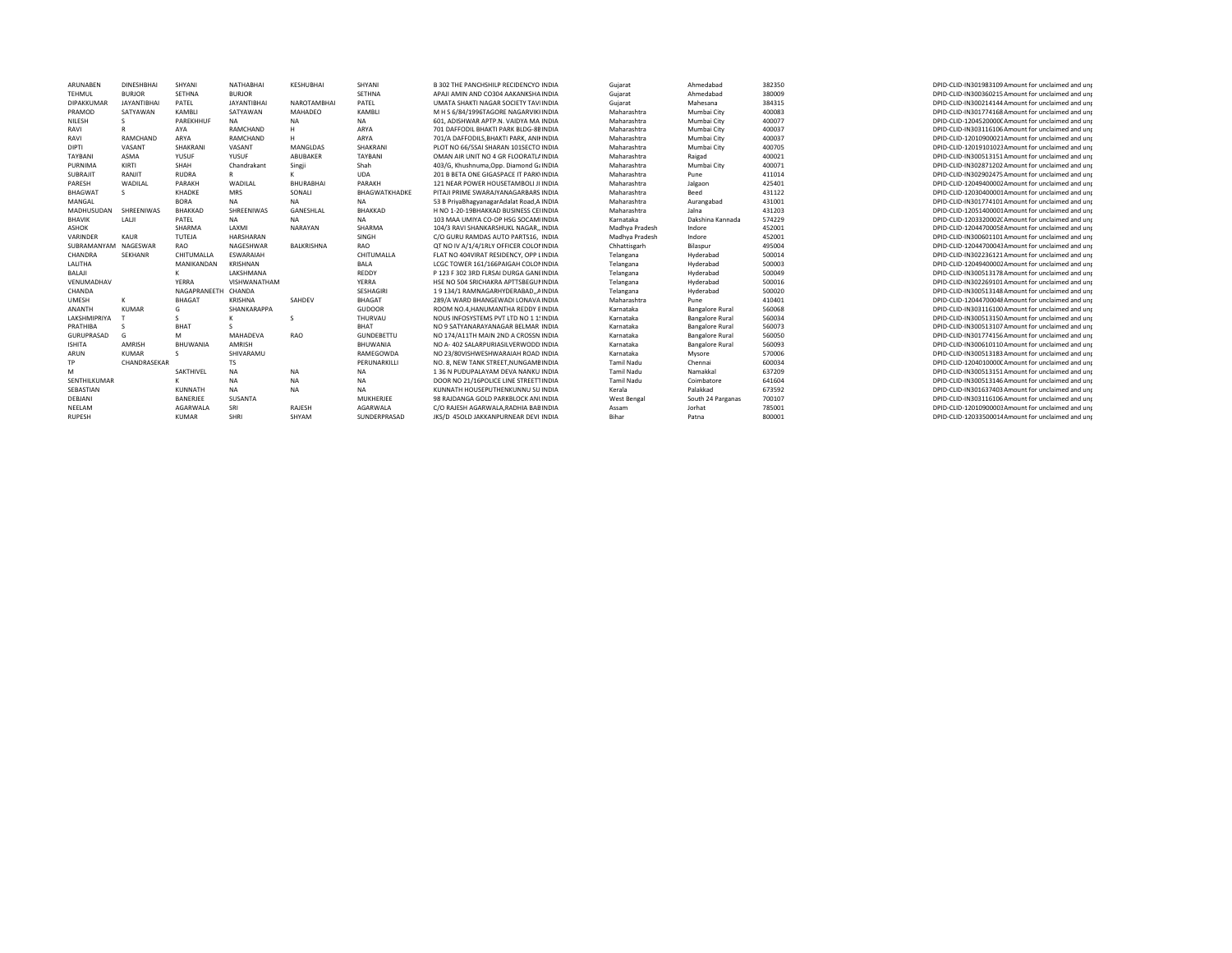| ARUNABEN | DINESHBHAI | SHYANI | NATHABHAI | KESHUBHAI | SHYANI | B 302 THE PANCHSHILP RECIDENCYO INDIA | Gujarat | Ahmedabad | 382350 | DPID-CLID-IN301983109 Amount for unclaimed and unp |
|---|---|---|---|---|---|---|---|---|---|---|
| TEHMUL | BURJOR | SETHNA | BURJOR | | SETHNA | APAJI AMIN AND CO304 AAKANKSHA INDIA | Gujarat | Ahmedabad | 380009 | DPID-CLID-IN300360215 Amount for unclaimed and unp |
| DIPAKKUMAR | JAYANTIBHAI | PATEL | JAYANTIBHAI | NAROTAMBHAI | PATEL | UMATA SHAKTI NAGAR SOCIETY TAVI INDIA | Gujarat | Mahesana | 384315 | DPID-CLID-IN300214144 Amount for unclaimed and unp |
| PRAMOD | SATYAWAN | KAMBLI | SATYAWAN | MAHADEO | KAMBLI | M H S 6/84/1996TAGORE NAGARVIKI INDIA | Maharashtra | Mumbai City | 400083 | DPID-CLID-IN301774168 Amount for unclaimed and unp |
| NILESH | S | PAREKHHUF | NA | NA | NA | 601, ADISHWAR APTP.N. VAIDYA MA INDIA | Maharashtra | Mumbai City | 400077 | DPID-CLID-1204520000C Amount for unclaimed and unp |
| RAVI | R | AYA | RAMCHAND | H | ARYA | 701 DAFFODIL BHAKTI PARK BLDG-8B INDIA | Maharashtra | Mumbai City | 400037 | DPID-CLID-IN303116106 Amount for unclaimed and unp |
| RAVI | RAMCHAND | ARYA | RAMCHAND | H | ARYA | 701/A DAFFODILS,BHAKTI PARK, ANIK INDIA | Maharashtra | Mumbai City | 400037 | DPID-CLID-12010900021 Amount for unclaimed and unp |
| DIPTI | VASANT | SHAKRANI | VASANT | MANGLDAS | SHAKRANI | PLOT NO 66/5SAI SHARAN 101SECTO INDIA | Maharashtra | Mumbai City | 400705 | DPID-CLID-12019101023 Amount for unclaimed and unp |
| TAYBANI | ASMA | YUSUF | YUSUF | ABUBAKER | TAYBANI | OMAN AIR UNIT NO 4 GR FLOORATLA INDIA | Maharashtra | Raigad | 400021 | DPID-CLID-IN300513151 Amount for unclaimed and unp |
| PURNIMA | KIRTI | SHAH | Chandrakant | Singji | Shah | 403/G, Khushnuma,Opp. Diamond Ga INDIA | Maharashtra | Mumbai City | 400071 | DPID-CLID-IN302871202 Amount for unclaimed and unp |
| SUBRAJIT | RANJIT | RUDRA | R | K | UDA | 201 B BETA ONE GIGASPACE IT PARK INDIA | Maharashtra | Pune | 411014 | DPID-CLID-IN302902475 Amount for unclaimed and unp |
| PARESH | WADILAL | PARAKH | WADILAL | BHURABHAI | PARAKH | 121 NEAR POWER HOUSETAMBOLI JI INDIA | Maharashtra | Jalgaon | 425401 | DPID-CLID-12049400002 Amount for unclaimed and unp |
| BHAGWAT | S | KHADKE | MRS | SONALI | BHAGWATKHADKE | PITAJI PRIME SWARAJYANAGARBARS INDIA | Maharashtra | Beed | 431122 | DPID-CLID-12030400001 Amount for unclaimed and unp |
| MANGAL | | BORA | NA | NA | NA | 53 B PriyaBhagyanagarAdalat Road,A INDIA | Maharashtra | Aurangabad | 431001 | DPID-CLID-IN301774101 Amount for unclaimed and unp |
| MADHUSUDAN | SHREENIWAS | BHAKKAD | SHREENIWAS | GANESHLAL | BHAKKAD | H NO 1-20-19BHAKKAD BUSINESS CEI INDIA | Maharashtra | Jalna | 431203 | DPID-CLID-12051400001 Amount for unclaimed and unp |
| BHAVIK | LALJI | PATEL | NA | NA | NA | 103 MAA UMIYA CO-OP HSG SOCAMI INDIA | Karnataka | Dakshina Kannada | 574229 | DPID-CLID-1203320002C Amount for unclaimed and unp |
| ASHOK | | SHARMA | LAXMI | NARAYAN | SHARMA | 104/3 RAVI SHANKARSHUKL NAGAR,, INDIA | Madhya Pradesh | Indore | 452001 | DPID-CLID-12044700058 Amount for unclaimed and unp |
| VARINDER | KAUR | TUTEJA | HARSHARAN | | SINGH | C/O GURU RAMDAS AUTO PARTS16, INDIA | Madhya Pradesh | Indore | 452001 | DPID-CLID-IN300601101 Amount for unclaimed and unp |
| SUBRAMANYAM | NAGESWAR | RAO | NAGESHWAR | BALKRISHNA | RAO | QT NO IV A/1/4/1RLY OFFICER COLOI INDIA | Chhattisgarh | Bilaspur | 495004 | DPID-CLID-12044700043 Amount for unclaimed and unp |
| CHANDRA | SEKHANR | CHITUMALLA | ESWARAIAH | | CHITUMALLA | FLAT NO 404VIRAT RESIDENCY, OPP L INDIA | Telangana | Hyderabad | 500014 | DPID-CLID-IN302236121 Amount for unclaimed and unp |
| LALITHA | | MANIKANDAN | KRISHNAN | | BALA | LCGC TOWER 161/166PAIGAH COLON INDIA | Telangana | Hyderabad | 500003 | DPID-CLID-12049400002 Amount for unclaimed and unp |
| BALAJI | | K | LAKSHMANA | | REDDY | P 123 F 302 3RD FLRSAI DURGA GANI INDIA | Telangana | Hyderabad | 500049 | DPID-CLID-IN300513178 Amount for unclaimed and unp |
| VENUMADHAV | | YERRA | VISHWANATHAM | | YERRA | HSE NO 504 SRICHAKRA APTTSBEGUI INDIA | Telangana | Hyderabad | 500016 | DPID-CLID-IN302269101 Amount for unclaimed and unp |
| CHANDA | | NAGAPRANEETH | CHANDA | | SESHAGIRI | 1 9 134/1 RAMNAGARHYDERABAD,,A INDIA | Telangana | Hyderabad | 500020 | DPID-CLID-IN300513148 Amount for unclaimed and unp |
| UMESH | K | BHAGAT | KRISHNA | SAHDEV | BHAGAT | 289/A WARD BHANGEWADI LONAVA INDIA | Maharashtra | Pune | 410401 | DPID-CLID-12044700048 Amount for unclaimed and unp |
| ANANTH | KUMAR | G | SHANKARAPPA | | GUDOOR | ROOM NO.4,HANUMANTHA REDDY E INDIA | Karnataka | Bangalore Rural | 560068 | DPID-CLID-IN303116100 Amount for unclaimed and unp |
| LAKSHMIPRIYA | T | S | K | S | THURVAU | NOUS INFOSYSTEMS PVT LTD NO 1 1 INDIA | Karnataka | Bangalore Rural | 560034 | DPID-CLID-IN300513150 Amount for unclaimed and unp |
| PRATHIBA | S | BHAT | S | | BHAT | NO 9 SATYANARAYANAGAR BELMAR INDIA | Karnataka | Bangalore Rural | 560073 | DPID-CLID-IN300513107 Amount for unclaimed and unp |
| GURUPRASAD | G | M | MAHADEVA | RAO | GUNDEBETTU | NO 174/A11TH MAIN 2ND A CROSSN INDIA | Karnataka | Bangalore Rural | 560050 | DPID-CLID-IN301774156 Amount for unclaimed and unp |
| ISHITA | AMRISH | BHUWANIA | AMRISH | | BHUWANIA | NO A- 402 SALARPURIASILVERWOOD INDIA | Karnataka | Bangalore Rural | 560093 | DPID-CLID-IN300610110 Amount for unclaimed and unp |
| ARUN | KUMAR | S | SHIVARAMU | | RAMEGOWDA | NO 23/80VISHWESHWARAIAH ROAD INDIA | Karnataka | Mysore | 570006 | DPID-CLID-IN300513183 Amount for unclaimed and unp |
| TP | CHANDRASEKAR | | TS | | PERUNARKILLI | NO. 8, NEW TANK STREET,NUNGAMB INDIA | Tamil Nadu | Chennai | 600034 | DPID-CLID-1204010000C Amount for unclaimed and unp |
| M | | SAKTHIVEL | NA | NA | NA | 1 36 N PUDUPALAYAM DEVA NANKU INDIA | Tamil Nadu | Namakkal | 637209 | DPID-CLID-IN300513151 Amount for unclaimed and unp |
| SENTHILKUMAR | | K | NA | NA | NA | DOOR NO 21/16POLICE LINE STREET INDIA | Tamil Nadu | Coimbatore | 641604 | DPID-CLID-IN300513146 Amount for unclaimed and unp |
| SEBASTIAN | | KUNNATH | NA | NA | NA | KUNNATH HOUSEPUTHENKUNNU SU INDIA | Kerala | Palakkad | 673592 | DPID-CLID-IN301637403 Amount for unclaimed and unp |
| DEBJANI | | BANERJEE | SUSANTA | | MUKHERJEE | 98 RAJDANGA GOLD PARKBLOCK ANI INDIA | West Bengal | South 24 Parganas | 700107 | DPID-CLID-IN303116106 Amount for unclaimed and unp |
| NEELAM | | AGARWALA | SRI | RAJESH | AGARWALA | C/O RAJESH AGARWALA,RADHIA BAB INDIA | Assam | Jorhat | 785001 | DPID-CLID-12010900003 Amount for unclaimed and unp |
| RUPESH | | KUMAR | SHRI | SHYAM | SUNDERPRASAD | JKS/D 45OLD JAKKANPURNEAR DEVI INDIA | Bihar | Patna | 800001 | DPID-CLID-12033500014 Amount for unclaimed and unp |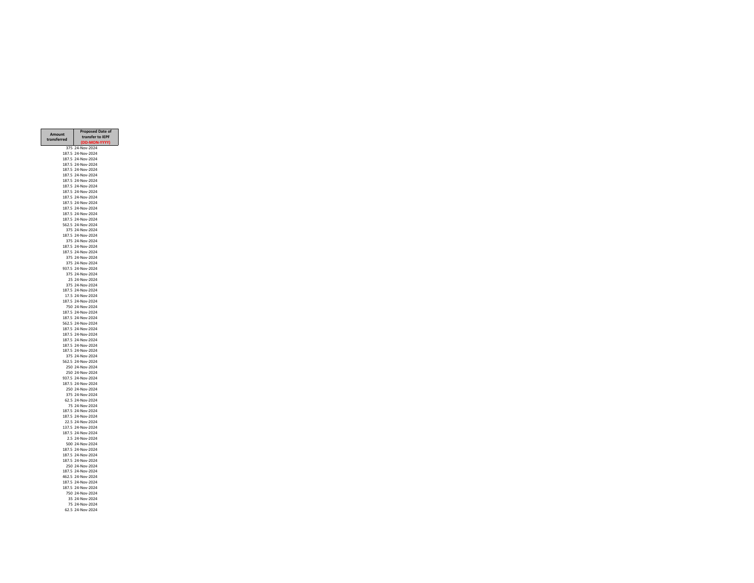| Amount transferred | Proposed Date of transfer to IEPF (DD-MON-YYYY) |
|---|---|
| 375 | 24-Nov-2024 |
| 187.5 | 24-Nov-2024 |
| 187.5 | 24-Nov-2024 |
| 187.5 | 24-Nov-2024 |
| 187.5 | 24-Nov-2024 |
| 187.5 | 24-Nov-2024 |
| 187.5 | 24-Nov-2024 |
| 187.5 | 24-Nov-2024 |
| 187.5 | 24-Nov-2024 |
| 187.5 | 24-Nov-2024 |
| 187.5 | 24-Nov-2024 |
| 187.5 | 24-Nov-2024 |
| 187.5 | 24-Nov-2024 |
| 187.5 | 24-Nov-2024 |
| 562.5 | 24-Nov-2024 |
| 375 | 24-Nov-2024 |
| 187.5 | 24-Nov-2024 |
| 375 | 24-Nov-2024 |
| 187.5 | 24-Nov-2024 |
| 187.5 | 24-Nov-2024 |
| 375 | 24-Nov-2024 |
| 375 | 24-Nov-2024 |
| 937.5 | 24-Nov-2024 |
| 375 | 24-Nov-2024 |
| 25 | 24-Nov-2024 |
| 375 | 24-Nov-2024 |
| 187.5 | 24-Nov-2024 |
| 17.5 | 24-Nov-2024 |
| 187.5 | 24-Nov-2024 |
| 750 | 24-Nov-2024 |
| 187.5 | 24-Nov-2024 |
| 187.5 | 24-Nov-2024 |
| 562.5 | 24-Nov-2024 |
| 187.5 | 24-Nov-2024 |
| 187.5 | 24-Nov-2024 |
| 187.5 | 24-Nov-2024 |
| 187.5 | 24-Nov-2024 |
| 187.5 | 24-Nov-2024 |
| 375 | 24-Nov-2024 |
| 562.5 | 24-Nov-2024 |
| 250 | 24-Nov-2024 |
| 250 | 24-Nov-2024 |
| 937.5 | 24-Nov-2024 |
| 187.5 | 24-Nov-2024 |
| 250 | 24-Nov-2024 |
| 375 | 24-Nov-2024 |
| 62.5 | 24-Nov-2024 |
| 75 | 24-Nov-2024 |
| 187.5 | 24-Nov-2024 |
| 187.5 | 24-Nov-2024 |
| 22.5 | 24-Nov-2024 |
| 137.5 | 24-Nov-2024 |
| 187.5 | 24-Nov-2024 |
| 2.5 | 24-Nov-2024 |
| 500 | 24-Nov-2024 |
| 187.5 | 24-Nov-2024 |
| 187.5 | 24-Nov-2024 |
| 187.5 | 24-Nov-2024 |
| 250 | 24-Nov-2024 |
| 187.5 | 24-Nov-2024 |
| 462.5 | 24-Nov-2024 |
| 187.5 | 24-Nov-2024 |
| 187.5 | 24-Nov-2024 |
| 750 | 24-Nov-2024 |
| 35 | 24-Nov-2024 |
| 75 | 24-Nov-2024 |
| 62.5 | 24-Nov-2024 |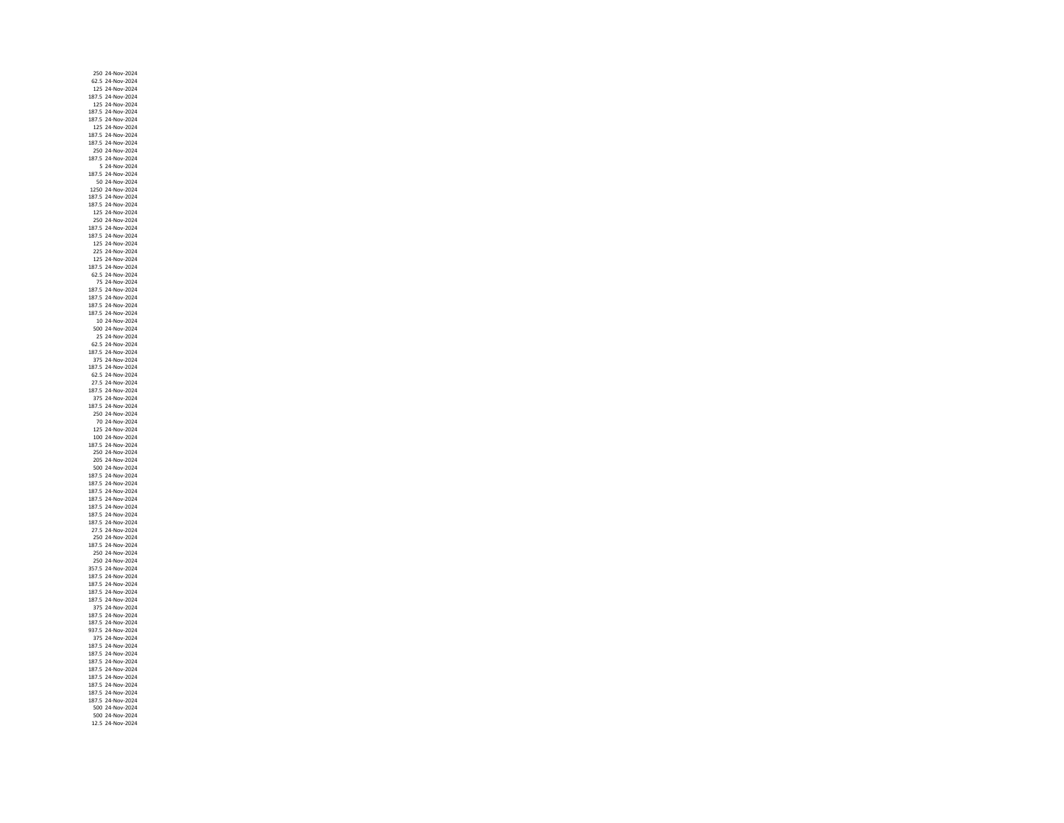| | |
|---|---|
| 250 | 24-Nov-2024 |
| 62.5 | 24-Nov-2024 |
| 125 | 24-Nov-2024 |
| 187.5 | 24-Nov-2024 |
| 125 | 24-Nov-2024 |
| 187.5 | 24-Nov-2024 |
| 187.5 | 24-Nov-2024 |
| 125 | 24-Nov-2024 |
| 187.5 | 24-Nov-2024 |
| 187.5 | 24-Nov-2024 |
| 250 | 24-Nov-2024 |
| 187.5 | 24-Nov-2024 |
| 5 | 24-Nov-2024 |
| 187.5 | 24-Nov-2024 |
| 50 | 24-Nov-2024 |
| 1250 | 24-Nov-2024 |
| 187.5 | 24-Nov-2024 |
| 187.5 | 24-Nov-2024 |
| 125 | 24-Nov-2024 |
| 250 | 24-Nov-2024 |
| 187.5 | 24-Nov-2024 |
| 187.5 | 24-Nov-2024 |
| 125 | 24-Nov-2024 |
| 225 | 24-Nov-2024 |
| 125 | 24-Nov-2024 |
| 187.5 | 24-Nov-2024 |
| 62.5 | 24-Nov-2024 |
| 75 | 24-Nov-2024 |
| 187.5 | 24-Nov-2024 |
| 187.5 | 24-Nov-2024 |
| 187.5 | 24-Nov-2024 |
| 187.5 | 24-Nov-2024 |
| 10 | 24-Nov-2024 |
| 500 | 24-Nov-2024 |
| 25 | 24-Nov-2024 |
| 62.5 | 24-Nov-2024 |
| 187.5 | 24-Nov-2024 |
| 375 | 24-Nov-2024 |
| 187.5 | 24-Nov-2024 |
| 62.5 | 24-Nov-2024 |
| 27.5 | 24-Nov-2024 |
| 187.5 | 24-Nov-2024 |
| 375 | 24-Nov-2024 |
| 187.5 | 24-Nov-2024 |
| 250 | 24-Nov-2024 |
| 70 | 24-Nov-2024 |
| 125 | 24-Nov-2024 |
| 100 | 24-Nov-2024 |
| 187.5 | 24-Nov-2024 |
| 250 | 24-Nov-2024 |
| 205 | 24-Nov-2024 |
| 500 | 24-Nov-2024 |
| 187.5 | 24-Nov-2024 |
| 187.5 | 24-Nov-2024 |
| 187.5 | 24-Nov-2024 |
| 187.5 | 24-Nov-2024 |
| 187.5 | 24-Nov-2024 |
| 187.5 | 24-Nov-2024 |
| 187.5 | 24-Nov-2024 |
| 27.5 | 24-Nov-2024 |
| 250 | 24-Nov-2024 |
| 187.5 | 24-Nov-2024 |
| 250 | 24-Nov-2024 |
| 250 | 24-Nov-2024 |
| 357.5 | 24-Nov-2024 |
| 187.5 | 24-Nov-2024 |
| 187.5 | 24-Nov-2024 |
| 187.5 | 24-Nov-2024 |
| 187.5 | 24-Nov-2024 |
| 375 | 24-Nov-2024 |
| 187.5 | 24-Nov-2024 |
| 187.5 | 24-Nov-2024 |
| 937.5 | 24-Nov-2024 |
| 375 | 24-Nov-2024 |
| 187.5 | 24-Nov-2024 |
| 187.5 | 24-Nov-2024 |
| 187.5 | 24-Nov-2024 |
| 187.5 | 24-Nov-2024 |
| 187.5 | 24-Nov-2024 |
| 187.5 | 24-Nov-2024 |
| 187.5 | 24-Nov-2024 |
| 187.5 | 24-Nov-2024 |
| 500 | 24-Nov-2024 |
| 500 | 24-Nov-2024 |
| 12.5 | 24-Nov-2024 |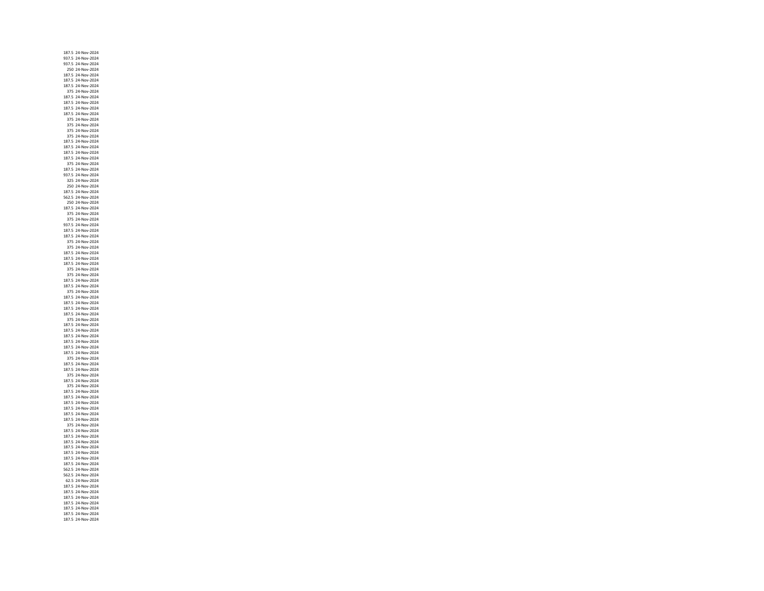| | |
|---|---|
| 187.5 | 24-Nov-2024 |
| 937.5 | 24-Nov-2024 |
| 937.5 | 24-Nov-2024 |
| 250 | 24-Nov-2024 |
| 187.5 | 24-Nov-2024 |
| 187.5 | 24-Nov-2024 |
| 187.5 | 24-Nov-2024 |
| 375 | 24-Nov-2024 |
| 187.5 | 24-Nov-2024 |
| 187.5 | 24-Nov-2024 |
| 187.5 | 24-Nov-2024 |
| 187.5 | 24-Nov-2024 |
| 375 | 24-Nov-2024 |
| 375 | 24-Nov-2024 |
| 375 | 24-Nov-2024 |
| 375 | 24-Nov-2024 |
| 187.5 | 24-Nov-2024 |
| 187.5 | 24-Nov-2024 |
| 187.5 | 24-Nov-2024 |
| 187.5 | 24-Nov-2024 |
| 375 | 24-Nov-2024 |
| 187.5 | 24-Nov-2024 |
| 937.5 | 24-Nov-2024 |
| 325 | 24-Nov-2024 |
| 250 | 24-Nov-2024 |
| 187.5 | 24-Nov-2024 |
| 562.5 | 24-Nov-2024 |
| 250 | 24-Nov-2024 |
| 187.5 | 24-Nov-2024 |
| 375 | 24-Nov-2024 |
| 375 | 24-Nov-2024 |
| 937.5 | 24-Nov-2024 |
| 187.5 | 24-Nov-2024 |
| 187.5 | 24-Nov-2024 |
| 375 | 24-Nov-2024 |
| 375 | 24-Nov-2024 |
| 187.5 | 24-Nov-2024 |
| 187.5 | 24-Nov-2024 |
| 187.5 | 24-Nov-2024 |
| 375 | 24-Nov-2024 |
| 375 | 24-Nov-2024 |
| 187.5 | 24-Nov-2024 |
| 187.5 | 24-Nov-2024 |
| 375 | 24-Nov-2024 |
| 187.5 | 24-Nov-2024 |
| 187.5 | 24-Nov-2024 |
| 187.5 | 24-Nov-2024 |
| 187.5 | 24-Nov-2024 |
| 375 | 24-Nov-2024 |
| 187.5 | 24-Nov-2024 |
| 187.5 | 24-Nov-2024 |
| 187.5 | 24-Nov-2024 |
| 187.5 | 24-Nov-2024 |
| 187.5 | 24-Nov-2024 |
| 187.5 | 24-Nov-2024 |
| 375 | 24-Nov-2024 |
| 187.5 | 24-Nov-2024 |
| 187.5 | 24-Nov-2024 |
| 375 | 24-Nov-2024 |
| 187.5 | 24-Nov-2024 |
| 375 | 24-Nov-2024 |
| 187.5 | 24-Nov-2024 |
| 187.5 | 24-Nov-2024 |
| 187.5 | 24-Nov-2024 |
| 187.5 | 24-Nov-2024 |
| 187.5 | 24-Nov-2024 |
| 187.5 | 24-Nov-2024 |
| 375 | 24-Nov-2024 |
| 187.5 | 24-Nov-2024 |
| 187.5 | 24-Nov-2024 |
| 187.5 | 24-Nov-2024 |
| 187.5 | 24-Nov-2024 |
| 187.5 | 24-Nov-2024 |
| 187.5 | 24-Nov-2024 |
| 187.5 | 24-Nov-2024 |
| 562.5 | 24-Nov-2024 |
| 562.5 | 24-Nov-2024 |
| 62.5 | 24-Nov-2024 |
| 187.5 | 24-Nov-2024 |
| 187.5 | 24-Nov-2024 |
| 187.5 | 24-Nov-2024 |
| 187.5 | 24-Nov-2024 |
| 187.5 | 24-Nov-2024 |
| 187.5 | 24-Nov-2024 |
| 187.5 | 24-Nov-2024 |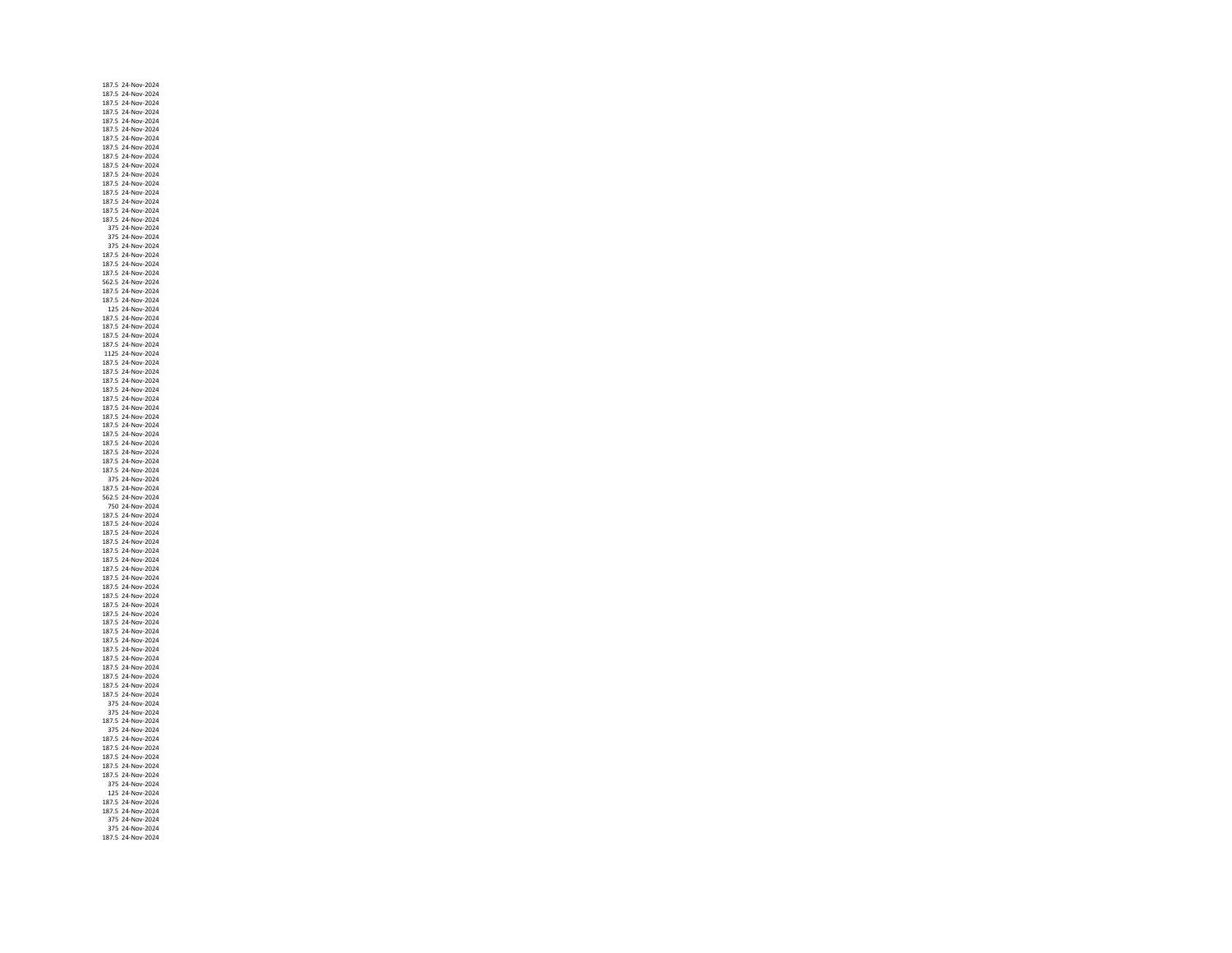| | |
|---|---|
| 187.5 | 24-Nov-2024 |
| 187.5 | 24-Nov-2024 |
| 187.5 | 24-Nov-2024 |
| 187.5 | 24-Nov-2024 |
| 187.5 | 24-Nov-2024 |
| 187.5 | 24-Nov-2024 |
| 187.5 | 24-Nov-2024 |
| 187.5 | 24-Nov-2024 |
| 187.5 | 24-Nov-2024 |
| 187.5 | 24-Nov-2024 |
| 187.5 | 24-Nov-2024 |
| 187.5 | 24-Nov-2024 |
| 187.5 | 24-Nov-2024 |
| 187.5 | 24-Nov-2024 |
| 187.5 | 24-Nov-2024 |
| 187.5 | 24-Nov-2024 |
| 375 | 24-Nov-2024 |
| 375 | 24-Nov-2024 |
| 375 | 24-Nov-2024 |
| 187.5 | 24-Nov-2024 |
| 187.5 | 24-Nov-2024 |
| 187.5 | 24-Nov-2024 |
| 562.5 | 24-Nov-2024 |
| 187.5 | 24-Nov-2024 |
| 187.5 | 24-Nov-2024 |
| 125 | 24-Nov-2024 |
| 187.5 | 24-Nov-2024 |
| 187.5 | 24-Nov-2024 |
| 187.5 | 24-Nov-2024 |
| 187.5 | 24-Nov-2024 |
| 1125 | 24-Nov-2024 |
| 187.5 | 24-Nov-2024 |
| 187.5 | 24-Nov-2024 |
| 187.5 | 24-Nov-2024 |
| 187.5 | 24-Nov-2024 |
| 187.5 | 24-Nov-2024 |
| 187.5 | 24-Nov-2024 |
| 187.5 | 24-Nov-2024 |
| 187.5 | 24-Nov-2024 |
| 187.5 | 24-Nov-2024 |
| 187.5 | 24-Nov-2024 |
| 187.5 | 24-Nov-2024 |
| 187.5 | 24-Nov-2024 |
| 187.5 | 24-Nov-2024 |
| 375 | 24-Nov-2024 |
| 187.5 | 24-Nov-2024 |
| 562.5 | 24-Nov-2024 |
| 750 | 24-Nov-2024 |
| 187.5 | 24-Nov-2024 |
| 187.5 | 24-Nov-2024 |
| 187.5 | 24-Nov-2024 |
| 187.5 | 24-Nov-2024 |
| 187.5 | 24-Nov-2024 |
| 187.5 | 24-Nov-2024 |
| 187.5 | 24-Nov-2024 |
| 187.5 | 24-Nov-2024 |
| 187.5 | 24-Nov-2024 |
| 187.5 | 24-Nov-2024 |
| 187.5 | 24-Nov-2024 |
| 187.5 | 24-Nov-2024 |
| 187.5 | 24-Nov-2024 |
| 187.5 | 24-Nov-2024 |
| 187.5 | 24-Nov-2024 |
| 187.5 | 24-Nov-2024 |
| 187.5 | 24-Nov-2024 |
| 187.5 | 24-Nov-2024 |
| 187.5 | 24-Nov-2024 |
| 187.5 | 24-Nov-2024 |
| 187.5 | 24-Nov-2024 |
| 375 | 24-Nov-2024 |
| 375 | 24-Nov-2024 |
| 187.5 | 24-Nov-2024 |
| 375 | 24-Nov-2024 |
| 187.5 | 24-Nov-2024 |
| 187.5 | 24-Nov-2024 |
| 187.5 | 24-Nov-2024 |
| 187.5 | 24-Nov-2024 |
| 187.5 | 24-Nov-2024 |
| 375 | 24-Nov-2024 |
| 125 | 24-Nov-2024 |
| 187.5 | 24-Nov-2024 |
| 187.5 | 24-Nov-2024 |
| 375 | 24-Nov-2024 |
| 375 | 24-Nov-2024 |
| 187.5 | 24-Nov-2024 |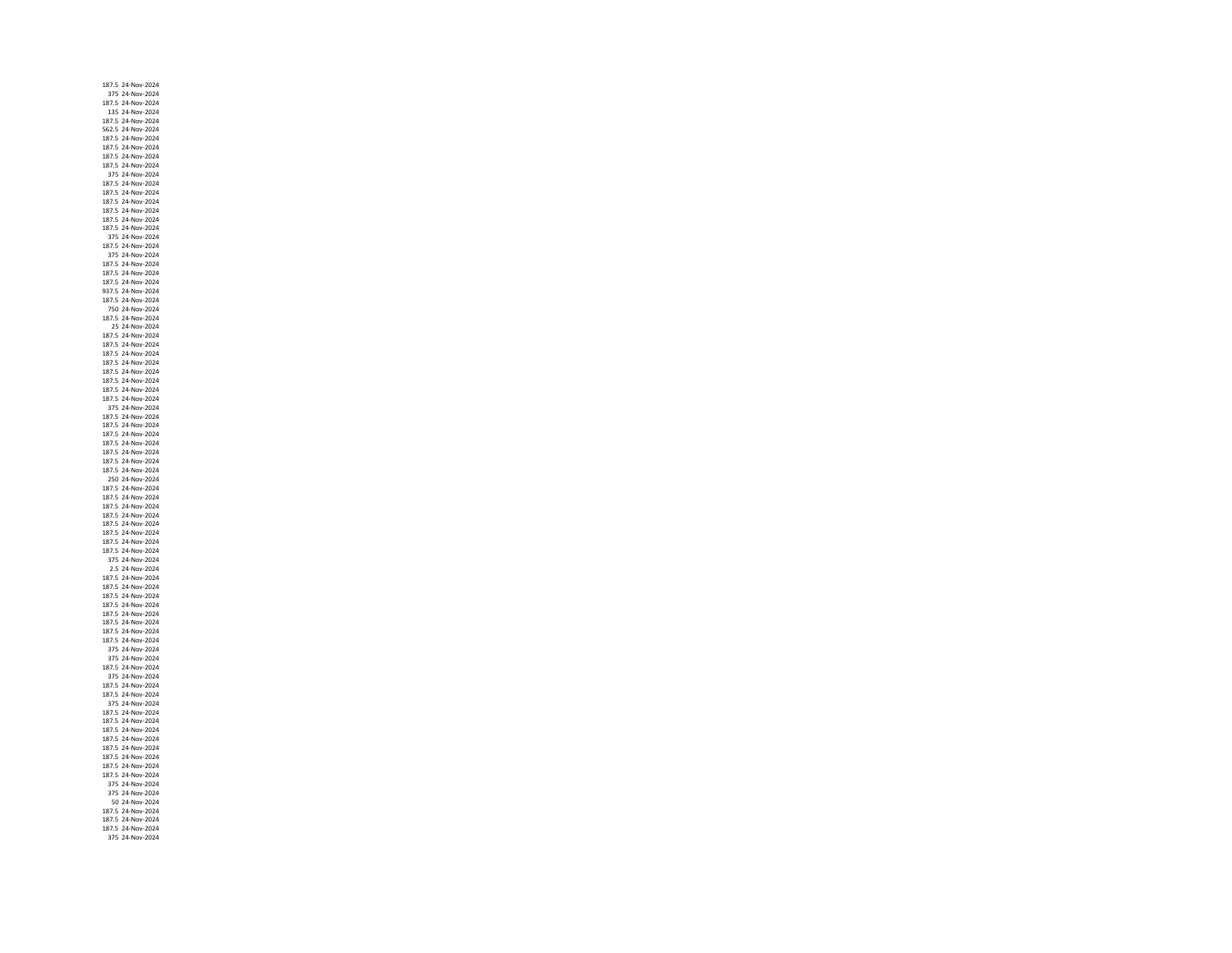| | |
|---|---|
| 187.5 | 24-Nov-2024 |
| 375 | 24-Nov-2024 |
| 187.5 | 24-Nov-2024 |
| 135 | 24-Nov-2024 |
| 187.5 | 24-Nov-2024 |
| 562.5 | 24-Nov-2024 |
| 187.5 | 24-Nov-2024 |
| 187.5 | 24-Nov-2024 |
| 187.5 | 24-Nov-2024 |
| 187.5 | 24-Nov-2024 |
| 375 | 24-Nov-2024 |
| 187.5 | 24-Nov-2024 |
| 187.5 | 24-Nov-2024 |
| 187.5 | 24-Nov-2024 |
| 187.5 | 24-Nov-2024 |
| 187.5 | 24-Nov-2024 |
| 187.5 | 24-Nov-2024 |
| 375 | 24-Nov-2024 |
| 187.5 | 24-Nov-2024 |
| 375 | 24-Nov-2024 |
| 187.5 | 24-Nov-2024 |
| 187.5 | 24-Nov-2024 |
| 187.5 | 24-Nov-2024 |
| 937.5 | 24-Nov-2024 |
| 187.5 | 24-Nov-2024 |
| 750 | 24-Nov-2024 |
| 187.5 | 24-Nov-2024 |
| 25 | 24-Nov-2024 |
| 187.5 | 24-Nov-2024 |
| 187.5 | 24-Nov-2024 |
| 187.5 | 24-Nov-2024 |
| 187.5 | 24-Nov-2024 |
| 187.5 | 24-Nov-2024 |
| 187.5 | 24-Nov-2024 |
| 187.5 | 24-Nov-2024 |
| 187.5 | 24-Nov-2024 |
| 375 | 24-Nov-2024 |
| 187.5 | 24-Nov-2024 |
| 187.5 | 24-Nov-2024 |
| 187.5 | 24-Nov-2024 |
| 187.5 | 24-Nov-2024 |
| 187.5 | 24-Nov-2024 |
| 187.5 | 24-Nov-2024 |
| 187.5 | 24-Nov-2024 |
| 250 | 24-Nov-2024 |
| 187.5 | 24-Nov-2024 |
| 187.5 | 24-Nov-2024 |
| 187.5 | 24-Nov-2024 |
| 187.5 | 24-Nov-2024 |
| 187.5 | 24-Nov-2024 |
| 187.5 | 24-Nov-2024 |
| 187.5 | 24-Nov-2024 |
| 187.5 | 24-Nov-2024 |
| 375 | 24-Nov-2024 |
| 2.5 | 24-Nov-2024 |
| 187.5 | 24-Nov-2024 |
| 187.5 | 24-Nov-2024 |
| 187.5 | 24-Nov-2024 |
| 187.5 | 24-Nov-2024 |
| 187.5 | 24-Nov-2024 |
| 187.5 | 24-Nov-2024 |
| 187.5 | 24-Nov-2024 |
| 187.5 | 24-Nov-2024 |
| 375 | 24-Nov-2024 |
| 375 | 24-Nov-2024 |
| 187.5 | 24-Nov-2024 |
| 375 | 24-Nov-2024 |
| 187.5 | 24-Nov-2024 |
| 187.5 | 24-Nov-2024 |
| 375 | 24-Nov-2024 |
| 187.5 | 24-Nov-2024 |
| 187.5 | 24-Nov-2024 |
| 187.5 | 24-Nov-2024 |
| 187.5 | 24-Nov-2024 |
| 187.5 | 24-Nov-2024 |
| 187.5 | 24-Nov-2024 |
| 187.5 | 24-Nov-2024 |
| 187.5 | 24-Nov-2024 |
| 375 | 24-Nov-2024 |
| 375 | 24-Nov-2024 |
| 50 | 24-Nov-2024 |
| 187.5 | 24-Nov-2024 |
| 187.5 | 24-Nov-2024 |
| 187.5 | 24-Nov-2024 |
| 375 | 24-Nov-2024 |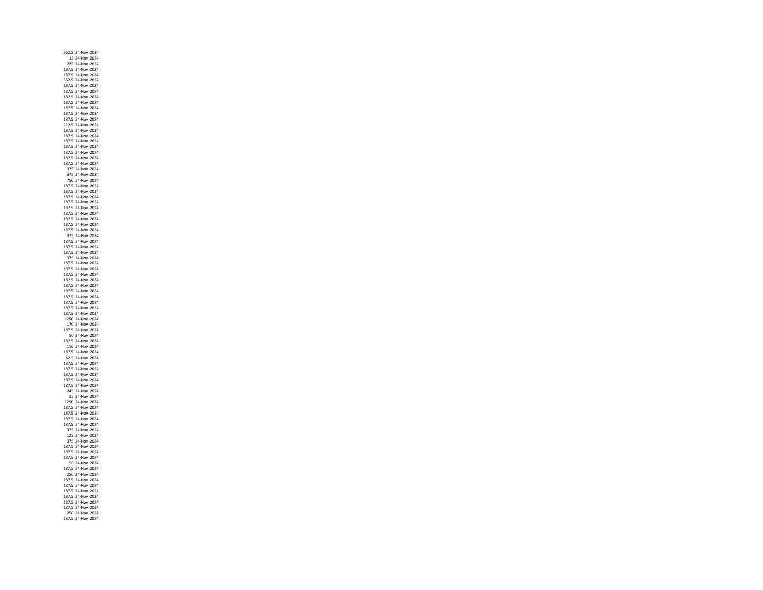| | |
|---|---|
| 562.5 | 24-Nov-2024 |
| 15 | 24-Nov-2024 |
| 225 | 24-Nov-2024 |
| 187.5 | 24-Nov-2024 |
| 187.5 | 24-Nov-2024 |
| 562.5 | 24-Nov-2024 |
| 187.5 | 24-Nov-2024 |
| 187.5 | 24-Nov-2024 |
| 187.5 | 24-Nov-2024 |
| 187.5 | 24-Nov-2024 |
| 187.5 | 24-Nov-2024 |
| 187.5 | 24-Nov-2024 |
| 187.5 | 24-Nov-2024 |
| 212.5 | 24-Nov-2024 |
| 187.5 | 24-Nov-2024 |
| 187.5 | 24-Nov-2024 |
| 187.5 | 24-Nov-2024 |
| 187.5 | 24-Nov-2024 |
| 187.5 | 24-Nov-2024 |
| 187.5 | 24-Nov-2024 |
| 187.5 | 24-Nov-2024 |
| 375 | 24-Nov-2024 |
| 375 | 24-Nov-2024 |
| 750 | 24-Nov-2024 |
| 187.5 | 24-Nov-2024 |
| 187.5 | 24-Nov-2024 |
| 187.5 | 24-Nov-2024 |
| 187.5 | 24-Nov-2024 |
| 187.5 | 24-Nov-2024 |
| 187.5 | 24-Nov-2024 |
| 187.5 | 24-Nov-2024 |
| 187.5 | 24-Nov-2024 |
| 187.5 | 24-Nov-2024 |
| 375 | 24-Nov-2024 |
| 187.5 | 24-Nov-2024 |
| 187.5 | 24-Nov-2024 |
| 187.5 | 24-Nov-2024 |
| 375 | 24-Nov-2024 |
| 187.5 | 24-Nov-2024 |
| 187.5 | 24-Nov-2024 |
| 187.5 | 24-Nov-2024 |
| 187.5 | 24-Nov-2024 |
| 187.5 | 24-Nov-2024 |
| 187.5 | 24-Nov-2024 |
| 187.5 | 24-Nov-2024 |
| 187.5 | 24-Nov-2024 |
| 187.5 | 24-Nov-2024 |
| 187.5 | 24-Nov-2024 |
| 1250 | 24-Nov-2024 |
| 170 | 24-Nov-2024 |
| 187.5 | 24-Nov-2024 |
| 50 | 24-Nov-2024 |
| 187.5 | 24-Nov-2024 |
| 110 | 24-Nov-2024 |
| 187.5 | 24-Nov-2024 |
| 62.5 | 24-Nov-2024 |
| 187.5 | 24-Nov-2024 |
| 187.5 | 24-Nov-2024 |
| 187.5 | 24-Nov-2024 |
| 187.5 | 24-Nov-2024 |
| 187.5 | 24-Nov-2024 |
| 245 | 24-Nov-2024 |
| 25 | 24-Nov-2024 |
| 1250 | 24-Nov-2024 |
| 187.5 | 24-Nov-2024 |
| 187.5 | 24-Nov-2024 |
| 187.5 | 24-Nov-2024 |
| 187.5 | 24-Nov-2024 |
| 375 | 24-Nov-2024 |
| 125 | 24-Nov-2024 |
| 375 | 24-Nov-2024 |
| 187.5 | 24-Nov-2024 |
| 187.5 | 24-Nov-2024 |
| 187.5 | 24-Nov-2024 |
| 50 | 24-Nov-2024 |
| 187.5 | 24-Nov-2024 |
| 250 | 24-Nov-2024 |
| 187.5 | 24-Nov-2024 |
| 187.5 | 24-Nov-2024 |
| 187.5 | 24-Nov-2024 |
| 187.5 | 24-Nov-2024 |
| 187.5 | 24-Nov-2024 |
| 187.5 | 24-Nov-2024 |
| 250 | 24-Nov-2024 |
| 187.5 | 24-Nov-2024 |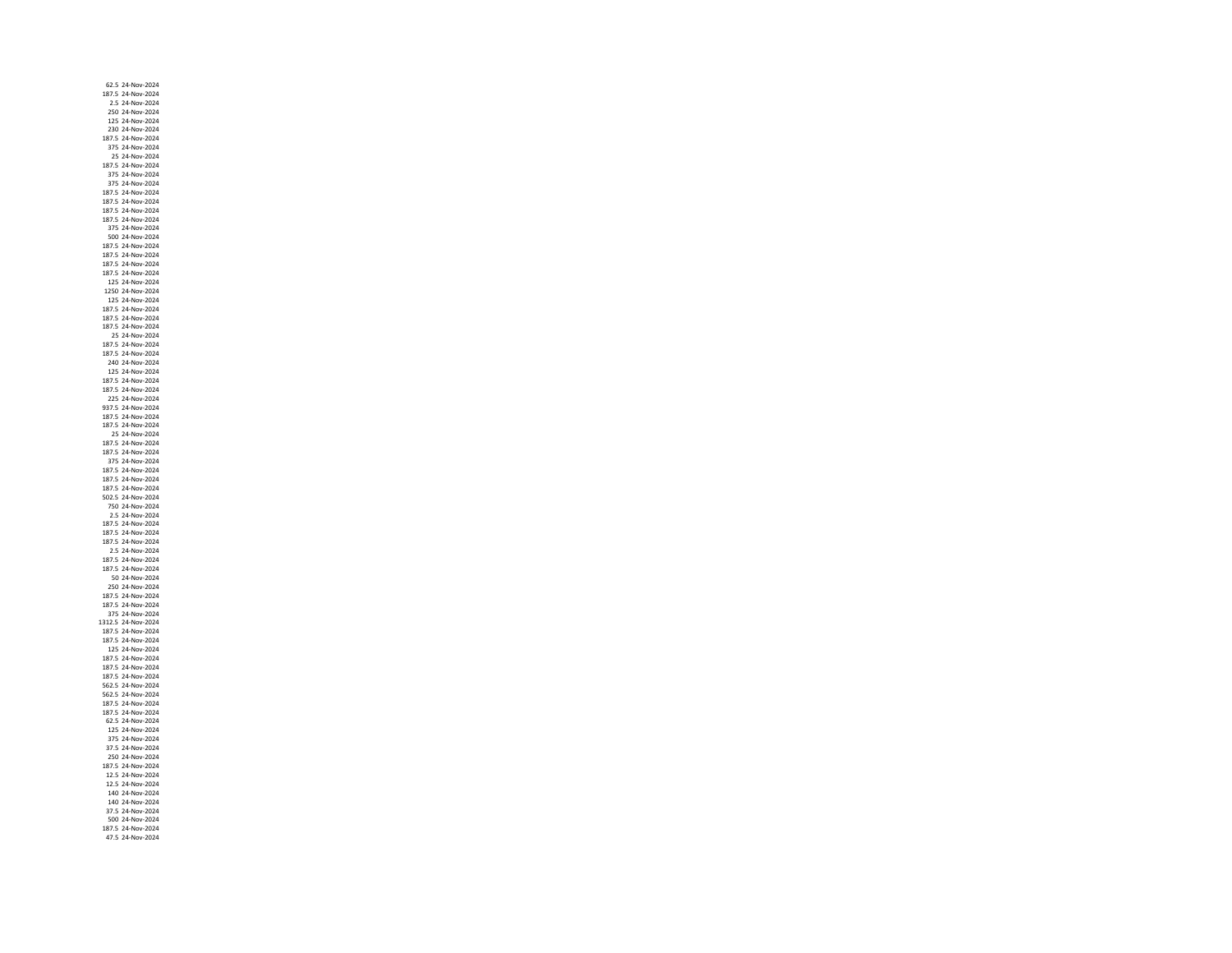| | |
|---|---|
| 62.5 | 24-Nov-2024 |
| 187.5 | 24-Nov-2024 |
| 2.5 | 24-Nov-2024 |
| 250 | 24-Nov-2024 |
| 125 | 24-Nov-2024 |
| 230 | 24-Nov-2024 |
| 187.5 | 24-Nov-2024 |
| 375 | 24-Nov-2024 |
| 25 | 24-Nov-2024 |
| 187.5 | 24-Nov-2024 |
| 375 | 24-Nov-2024 |
| 375 | 24-Nov-2024 |
| 187.5 | 24-Nov-2024 |
| 187.5 | 24-Nov-2024 |
| 187.5 | 24-Nov-2024 |
| 187.5 | 24-Nov-2024 |
| 375 | 24-Nov-2024 |
| 500 | 24-Nov-2024 |
| 187.5 | 24-Nov-2024 |
| 187.5 | 24-Nov-2024 |
| 187.5 | 24-Nov-2024 |
| 187.5 | 24-Nov-2024 |
| 125 | 24-Nov-2024 |
| 1250 | 24-Nov-2024 |
| 125 | 24-Nov-2024 |
| 187.5 | 24-Nov-2024 |
| 187.5 | 24-Nov-2024 |
| 187.5 | 24-Nov-2024 |
| 25 | 24-Nov-2024 |
| 187.5 | 24-Nov-2024 |
| 187.5 | 24-Nov-2024 |
| 240 | 24-Nov-2024 |
| 125 | 24-Nov-2024 |
| 187.5 | 24-Nov-2024 |
| 187.5 | 24-Nov-2024 |
| 225 | 24-Nov-2024 |
| 937.5 | 24-Nov-2024 |
| 187.5 | 24-Nov-2024 |
| 187.5 | 24-Nov-2024 |
| 25 | 24-Nov-2024 |
| 187.5 | 24-Nov-2024 |
| 187.5 | 24-Nov-2024 |
| 375 | 24-Nov-2024 |
| 187.5 | 24-Nov-2024 |
| 187.5 | 24-Nov-2024 |
| 187.5 | 24-Nov-2024 |
| 502.5 | 24-Nov-2024 |
| 750 | 24-Nov-2024 |
| 2.5 | 24-Nov-2024 |
| 187.5 | 24-Nov-2024 |
| 187.5 | 24-Nov-2024 |
| 187.5 | 24-Nov-2024 |
| 2.5 | 24-Nov-2024 |
| 187.5 | 24-Nov-2024 |
| 187.5 | 24-Nov-2024 |
| 50 | 24-Nov-2024 |
| 250 | 24-Nov-2024 |
| 187.5 | 24-Nov-2024 |
| 187.5 | 24-Nov-2024 |
| 375 | 24-Nov-2024 |
| 1312.5 | 24-Nov-2024 |
| 187.5 | 24-Nov-2024 |
| 187.5 | 24-Nov-2024 |
| 125 | 24-Nov-2024 |
| 187.5 | 24-Nov-2024 |
| 187.5 | 24-Nov-2024 |
| 187.5 | 24-Nov-2024 |
| 562.5 | 24-Nov-2024 |
| 562.5 | 24-Nov-2024 |
| 187.5 | 24-Nov-2024 |
| 187.5 | 24-Nov-2024 |
| 62.5 | 24-Nov-2024 |
| 125 | 24-Nov-2024 |
| 375 | 24-Nov-2024 |
| 37.5 | 24-Nov-2024 |
| 250 | 24-Nov-2024 |
| 187.5 | 24-Nov-2024 |
| 12.5 | 24-Nov-2024 |
| 12.5 | 24-Nov-2024 |
| 140 | 24-Nov-2024 |
| 140 | 24-Nov-2024 |
| 37.5 | 24-Nov-2024 |
| 500 | 24-Nov-2024 |
| 187.5 | 24-Nov-2024 |
| 47.5 | 24-Nov-2024 |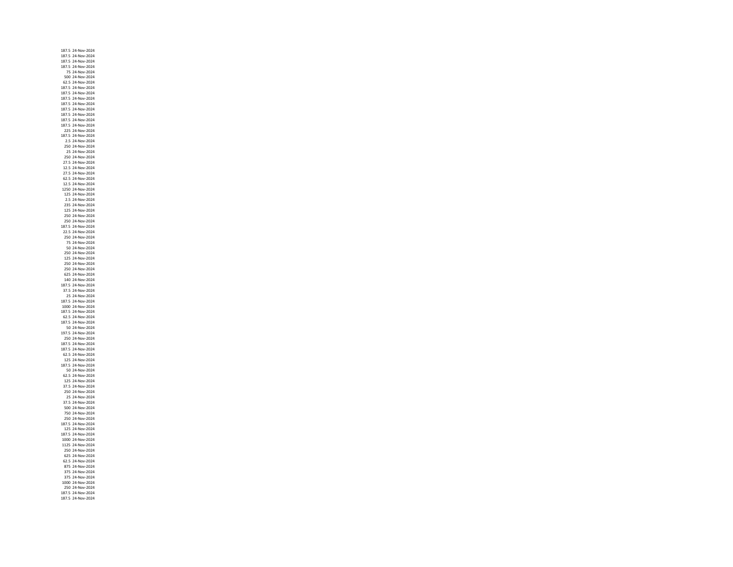| | |
|---|---|
| 187.5 | 24-Nov-2024 |
| 187.5 | 24-Nov-2024 |
| 187.5 | 24-Nov-2024 |
| 187.5 | 24-Nov-2024 |
| 75 | 24-Nov-2024 |
| 500 | 24-Nov-2024 |
| 62.5 | 24-Nov-2024 |
| 187.5 | 24-Nov-2024 |
| 187.5 | 24-Nov-2024 |
| 187.5 | 24-Nov-2024 |
| 187.5 | 24-Nov-2024 |
| 187.5 | 24-Nov-2024 |
| 187.5 | 24-Nov-2024 |
| 187.5 | 24-Nov-2024 |
| 187.5 | 24-Nov-2024 |
| 225 | 24-Nov-2024 |
| 187.5 | 24-Nov-2024 |
| 2.5 | 24-Nov-2024 |
| 250 | 24-Nov-2024 |
| 25 | 24-Nov-2024 |
| 250 | 24-Nov-2024 |
| 27.5 | 24-Nov-2024 |
| 12.5 | 24-Nov-2024 |
| 27.5 | 24-Nov-2024 |
| 62.5 | 24-Nov-2024 |
| 12.5 | 24-Nov-2024 |
| 1250 | 24-Nov-2024 |
| 125 | 24-Nov-2024 |
| 2.5 | 24-Nov-2024 |
| 235 | 24-Nov-2024 |
| 125 | 24-Nov-2024 |
| 250 | 24-Nov-2024 |
| 250 | 24-Nov-2024 |
| 187.5 | 24-Nov-2024 |
| 22.5 | 24-Nov-2024 |
| 250 | 24-Nov-2024 |
| 75 | 24-Nov-2024 |
| 50 | 24-Nov-2024 |
| 250 | 24-Nov-2024 |
| 125 | 24-Nov-2024 |
| 250 | 24-Nov-2024 |
| 250 | 24-Nov-2024 |
| 625 | 24-Nov-2024 |
| 140 | 24-Nov-2024 |
| 187.5 | 24-Nov-2024 |
| 37.5 | 24-Nov-2024 |
| 25 | 24-Nov-2024 |
| 187.5 | 24-Nov-2024 |
| 1000 | 24-Nov-2024 |
| 187.5 | 24-Nov-2024 |
| 62.5 | 24-Nov-2024 |
| 187.5 | 24-Nov-2024 |
| 50 | 24-Nov-2024 |
| 197.5 | 24-Nov-2024 |
| 250 | 24-Nov-2024 |
| 187.5 | 24-Nov-2024 |
| 187.5 | 24-Nov-2024 |
| 62.5 | 24-Nov-2024 |
| 125 | 24-Nov-2024 |
| 187.5 | 24-Nov-2024 |
| 50 | 24-Nov-2024 |
| 62.5 | 24-Nov-2024 |
| 125 | 24-Nov-2024 |
| 37.5 | 24-Nov-2024 |
| 250 | 24-Nov-2024 |
| 25 | 24-Nov-2024 |
| 37.5 | 24-Nov-2024 |
| 500 | 24-Nov-2024 |
| 750 | 24-Nov-2024 |
| 250 | 24-Nov-2024 |
| 187.5 | 24-Nov-2024 |
| 125 | 24-Nov-2024 |
| 187.5 | 24-Nov-2024 |
| 1000 | 24-Nov-2024 |
| 1125 | 24-Nov-2024 |
| 250 | 24-Nov-2024 |
| 625 | 24-Nov-2024 |
| 62.5 | 24-Nov-2024 |
| 875 | 24-Nov-2024 |
| 375 | 24-Nov-2024 |
| 375 | 24-Nov-2024 |
| 1000 | 24-Nov-2024 |
| 250 | 24-Nov-2024 |
| 187.5 | 24-Nov-2024 |
| 187.5 | 24-Nov-2024 |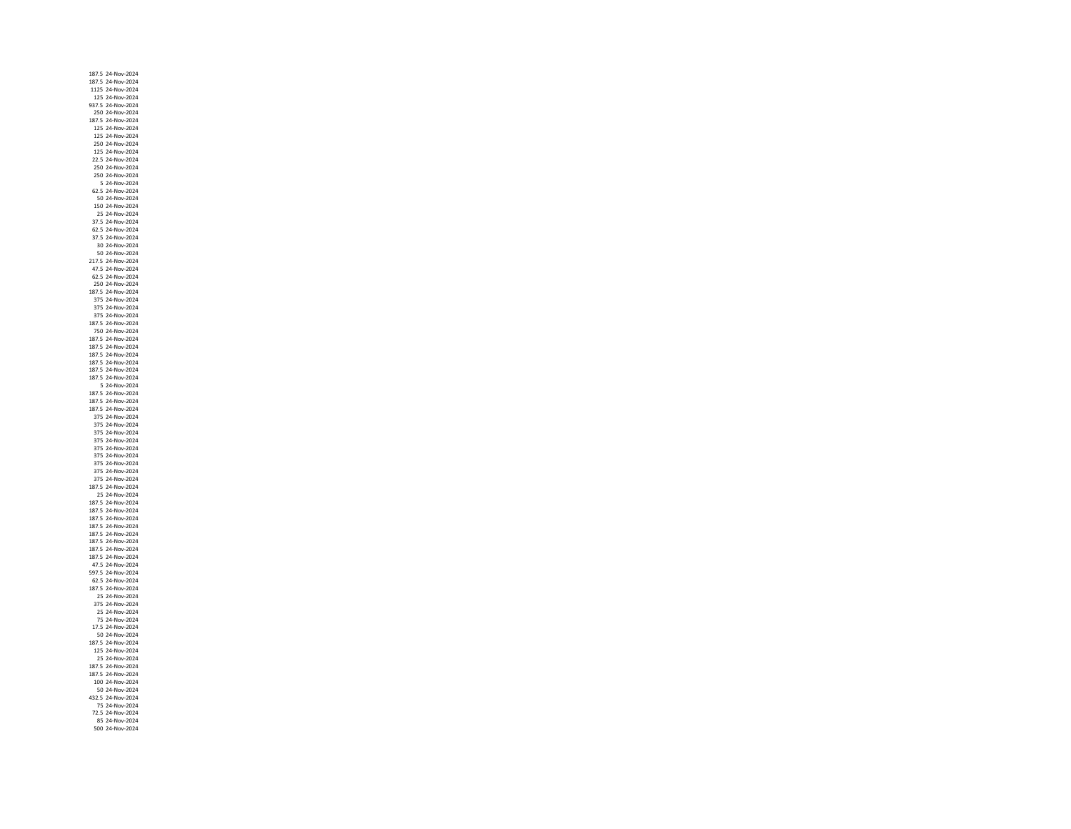| | |
|---|---|
| 187.5 | 24-Nov-2024 |
| 187.5 | 24-Nov-2024 |
| 1125 | 24-Nov-2024 |
| 125 | 24-Nov-2024 |
| 937.5 | 24-Nov-2024 |
| 250 | 24-Nov-2024 |
| 187.5 | 24-Nov-2024 |
| 125 | 24-Nov-2024 |
| 125 | 24-Nov-2024 |
| 250 | 24-Nov-2024 |
| 125 | 24-Nov-2024 |
| 22.5 | 24-Nov-2024 |
| 250 | 24-Nov-2024 |
| 250 | 24-Nov-2024 |
| 5 | 24-Nov-2024 |
| 62.5 | 24-Nov-2024 |
| 50 | 24-Nov-2024 |
| 150 | 24-Nov-2024 |
| 25 | 24-Nov-2024 |
| 37.5 | 24-Nov-2024 |
| 62.5 | 24-Nov-2024 |
| 37.5 | 24-Nov-2024 |
| 30 | 24-Nov-2024 |
| 50 | 24-Nov-2024 |
| 217.5 | 24-Nov-2024 |
| 47.5 | 24-Nov-2024 |
| 62.5 | 24-Nov-2024 |
| 250 | 24-Nov-2024 |
| 187.5 | 24-Nov-2024 |
| 375 | 24-Nov-2024 |
| 375 | 24-Nov-2024 |
| 375 | 24-Nov-2024 |
| 187.5 | 24-Nov-2024 |
| 750 | 24-Nov-2024 |
| 187.5 | 24-Nov-2024 |
| 187.5 | 24-Nov-2024 |
| 187.5 | 24-Nov-2024 |
| 187.5 | 24-Nov-2024 |
| 187.5 | 24-Nov-2024 |
| 187.5 | 24-Nov-2024 |
| 5 | 24-Nov-2024 |
| 187.5 | 24-Nov-2024 |
| 187.5 | 24-Nov-2024 |
| 187.5 | 24-Nov-2024 |
| 375 | 24-Nov-2024 |
| 375 | 24-Nov-2024 |
| 375 | 24-Nov-2024 |
| 375 | 24-Nov-2024 |
| 375 | 24-Nov-2024 |
| 375 | 24-Nov-2024 |
| 375 | 24-Nov-2024 |
| 375 | 24-Nov-2024 |
| 375 | 24-Nov-2024 |
| 187.5 | 24-Nov-2024 |
| 25 | 24-Nov-2024 |
| 187.5 | 24-Nov-2024 |
| 187.5 | 24-Nov-2024 |
| 187.5 | 24-Nov-2024 |
| 187.5 | 24-Nov-2024 |
| 187.5 | 24-Nov-2024 |
| 187.5 | 24-Nov-2024 |
| 187.5 | 24-Nov-2024 |
| 187.5 | 24-Nov-2024 |
| 47.5 | 24-Nov-2024 |
| 597.5 | 24-Nov-2024 |
| 62.5 | 24-Nov-2024 |
| 187.5 | 24-Nov-2024 |
| 25 | 24-Nov-2024 |
| 375 | 24-Nov-2024 |
| 25 | 24-Nov-2024 |
| 75 | 24-Nov-2024 |
| 17.5 | 24-Nov-2024 |
| 50 | 24-Nov-2024 |
| 187.5 | 24-Nov-2024 |
| 125 | 24-Nov-2024 |
| 25 | 24-Nov-2024 |
| 187.5 | 24-Nov-2024 |
| 187.5 | 24-Nov-2024 |
| 100 | 24-Nov-2024 |
| 50 | 24-Nov-2024 |
| 432.5 | 24-Nov-2024 |
| 75 | 24-Nov-2024 |
| 72.5 | 24-Nov-2024 |
| 85 | 24-Nov-2024 |
| 500 | 24-Nov-2024 |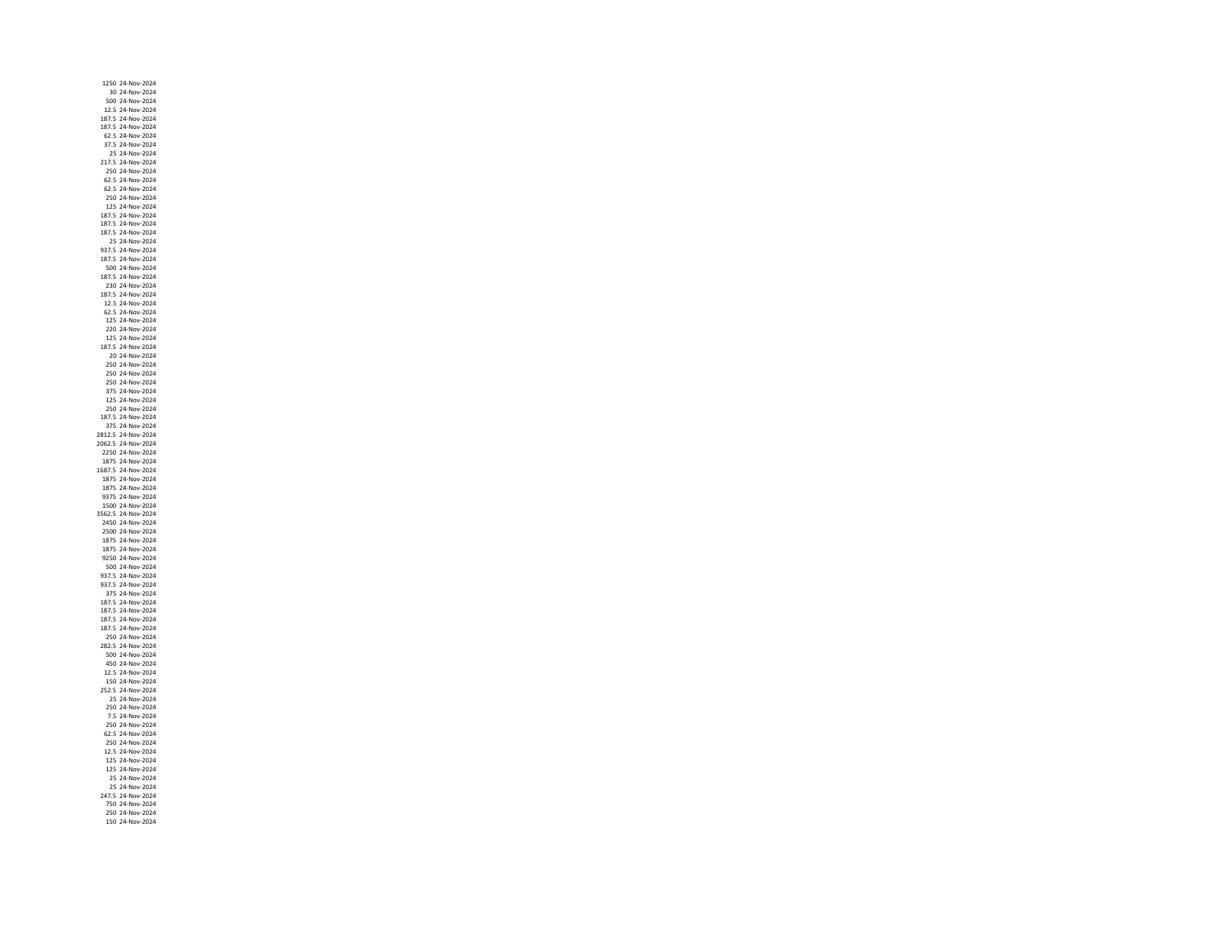| | |
|---|---|
| 1250 | 24-Nov-2024 |
| 30 | 24-Nov-2024 |
| 500 | 24-Nov-2024 |
| 12.5 | 24-Nov-2024 |
| 187.5 | 24-Nov-2024 |
| 187.5 | 24-Nov-2024 |
| 62.5 | 24-Nov-2024 |
| 37.5 | 24-Nov-2024 |
| 25 | 24-Nov-2024 |
| 217.5 | 24-Nov-2024 |
| 250 | 24-Nov-2024 |
| 62.5 | 24-Nov-2024 |
| 62.5 | 24-Nov-2024 |
| 250 | 24-Nov-2024 |
| 125 | 24-Nov-2024 |
| 187.5 | 24-Nov-2024 |
| 187.5 | 24-Nov-2024 |
| 187.5 | 24-Nov-2024 |
| 25 | 24-Nov-2024 |
| 937.5 | 24-Nov-2024 |
| 187.5 | 24-Nov-2024 |
| 500 | 24-Nov-2024 |
| 187.5 | 24-Nov-2024 |
| 230 | 24-Nov-2024 |
| 187.5 | 24-Nov-2024 |
| 12.5 | 24-Nov-2024 |
| 62.5 | 24-Nov-2024 |
| 125 | 24-Nov-2024 |
| 220 | 24-Nov-2024 |
| 125 | 24-Nov-2024 |
| 187.5 | 24-Nov-2024 |
| 20 | 24-Nov-2024 |
| 250 | 24-Nov-2024 |
| 250 | 24-Nov-2024 |
| 250 | 24-Nov-2024 |
| 375 | 24-Nov-2024 |
| 125 | 24-Nov-2024 |
| 250 | 24-Nov-2024 |
| 187.5 | 24-Nov-2024 |
| 375 | 24-Nov-2024 |
| 2812.5 | 24-Nov-2024 |
| 2062.5 | 24-Nov-2024 |
| 2250 | 24-Nov-2024 |
| 1875 | 24-Nov-2024 |
| 1687.5 | 24-Nov-2024 |
| 1875 | 24-Nov-2024 |
| 1875 | 24-Nov-2024 |
| 9375 | 24-Nov-2024 |
| 1500 | 24-Nov-2024 |
| 3562.5 | 24-Nov-2024 |
| 2450 | 24-Nov-2024 |
| 2500 | 24-Nov-2024 |
| 1875 | 24-Nov-2024 |
| 1875 | 24-Nov-2024 |
| 9250 | 24-Nov-2024 |
| 500 | 24-Nov-2024 |
| 937.5 | 24-Nov-2024 |
| 937.5 | 24-Nov-2024 |
| 375 | 24-Nov-2024 |
| 187.5 | 24-Nov-2024 |
| 187.5 | 24-Nov-2024 |
| 187.5 | 24-Nov-2024 |
| 187.5 | 24-Nov-2024 |
| 250 | 24-Nov-2024 |
| 282.5 | 24-Nov-2024 |
| 500 | 24-Nov-2024 |
| 450 | 24-Nov-2024 |
| 12.5 | 24-Nov-2024 |
| 150 | 24-Nov-2024 |
| 252.5 | 24-Nov-2024 |
| 25 | 24-Nov-2024 |
| 250 | 24-Nov-2024 |
| 7.5 | 24-Nov-2024 |
| 250 | 24-Nov-2024 |
| 62.5 | 24-Nov-2024 |
| 250 | 24-Nov-2024 |
| 12.5 | 24-Nov-2024 |
| 125 | 24-Nov-2024 |
| 125 | 24-Nov-2024 |
| 25 | 24-Nov-2024 |
| 25 | 24-Nov-2024 |
| 247.5 | 24-Nov-2024 |
| 750 | 24-Nov-2024 |
| 250 | 24-Nov-2024 |
| 150 | 24-Nov-2024 |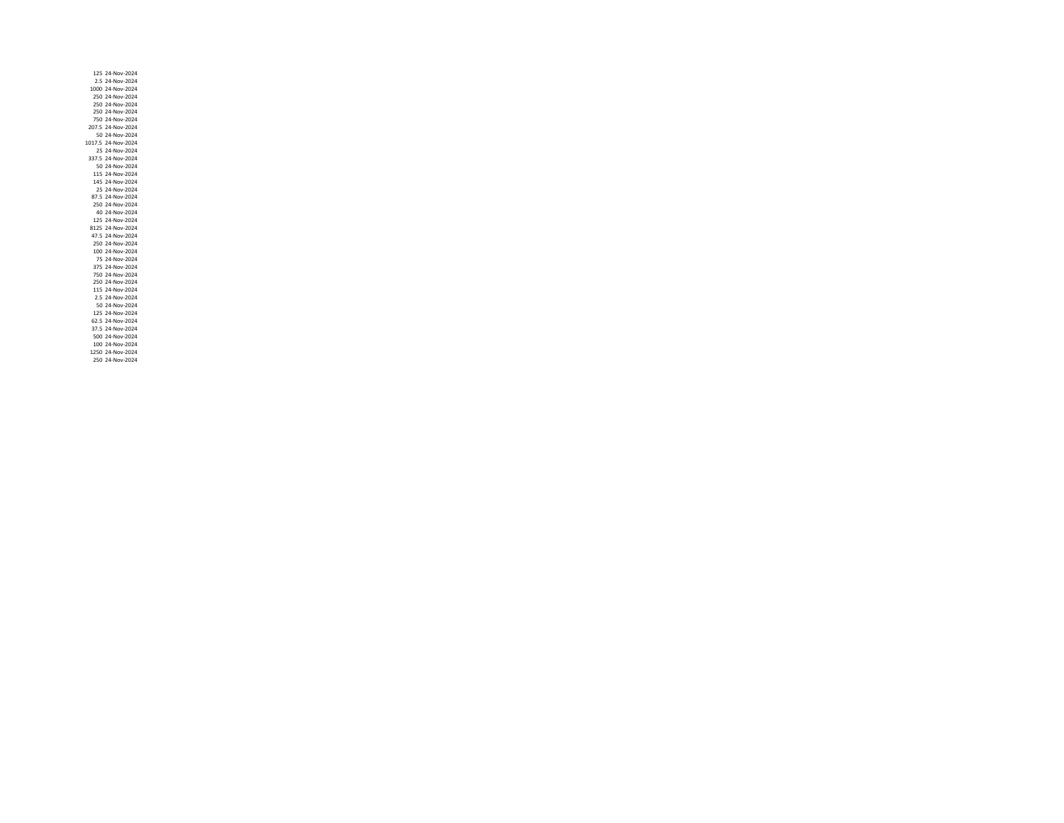| | |
|---|---|
| 125 | 24-Nov-2024 |
| 2.5 | 24-Nov-2024 |
| 1000 | 24-Nov-2024 |
| 250 | 24-Nov-2024 |
| 250 | 24-Nov-2024 |
| 250 | 24-Nov-2024 |
| 750 | 24-Nov-2024 |
| 207.5 | 24-Nov-2024 |
| 50 | 24-Nov-2024 |
| 1017.5 | 24-Nov-2024 |
| 25 | 24-Nov-2024 |
| 337.5 | 24-Nov-2024 |
| 50 | 24-Nov-2024 |
| 115 | 24-Nov-2024 |
| 145 | 24-Nov-2024 |
| 25 | 24-Nov-2024 |
| 87.5 | 24-Nov-2024 |
| 250 | 24-Nov-2024 |
| 40 | 24-Nov-2024 |
| 125 | 24-Nov-2024 |
| 8125 | 24-Nov-2024 |
| 47.5 | 24-Nov-2024 |
| 250 | 24-Nov-2024 |
| 100 | 24-Nov-2024 |
| 75 | 24-Nov-2024 |
| 375 | 24-Nov-2024 |
| 750 | 24-Nov-2024 |
| 250 | 24-Nov-2024 |
| 115 | 24-Nov-2024 |
| 2.5 | 24-Nov-2024 |
| 50 | 24-Nov-2024 |
| 125 | 24-Nov-2024 |
| 62.5 | 24-Nov-2024 |
| 37.5 | 24-Nov-2024 |
| 500 | 24-Nov-2024 |
| 100 | 24-Nov-2024 |
| 1250 | 24-Nov-2024 |
| 250 | 24-Nov-2024 |